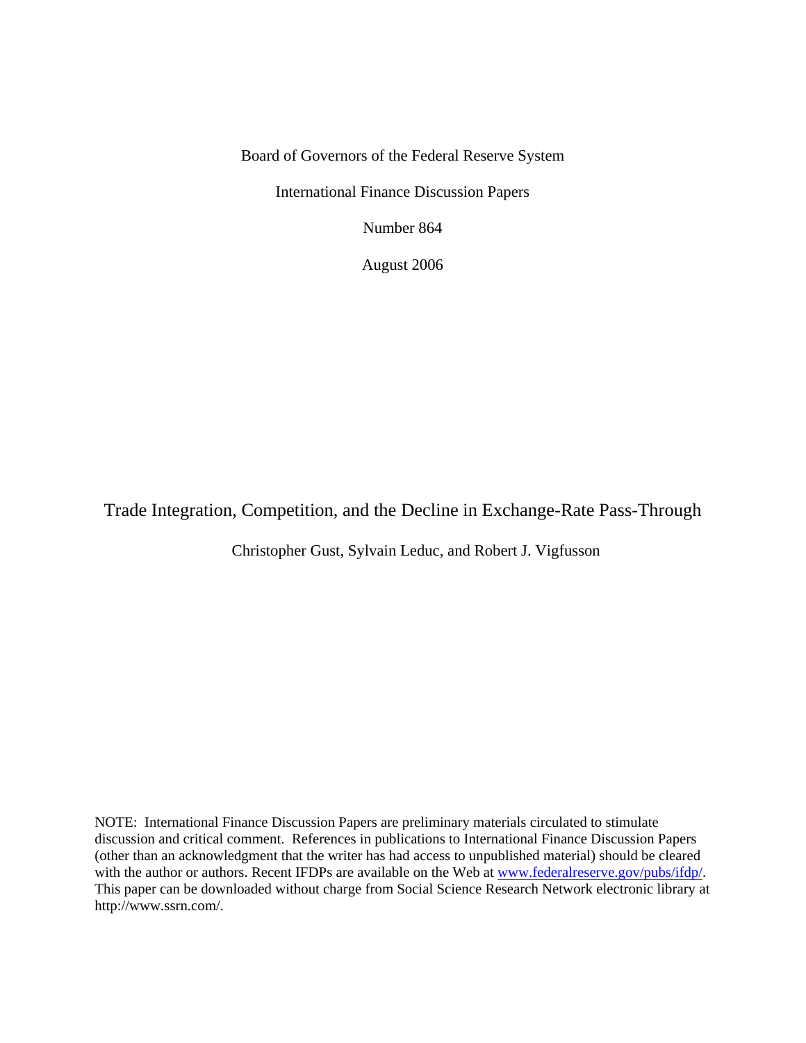Board of Governors of the Federal Reserve System

International Finance Discussion Papers

Number 864

August 2006

# Trade Integration, Competition, and the Decline in Exchange-Rate Pass-Through

Christopher Gust, Sylvain Leduc, and Robert J. Vigfusson

NOTE: International Finance Discussion Papers are preliminary materials circulated to stimulate discussion and critical comment. References in publications to International Finance Discussion Papers (other than an acknowledgment that the writer has had access to unpublished material) should be cleared with the author or authors. Recent IFDPs are available on the Web at www.federalreserve.gov/pubs/ifdp/. This paper can be downloaded without charge from Social Science Research Network electronic library at http://www.ssrn.com/.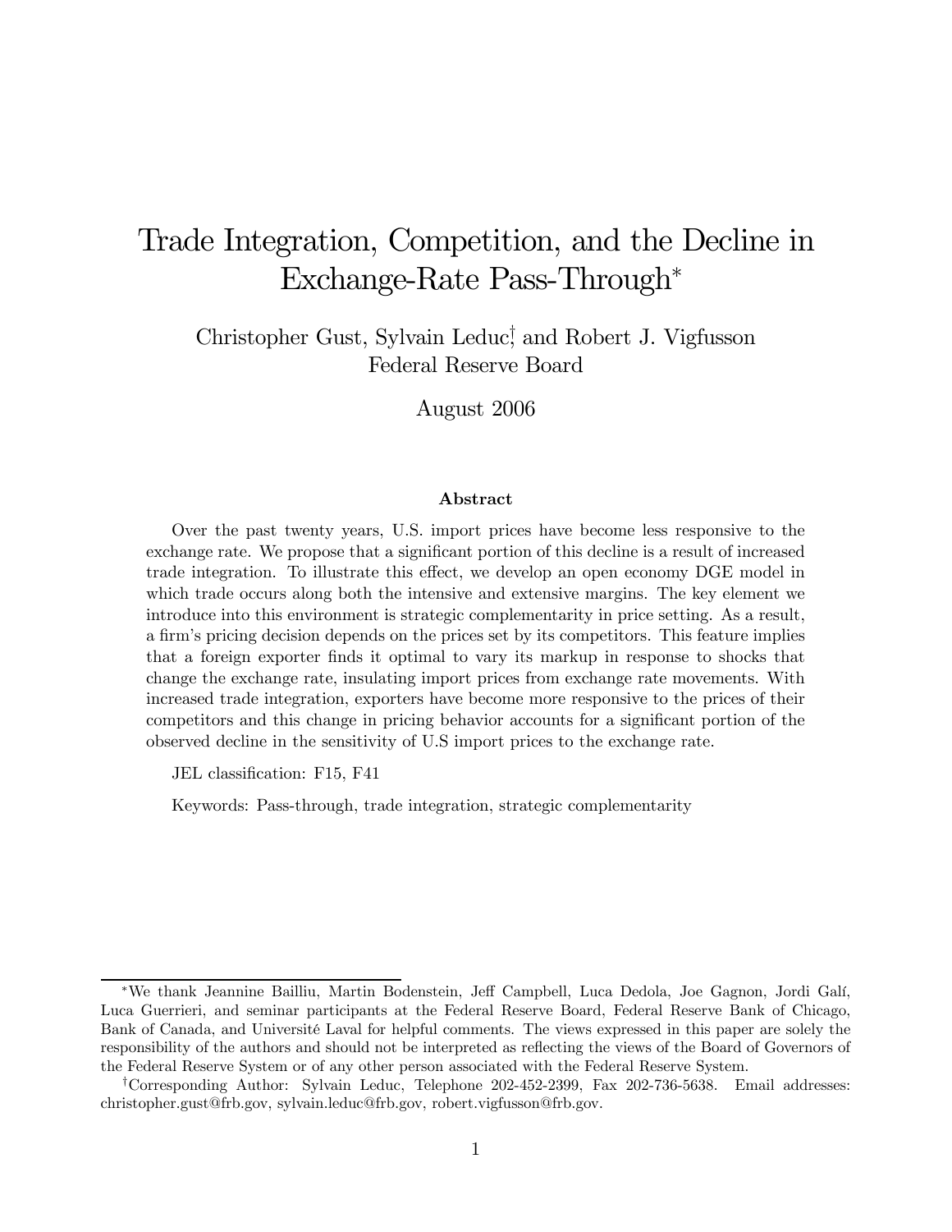# Trade Integration, Competition, and the Decline in Exchange-Rate Pass-Through*

Christopher Gust, Sylvain Leduc,[†] and Robert J. Vigfusson
Federal Reserve Board

August 2006

### Abstract

Over the past twenty years, U.S. import prices have become less responsive to the exchange rate. We propose that a significant portion of this decline is a result of increased trade integration. To illustrate this effect, we develop an open economy DGE model in which trade occurs along both the intensive and extensive margins. The key element we introduce into this environment is strategic complementarity in price setting. As a result, a firm's pricing decision depends on the prices set by its competitors. This feature implies that a foreign exporter finds it optimal to vary its markup in response to shocks that change the exchange rate, insulating import prices from exchange rate movements. With increased trade integration, exporters have become more responsive to the prices of their competitors and this change in pricing behavior accounts for a significant portion of the observed decline in the sensitivity of U.S import prices to the exchange rate.

JEL classification: F15, F41

Keywords: Pass-through, trade integration, strategic complementarity

---

*We thank Jeannine Bailliu, Martin Bodenstein, Jeff Campbell, Luca Dedola, Joe Gagnon, Jordi Galí, Luca Guerrieri, and seminar participants at the Federal Reserve Board, Federal Reserve Bank of Chicago, Bank of Canada, and Université Laval for helpful comments. The views expressed in this paper are solely the responsibility of the authors and should not be interpreted as reflecting the views of the Board of Governors of the Federal Reserve System or of any other person associated with the Federal Reserve System.

[†]Corresponding Author: Sylvain Leduc, Telephone 202-452-2399, Fax 202-736-5638. Email addresses: christopher.gust@frb.gov, sylvain.leduc@frb.gov, robert.vigfusson@frb.gov.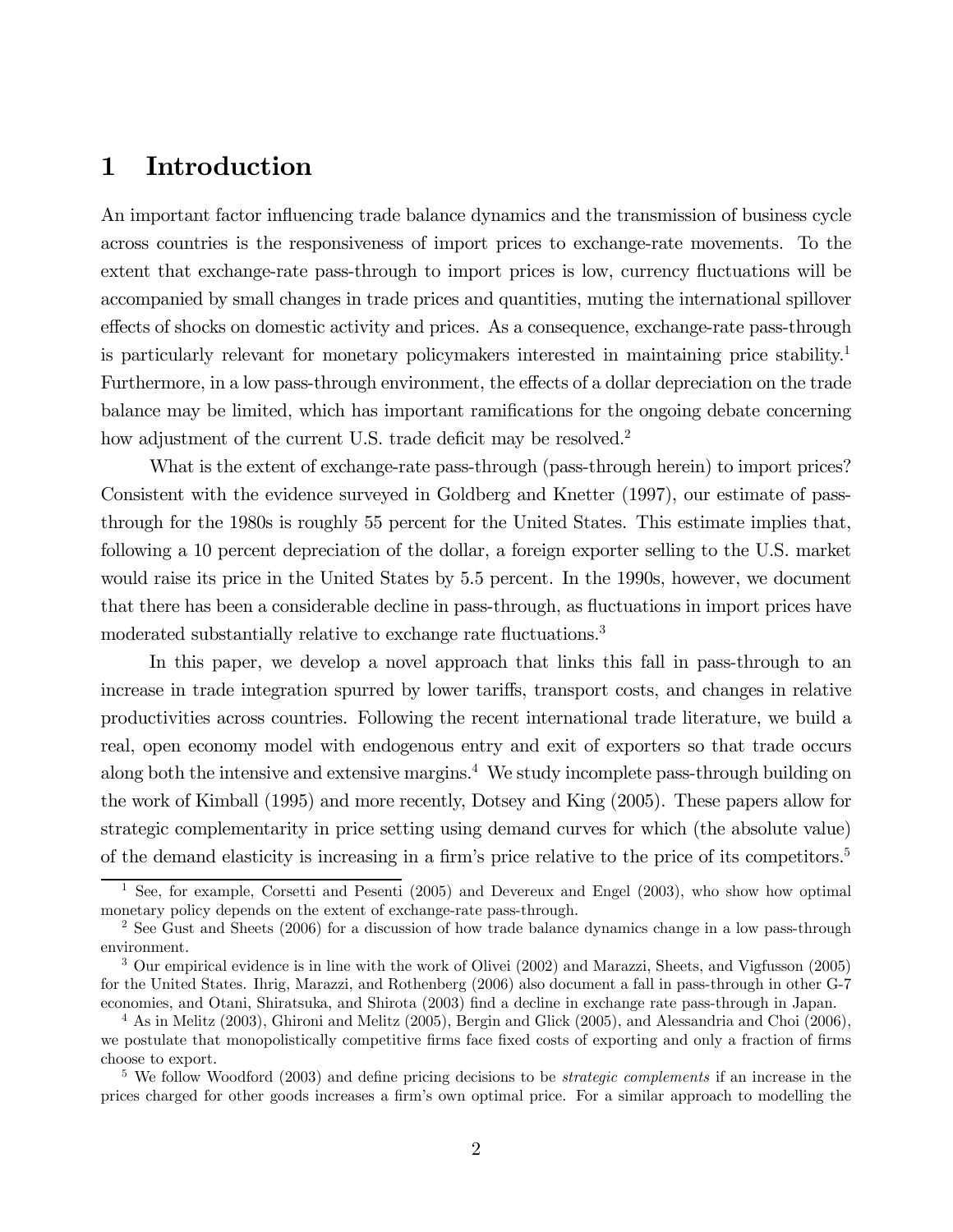# 1 Introduction

An important factor influencing trade balance dynamics and the transmission of business cycle across countries is the responsiveness of import prices to exchange-rate movements. To the extent that exchange-rate pass-through to import prices is low, currency fluctuations will be accompanied by small changes in trade prices and quantities, muting the international spillover effects of shocks on domestic activity and prices. As a consequence, exchange-rate pass-through is particularly relevant for monetary policymakers interested in maintaining price stability.[1] Furthermore, in a low pass-through environment, the effects of a dollar depreciation on the trade balance may be limited, which has important ramifications for the ongoing debate concerning how adjustment of the current U.S. trade deficit may be resolved.[2]

What is the extent of exchange-rate pass-through (pass-through herein) to import prices? Consistent with the evidence surveyed in Goldberg and Knetter (1997), our estimate of pass-through for the 1980s is roughly 55 percent for the United States. This estimate implies that, following a 10 percent depreciation of the dollar, a foreign exporter selling to the U.S. market would raise its price in the United States by 5.5 percent. In the 1990s, however, we document that there has been a considerable decline in pass-through, as fluctuations in import prices have moderated substantially relative to exchange rate fluctuations.[3]

In this paper, we develop a novel approach that links this fall in pass-through to an increase in trade integration spurred by lower tariffs, transport costs, and changes in relative productivities across countries. Following the recent international trade literature, we build a real, open economy model with endogenous entry and exit of exporters so that trade occurs along both the intensive and extensive margins.[4] We study incomplete pass-through building on the work of Kimball (1995) and more recently, Dotsey and King (2005). These papers allow for strategic complementarity in price setting using demand curves for which (the absolute value) of the demand elasticity is increasing in a firm's price relative to the price of its competitors.[5]

[1] See, for example, Corsetti and Pesenti (2005) and Devereux and Engel (2003), who show how optimal monetary policy depends on the extent of exchange-rate pass-through.

[2] See Gust and Sheets (2006) for a discussion of how trade balance dynamics change in a low pass-through environment.

[3] Our empirical evidence is in line with the work of Olivei (2002) and Marazzi, Sheets, and Vigfusson (2005) for the United States. Ihrig, Marazzi, and Rothenberg (2006) also document a fall in pass-through in other G-7 economies, and Otani, Shiratsuka, and Shirota (2003) find a decline in exchange rate pass-through in Japan.

[4] As in Melitz (2003), Ghironi and Melitz (2005), Bergin and Glick (2005), and Alessandria and Choi (2006), we postulate that monopolistically competitive firms face fixed costs of exporting and only a fraction of firms choose to export.

[5] We follow Woodford (2003) and define pricing decisions to be *strategic complements* if an increase in the prices charged for other goods increases a firm's own optimal price. For a similar approach to modelling the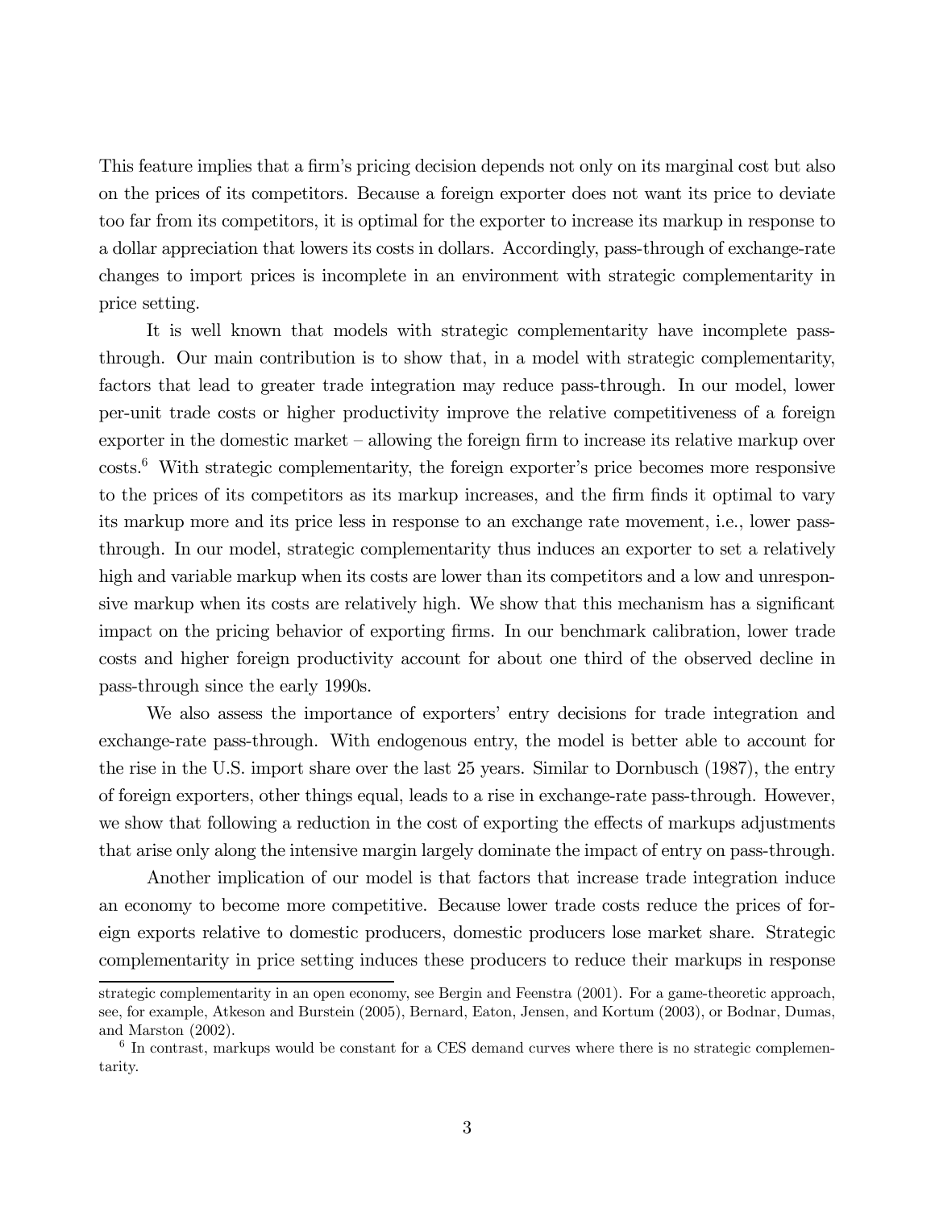This feature implies that a firm's pricing decision depends not only on its marginal cost but also on the prices of its competitors. Because a foreign exporter does not want its price to deviate too far from its competitors, it is optimal for the exporter to increase its markup in response to a dollar appreciation that lowers its costs in dollars. Accordingly, pass-through of exchange-rate changes to import prices is incomplete in an environment with strategic complementarity in price setting.

It is well known that models with strategic complementarity have incomplete pass-through. Our main contribution is to show that, in a model with strategic complementarity, factors that lead to greater trade integration may reduce pass-through. In our model, lower per-unit trade costs or higher productivity improve the relative competitiveness of a foreign exporter in the domestic market – allowing the foreign firm to increase its relative markup over costs.[6] With strategic complementarity, the foreign exporter's price becomes more responsive to the prices of its competitors as its markup increases, and the firm finds it optimal to vary its markup more and its price less in response to an exchange rate movement, i.e., lower pass-through. In our model, strategic complementarity thus induces an exporter to set a relatively high and variable markup when its costs are lower than its competitors and a low and unresponsive markup when its costs are relatively high. We show that this mechanism has a significant impact on the pricing behavior of exporting firms. In our benchmark calibration, lower trade costs and higher foreign productivity account for about one third of the observed decline in pass-through since the early 1990s.

We also assess the importance of exporters' entry decisions for trade integration and exchange-rate pass-through. With endogenous entry, the model is better able to account for the rise in the U.S. import share over the last 25 years. Similar to Dornbusch (1987), the entry of foreign exporters, other things equal, leads to a rise in exchange-rate pass-through. However, we show that following a reduction in the cost of exporting the effects of markups adjustments that arise only along the intensive margin largely dominate the impact of entry on pass-through.

Another implication of our model is that factors that increase trade integration induce an economy to become more competitive. Because lower trade costs reduce the prices of foreign exports relative to domestic producers, domestic producers lose market share. Strategic complementarity in price setting induces these producers to reduce their markups in response

strategic complementarity in an open economy, see Bergin and Feenstra (2001). For a game-theoretic approach, see, for example, Atkeson and Burstein (2005), Bernard, Eaton, Jensen, and Kortum (2003), or Bodnar, Dumas, and Marston (2002).

[6] In contrast, markups would be constant for a CES demand curves where there is no strategic complementarity.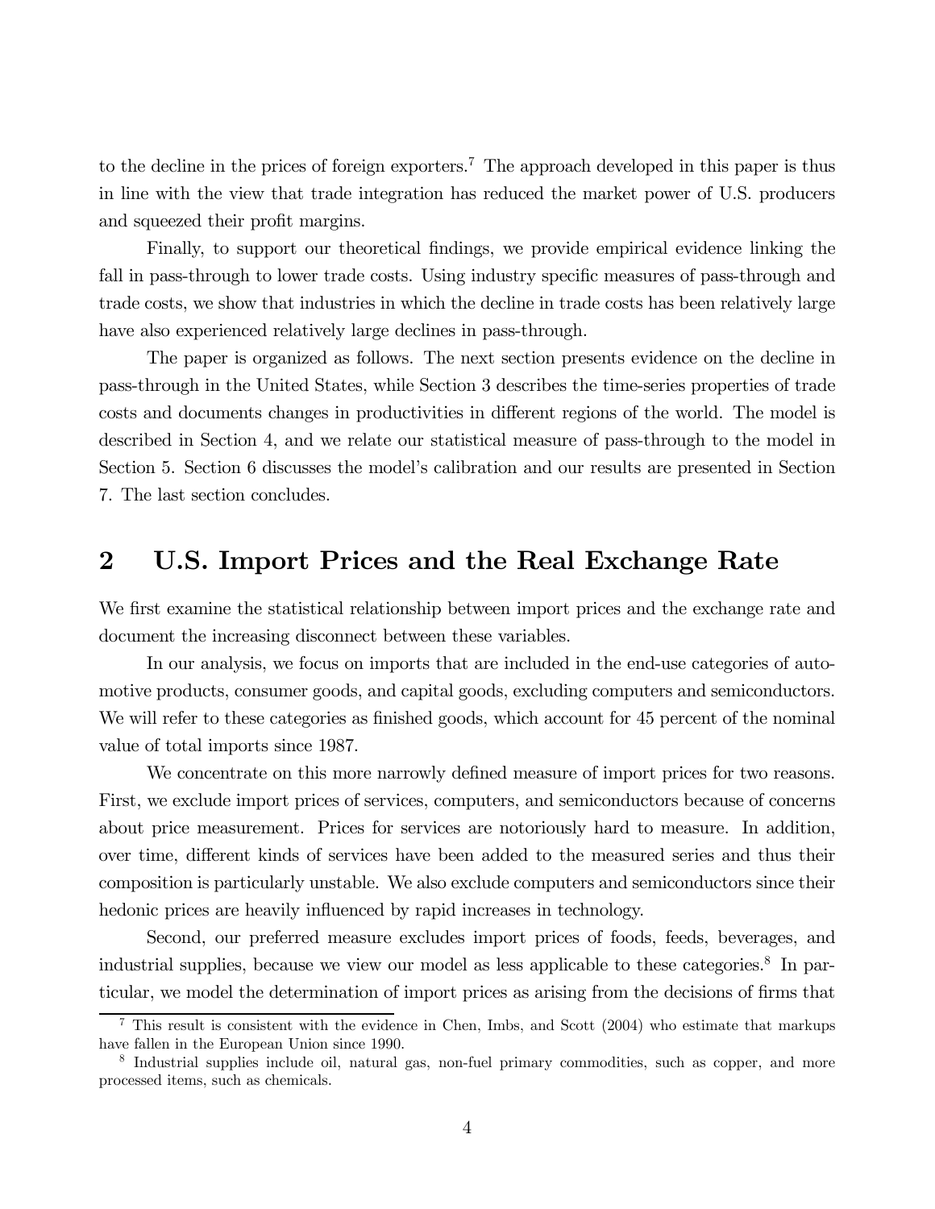to the decline in the prices of foreign exporters.[7] The approach developed in this paper is thus in line with the view that trade integration has reduced the market power of U.S. producers and squeezed their profit margins.

Finally, to support our theoretical findings, we provide empirical evidence linking the fall in pass-through to lower trade costs. Using industry specific measures of pass-through and trade costs, we show that industries in which the decline in trade costs has been relatively large have also experienced relatively large declines in pass-through.

The paper is organized as follows. The next section presents evidence on the decline in pass-through in the United States, while Section 3 describes the time-series properties of trade costs and documents changes in productivities in different regions of the world. The model is described in Section 4, and we relate our statistical measure of pass-through to the model in Section 5. Section 6 discusses the model's calibration and our results are presented in Section 7. The last section concludes.

## 2 U.S. Import Prices and the Real Exchange Rate

We first examine the statistical relationship between import prices and the exchange rate and document the increasing disconnect between these variables.

In our analysis, we focus on imports that are included in the end-use categories of automotive products, consumer goods, and capital goods, excluding computers and semiconductors. We will refer to these categories as finished goods, which account for 45 percent of the nominal value of total imports since 1987.

We concentrate on this more narrowly defined measure of import prices for two reasons. First, we exclude import prices of services, computers, and semiconductors because of concerns about price measurement. Prices for services are notoriously hard to measure. In addition, over time, different kinds of services have been added to the measured series and thus their composition is particularly unstable. We also exclude computers and semiconductors since their hedonic prices are heavily influenced by rapid increases in technology.

Second, our preferred measure excludes import prices of foods, feeds, beverages, and industrial supplies, because we view our model as less applicable to these categories.[8] In particular, we model the determination of import prices as arising from the decisions of firms that

---

[7] This result is consistent with the evidence in Chen, Imbs, and Scott (2004) who estimate that markups have fallen in the European Union since 1990.

[8] Industrial supplies include oil, natural gas, non-fuel primary commodities, such as copper, and more processed items, such as chemicals.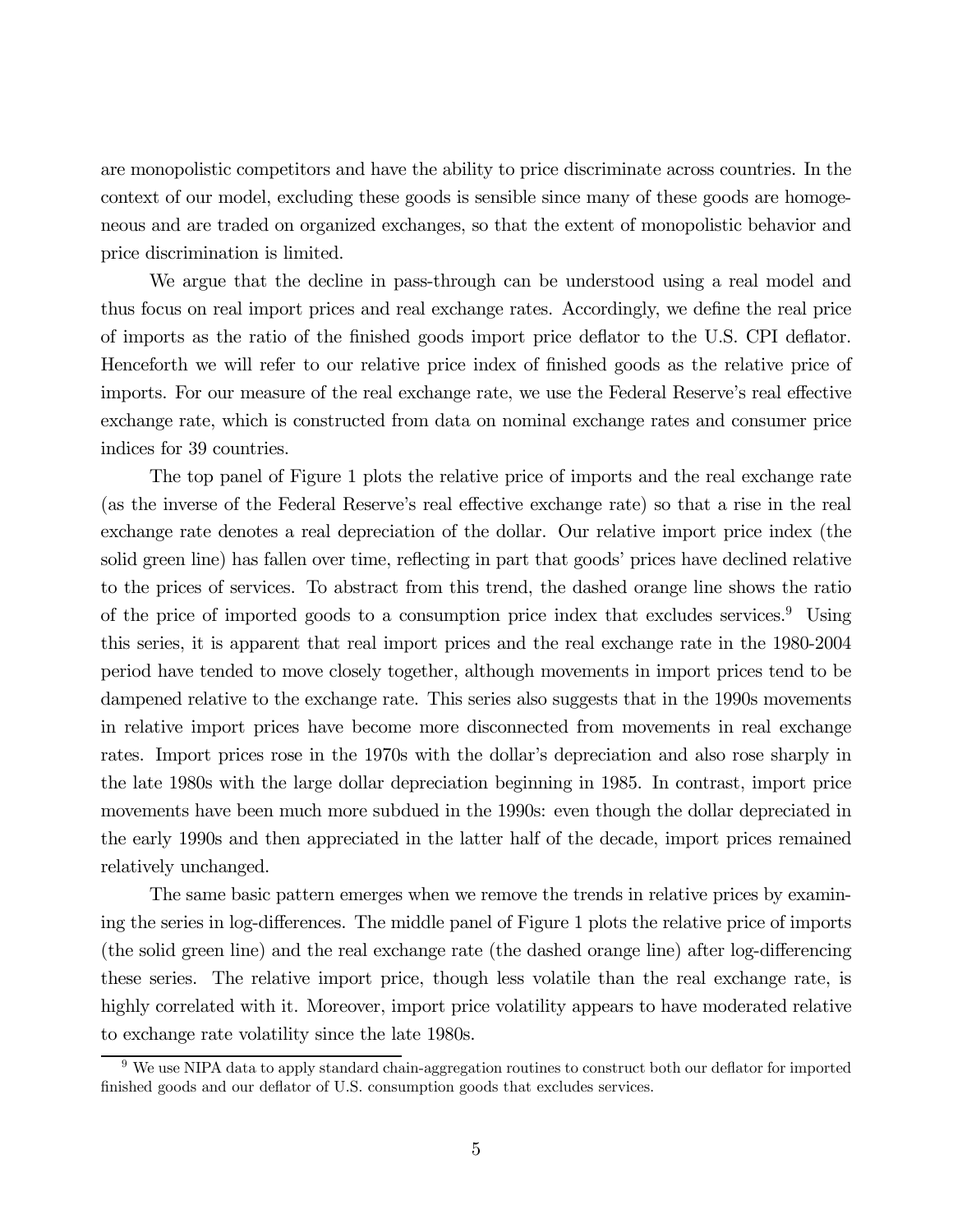are monopolistic competitors and have the ability to price discriminate across countries. In the context of our model, excluding these goods is sensible since many of these goods are homogeneous and are traded on organized exchanges, so that the extent of monopolistic behavior and price discrimination is limited.

We argue that the decline in pass-through can be understood using a real model and thus focus on real import prices and real exchange rates. Accordingly, we define the real price of imports as the ratio of the finished goods import price deflator to the U.S. CPI deflator. Henceforth we will refer to our relative price index of finished goods as the relative price of imports. For our measure of the real exchange rate, we use the Federal Reserve's real effective exchange rate, which is constructed from data on nominal exchange rates and consumer price indices for 39 countries.

The top panel of Figure 1 plots the relative price of imports and the real exchange rate (as the inverse of the Federal Reserve's real effective exchange rate) so that a rise in the real exchange rate denotes a real depreciation of the dollar. Our relative import price index (the solid green line) has fallen over time, reflecting in part that goods' prices have declined relative to the prices of services. To abstract from this trend, the dashed orange line shows the ratio of the price of imported goods to a consumption price index that excludes services.[9] Using this series, it is apparent that real import prices and the real exchange rate in the 1980-2004 period have tended to move closely together, although movements in import prices tend to be dampened relative to the exchange rate. This series also suggests that in the 1990s movements in relative import prices have become more disconnected from movements in real exchange rates. Import prices rose in the 1970s with the dollar's depreciation and also rose sharply in the late 1980s with the large dollar depreciation beginning in 1985. In contrast, import price movements have been much more subdued in the 1990s: even though the dollar depreciated in the early 1990s and then appreciated in the latter half of the decade, import prices remained relatively unchanged.

The same basic pattern emerges when we remove the trends in relative prices by examining the series in log-differences. The middle panel of Figure 1 plots the relative price of imports (the solid green line) and the real exchange rate (the dashed orange line) after log-differencing these series. The relative import price, though less volatile than the real exchange rate, is highly correlated with it. Moreover, import price volatility appears to have moderated relative to exchange rate volatility since the late 1980s.

[9] We use NIPA data to apply standard chain-aggregation routines to construct both our deflator for imported finished goods and our deflator of U.S. consumption goods that excludes services.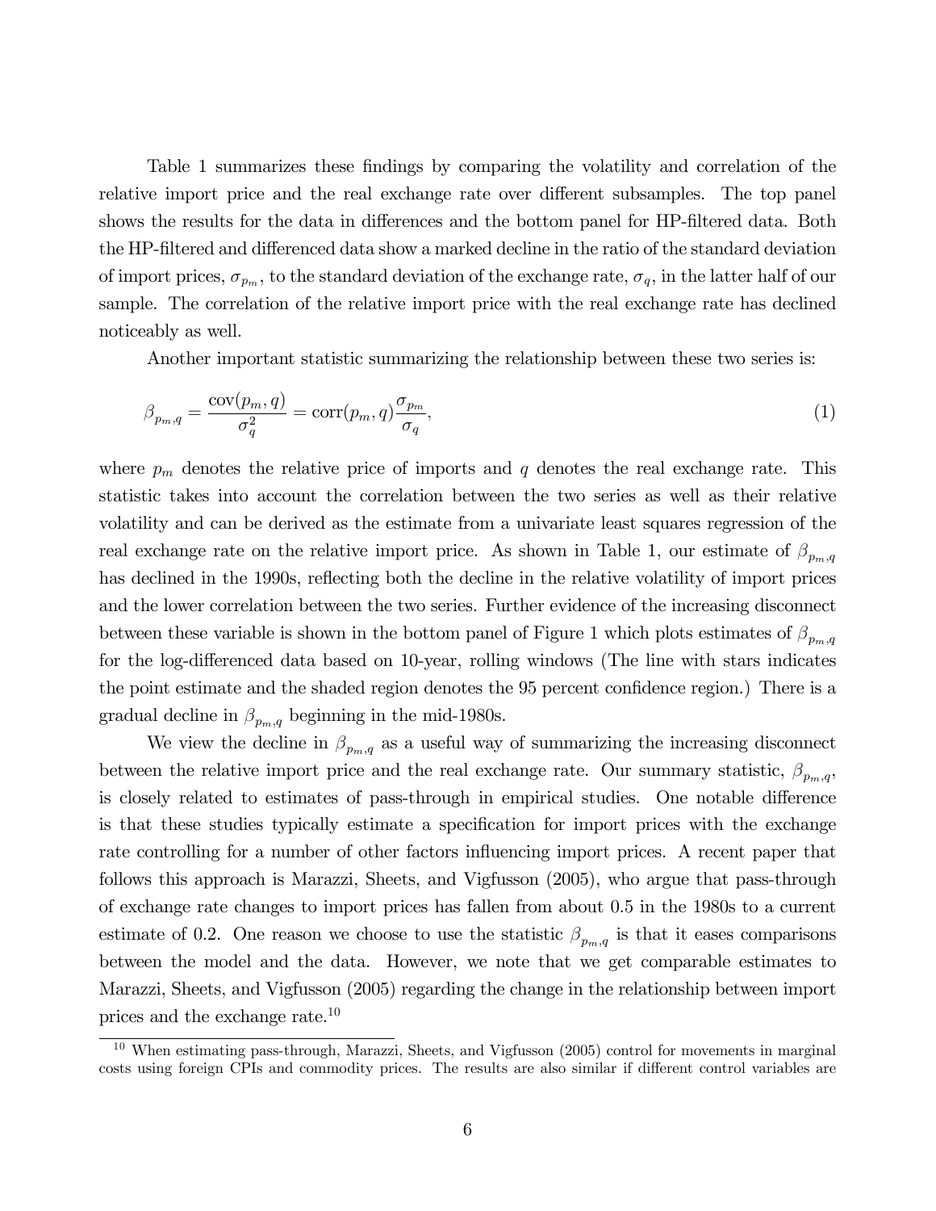Table 1 summarizes these findings by comparing the volatility and correlation of the relative import price and the real exchange rate over different subsamples. The top panel shows the results for the data in differences and the bottom panel for HP-filtered data. Both the HP-filtered and differenced data show a marked decline in the ratio of the standard deviation of import prices, $\sigma_{p_m}$, to the standard deviation of the exchange rate, $\sigma_q$, in the latter half of our sample. The correlation of the relative import price with the real exchange rate has declined noticeably as well.

Another important statistic summarizing the relationship between these two series is:

$$\beta_{p_m,q} = \frac{\text{cov}(p_m, q)}{\sigma_q^2} = \text{corr}(p_m, q)\frac{\sigma_{p_m}}{\sigma_q}, \tag{1}$$

where $p_m$ denotes the relative price of imports and $q$ denotes the real exchange rate. This statistic takes into account the correlation between the two series as well as their relative volatility and can be derived as the estimate from a univariate least squares regression of the real exchange rate on the relative import price. As shown in Table 1, our estimate of $\beta_{p_m,q}$ has declined in the 1990s, reflecting both the decline in the relative volatility of import prices and the lower correlation between the two series. Further evidence of the increasing disconnect between these variable is shown in the bottom panel of Figure 1 which plots estimates of $\beta_{p_m,q}$ for the log-differenced data based on 10-year, rolling windows (The line with stars indicates the point estimate and the shaded region denotes the 95 percent confidence region.) There is a gradual decline in $\beta_{p_m,q}$ beginning in the mid-1980s.

We view the decline in $\beta_{p_m,q}$ as a useful way of summarizing the increasing disconnect between the relative import price and the real exchange rate. Our summary statistic, $\beta_{p_m,q}$, is closely related to estimates of pass-through in empirical studies. One notable difference is that these studies typically estimate a specification for import prices with the exchange rate controlling for a number of other factors influencing import prices. A recent paper that follows this approach is Marazzi, Sheets, and Vigfusson (2005), who argue that pass-through of exchange rate changes to import prices has fallen from about 0.5 in the 1980s to a current estimate of 0.2. One reason we choose to use the statistic $\beta_{p_m,q}$ is that it eases comparisons between the model and the data. However, we note that we get comparable estimates to Marazzi, Sheets, and Vigfusson (2005) regarding the change in the relationship between import prices and the exchange rate.[10]

[10] When estimating pass-through, Marazzi, Sheets, and Vigfusson (2005) control for movements in marginal costs using foreign CPIs and commodity prices. The results are also similar if different control variables are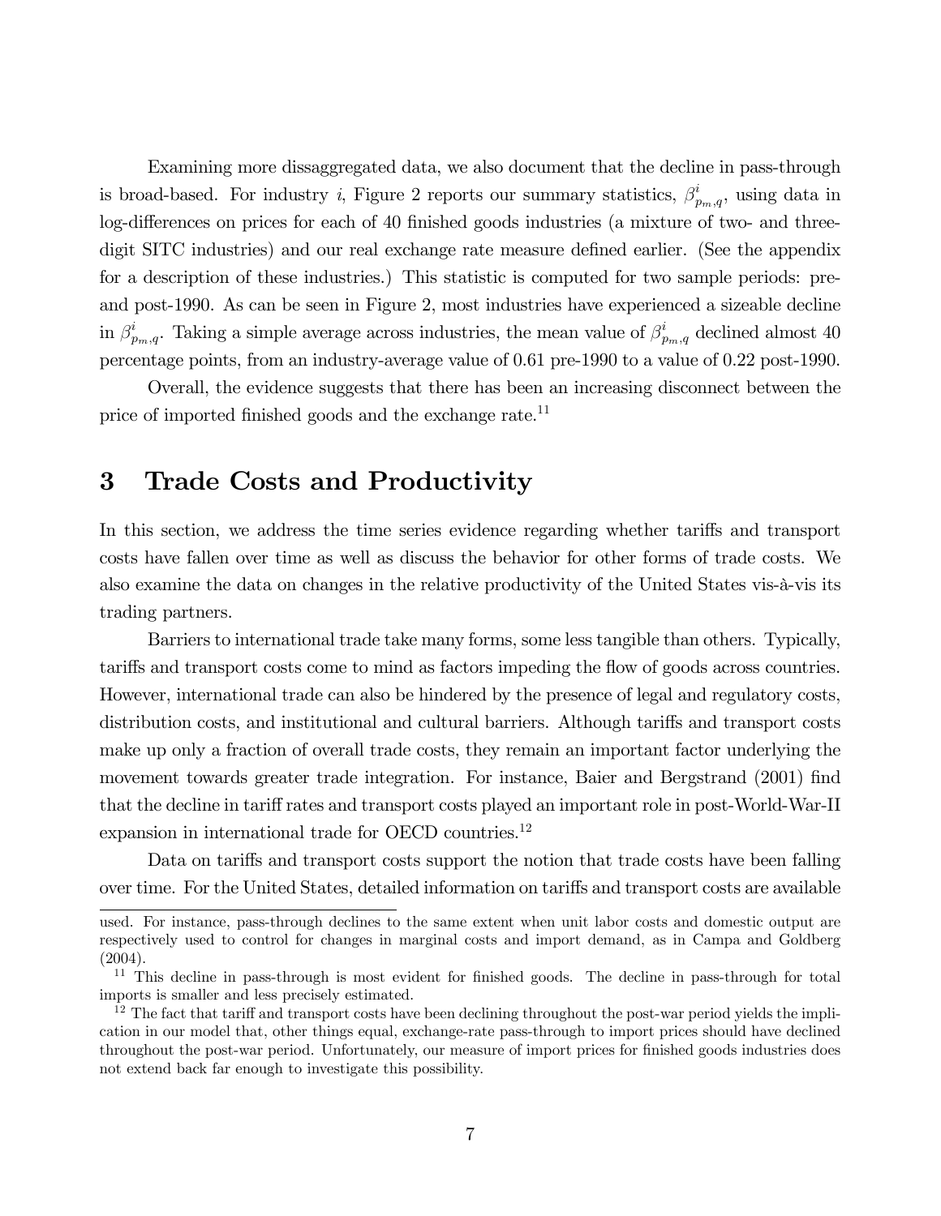Examining more dissaggregated data, we also document that the decline in pass-through is broad-based. For industry $i$, Figure 2 reports our summary statistics, $\beta^{i}_{p_m,q}$, using data in log-differences on prices for each of 40 finished goods industries (a mixture of two- and three-digit SITC industries) and our real exchange rate measure defined earlier. (See the appendix for a description of these industries.) This statistic is computed for two sample periods: pre- and post-1990. As can be seen in Figure 2, most industries have experienced a sizeable decline in $\beta^{i}_{p_m,q}$. Taking a simple average across industries, the mean value of $\beta^{i}_{p_m,q}$ declined almost 40 percentage points, from an industry-average value of 0.61 pre-1990 to a value of 0.22 post-1990.

Overall, the evidence suggests that there has been an increasing disconnect between the price of imported finished goods and the exchange rate.[11]

# 3 Trade Costs and Productivity

In this section, we address the time series evidence regarding whether tariffs and transport costs have fallen over time as well as discuss the behavior for other forms of trade costs. We also examine the data on changes in the relative productivity of the United States vis-à-vis its trading partners.

Barriers to international trade take many forms, some less tangible than others. Typically, tariffs and transport costs come to mind as factors impeding the flow of goods across countries. However, international trade can also be hindered by the presence of legal and regulatory costs, distribution costs, and institutional and cultural barriers. Although tariffs and transport costs make up only a fraction of overall trade costs, they remain an important factor underlying the movement towards greater trade integration. For instance, Baier and Bergstrand (2001) find that the decline in tariff rates and transport costs played an important role in post-World-War-II expansion in international trade for OECD countries.[12]

Data on tariffs and transport costs support the notion that trade costs have been falling over time. For the United States, detailed information on tariffs and transport costs are available

used. For instance, pass-through declines to the same extent when unit labor costs and domestic output are respectively used to control for changes in marginal costs and import demand, as in Campa and Goldberg (2004).

[11] This decline in pass-through is most evident for finished goods. The decline in pass-through for total imports is smaller and less precisely estimated.

[12] The fact that tariff and transport costs have been declining throughout the post-war period yields the implication in our model that, other things equal, exchange-rate pass-through to import prices should have declined throughout the post-war period. Unfortunately, our measure of import prices for finished goods industries does not extend back far enough to investigate this possibility.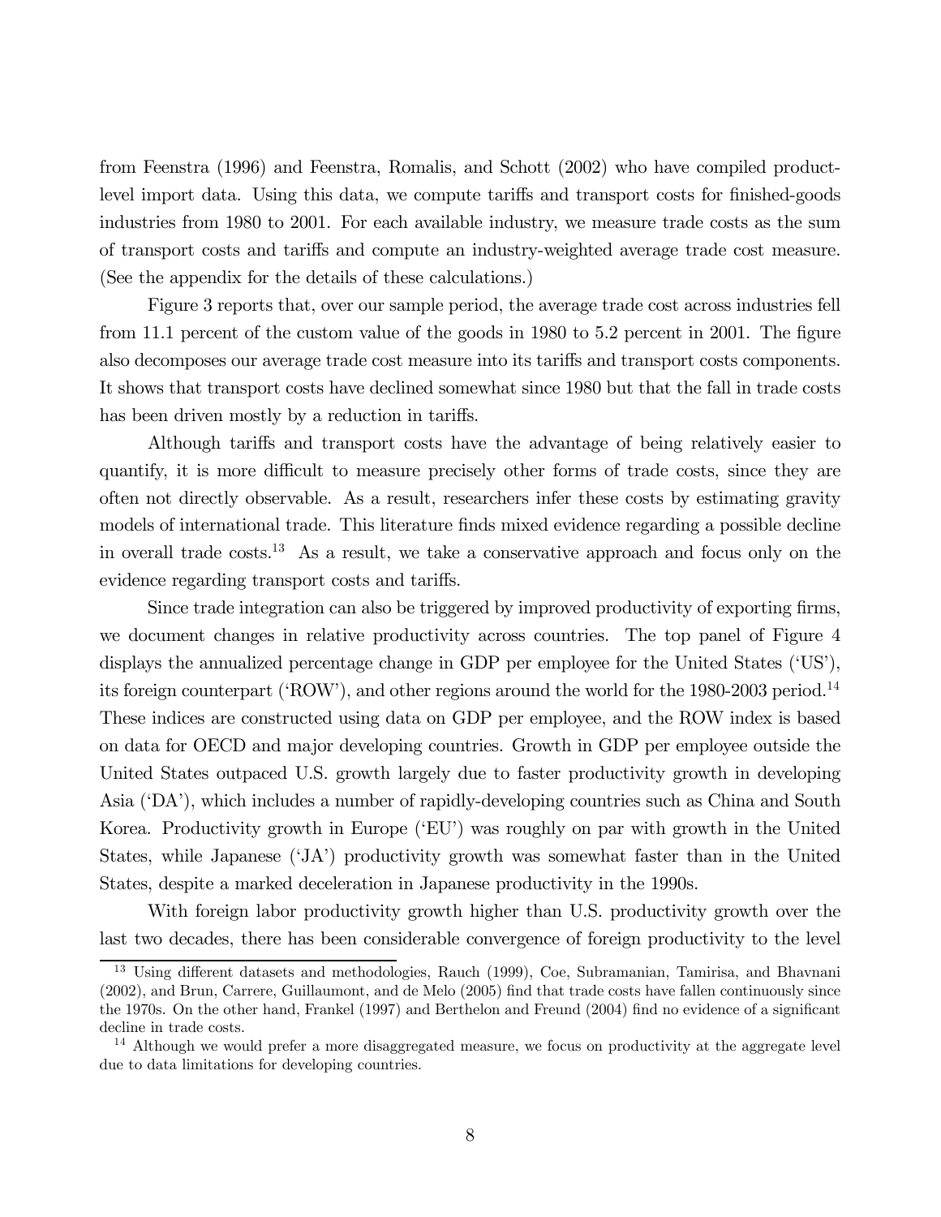from Feenstra (1996) and Feenstra, Romalis, and Schott (2002) who have compiled product-level import data. Using this data, we compute tariffs and transport costs for finished-goods industries from 1980 to 2001. For each available industry, we measure trade costs as the sum of transport costs and tariffs and compute an industry-weighted average trade cost measure. (See the appendix for the details of these calculations.)

Figure 3 reports that, over our sample period, the average trade cost across industries fell from 11.1 percent of the custom value of the goods in 1980 to 5.2 percent in 2001. The figure also decomposes our average trade cost measure into its tariffs and transport costs components. It shows that transport costs have declined somewhat since 1980 but that the fall in trade costs has been driven mostly by a reduction in tariffs.

Although tariffs and transport costs have the advantage of being relatively easier to quantify, it is more difficult to measure precisely other forms of trade costs, since they are often not directly observable. As a result, researchers infer these costs by estimating gravity models of international trade. This literature finds mixed evidence regarding a possible decline in overall trade costs.[13] As a result, we take a conservative approach and focus only on the evidence regarding transport costs and tariffs.

Since trade integration can also be triggered by improved productivity of exporting firms, we document changes in relative productivity across countries. The top panel of Figure 4 displays the annualized percentage change in GDP per employee for the United States ('US'), its foreign counterpart ('ROW'), and other regions around the world for the 1980-2003 period.[14] These indices are constructed using data on GDP per employee, and the ROW index is based on data for OECD and major developing countries. Growth in GDP per employee outside the United States outpaced U.S. growth largely due to faster productivity growth in developing Asia ('DA'), which includes a number of rapidly-developing countries such as China and South Korea. Productivity growth in Europe ('EU') was roughly on par with growth in the United States, while Japanese ('JA') productivity growth was somewhat faster than in the United States, despite a marked deceleration in Japanese productivity in the 1990s.

With foreign labor productivity growth higher than U.S. productivity growth over the last two decades, there has been considerable convergence of foreign productivity to the level

[13] Using different datasets and methodologies, Rauch (1999), Coe, Subramanian, Tamirisa, and Bhavnani (2002), and Brun, Carrere, Guillaumont, and de Melo (2005) find that trade costs have fallen continuously since the 1970s. On the other hand, Frankel (1997) and Berthelon and Freund (2004) find no evidence of a significant decline in trade costs.

[14] Although we would prefer a more disaggregated measure, we focus on productivity at the aggregate level due to data limitations for developing countries.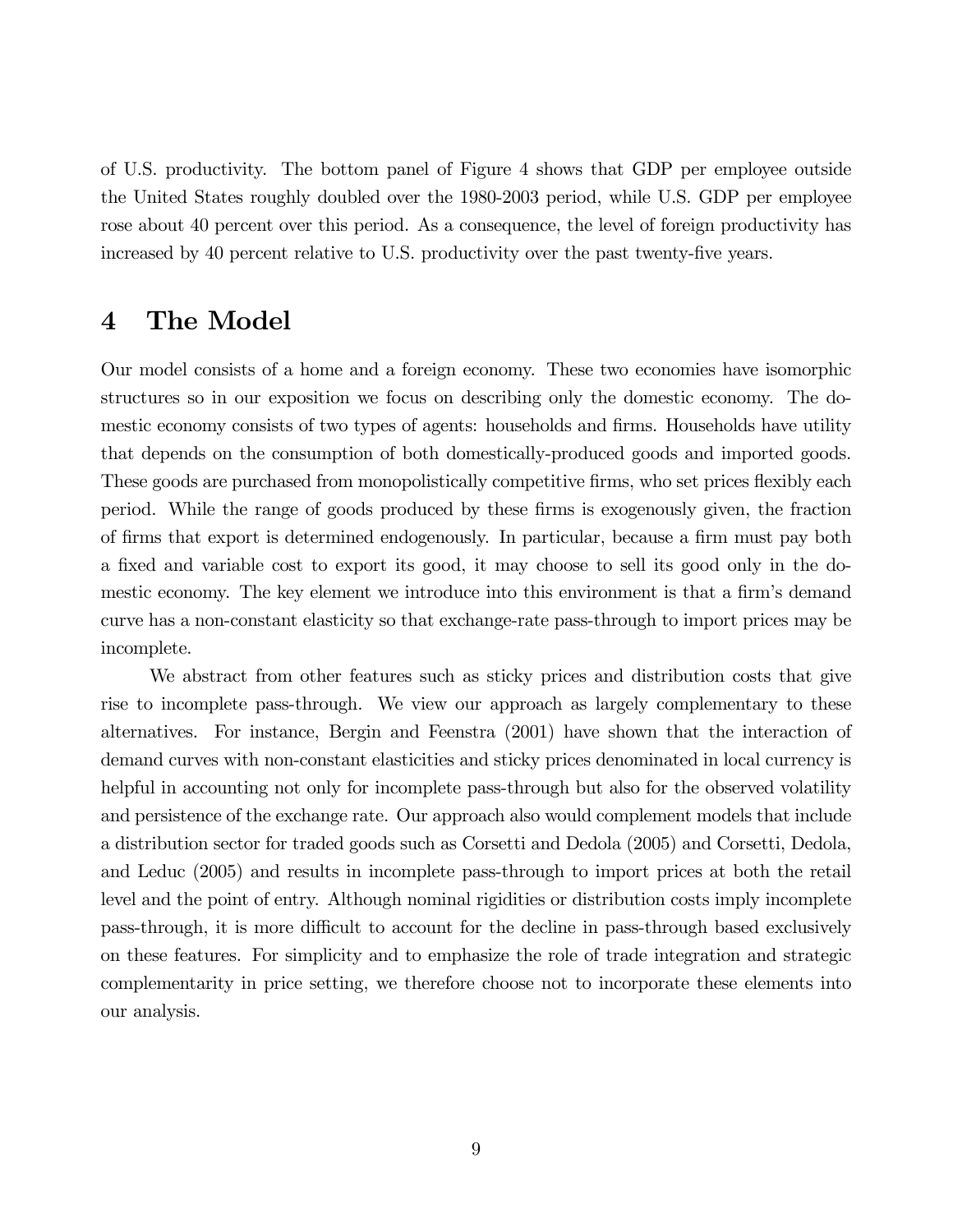of U.S. productivity. The bottom panel of Figure 4 shows that GDP per employee outside the United States roughly doubled over the 1980-2003 period, while U.S. GDP per employee rose about 40 percent over this period. As a consequence, the level of foreign productivity has increased by 40 percent relative to U.S. productivity over the past twenty-five years.

# 4 The Model

Our model consists of a home and a foreign economy. These two economies have isomorphic structures so in our exposition we focus on describing only the domestic economy. The domestic economy consists of two types of agents: households and firms. Households have utility that depends on the consumption of both domestically-produced goods and imported goods. These goods are purchased from monopolistically competitive firms, who set prices flexibly each period. While the range of goods produced by these firms is exogenously given, the fraction of firms that export is determined endogenously. In particular, because a firm must pay both a fixed and variable cost to export its good, it may choose to sell its good only in the domestic economy. The key element we introduce into this environment is that a firm's demand curve has a non-constant elasticity so that exchange-rate pass-through to import prices may be incomplete.

We abstract from other features such as sticky prices and distribution costs that give rise to incomplete pass-through. We view our approach as largely complementary to these alternatives. For instance, Bergin and Feenstra (2001) have shown that the interaction of demand curves with non-constant elasticities and sticky prices denominated in local currency is helpful in accounting not only for incomplete pass-through but also for the observed volatility and persistence of the exchange rate. Our approach also would complement models that include a distribution sector for traded goods such as Corsetti and Dedola (2005) and Corsetti, Dedola, and Leduc (2005) and results in incomplete pass-through to import prices at both the retail level and the point of entry. Although nominal rigidities or distribution costs imply incomplete pass-through, it is more difficult to account for the decline in pass-through based exclusively on these features. For simplicity and to emphasize the role of trade integration and strategic complementarity in price setting, we therefore choose not to incorporate these elements into our analysis.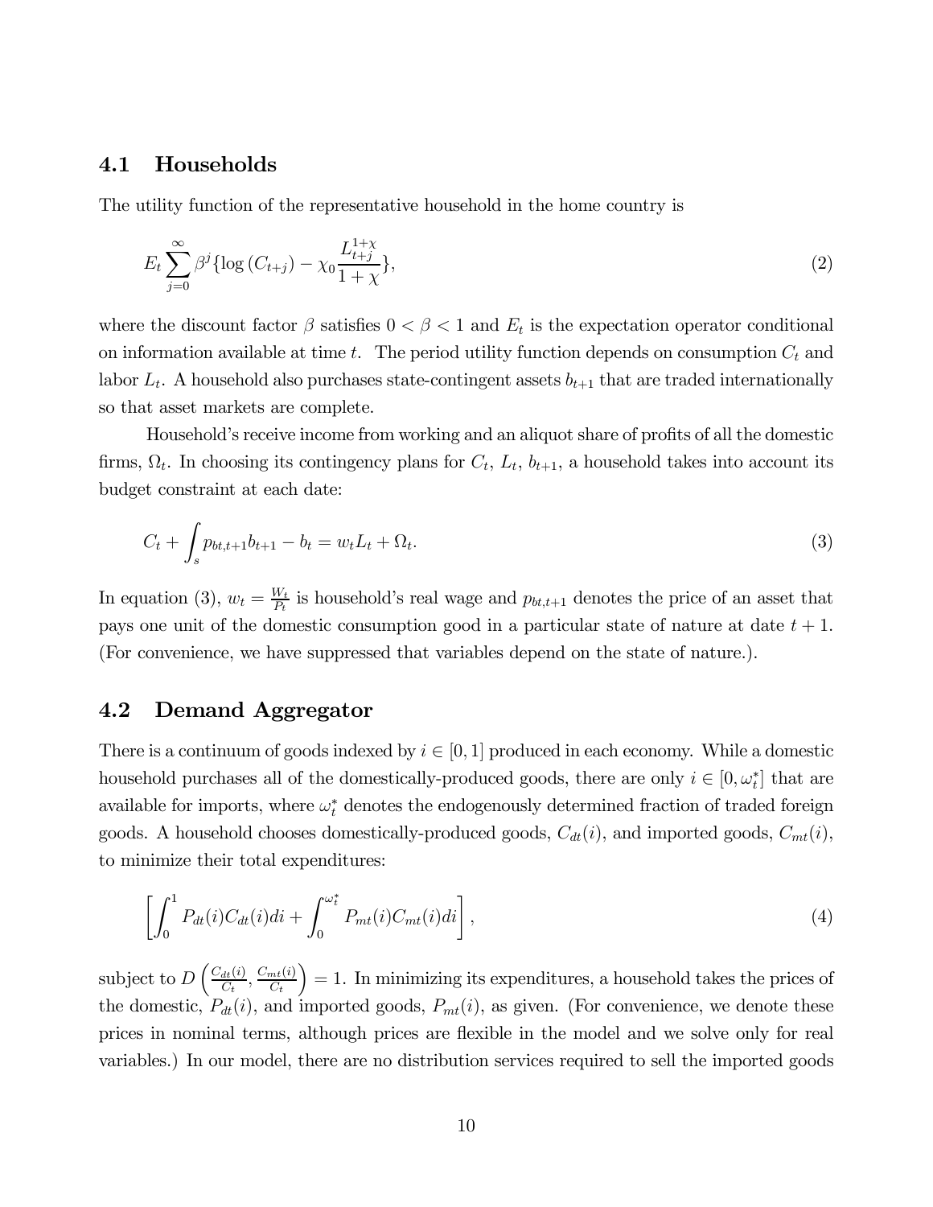### 4.1 Households

The utility function of the representative household in the home country is

$$E_t \sum_{j=0}^{\infty} \beta^j \{\log(C_{t+j}) - \chi_0 \frac{L_{t+j}^{1+\chi}}{1+\chi}\}, \tag{2}$$

where the discount factor $\beta$ satisfies $0 < \beta < 1$ and $E_t$ is the expectation operator conditional on information available at time $t$. The period utility function depends on consumption $C_t$ and labor $L_t$. A household also purchases state-contingent assets $b_{t+1}$ that are traded internationally so that asset markets are complete.

Household's receive income from working and an aliquot share of profits of all the domestic firms, $\Omega_t$. In choosing its contingency plans for $C_t$, $L_t$, $b_{t+1}$, a household takes into account its budget constraint at each date:

$$C_t + \int_s p_{bt,t+1} b_{t+1} - b_t = w_t L_t + \Omega_t. \tag{3}$$

In equation (3), $w_t = \frac{W_t}{P_t}$ is household's real wage and $p_{bt,t+1}$ denotes the price of an asset that pays one unit of the domestic consumption good in a particular state of nature at date $t+1$. (For convenience, we have suppressed that variables depend on the state of nature.).

### 4.2 Demand Aggregator

There is a continuum of goods indexed by $i \in [0,1]$ produced in each economy. While a domestic household purchases all of the domestically-produced goods, there are only $i \in [0, \omega_t^*]$ that are available for imports, where $\omega_t^*$ denotes the endogenously determined fraction of traded foreign goods. A household chooses domestically-produced goods, $C_{dt}(i)$, and imported goods, $C_{mt}(i)$, to minimize their total expenditures:

$$\left[ \int_0^1 P_{dt}(i) C_{dt}(i) di + \int_0^{\omega_t^*} P_{mt}(i) C_{mt}(i) di \right], \tag{4}$$

subject to $D\left(\frac{C_{dt}(i)}{C_t}, \frac{C_{mt}(i)}{C_t}\right) = 1$. In minimizing its expenditures, a household takes the prices of the domestic, $P_{dt}(i)$, and imported goods, $P_{mt}(i)$, as given. (For convenience, we denote these prices in nominal terms, although prices are flexible in the model and we solve only for real variables.) In our model, there are no distribution services required to sell the imported goods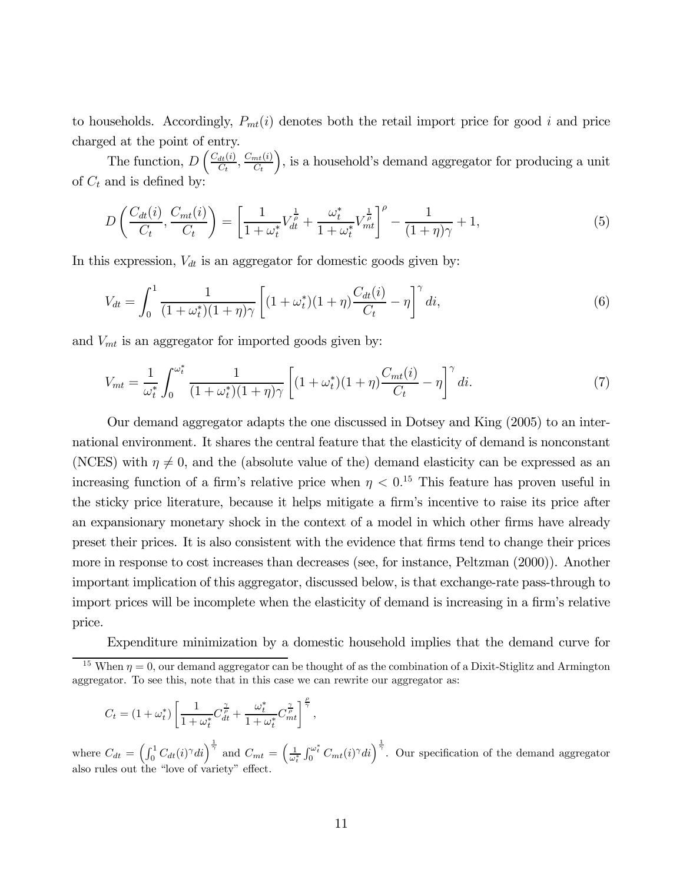to households. Accordingly, $P_{mt}(i)$ denotes both the retail import price for good $i$ and price charged at the point of entry.

The function, $D\left(\frac{C_{dt}(i)}{C_t}, \frac{C_{mt}(i)}{C_t}\right)$, is a household's demand aggregator for producing a unit of $C_t$ and is defined by:

$$D\left(\frac{C_{dt}(i)}{C_t}, \frac{C_{mt}(i)}{C_t}\right) = \left[\frac{1}{1+\omega_t^*}V_{dt}^{\frac{1}{\rho}} + \frac{\omega_t^*}{1+\omega_t^*}V_{mt}^{\frac{1}{\rho}}\right]^{\rho} - \frac{1}{(1+\eta)\gamma} + 1, \tag{5}$$

In this expression, $V_{dt}$ is an aggregator for domestic goods given by:

$$V_{dt} = \int_0^1 \frac{1}{(1+\omega_t^*)(1+\eta)\gamma}\left[(1+\omega_t^*)(1+\eta)\frac{C_{dt}(i)}{C_t} - \eta\right]^{\gamma} di, \tag{6}$$

and $V_{mt}$ is an aggregator for imported goods given by:

$$V_{mt} = \frac{1}{\omega_t^*}\int_0^{\omega_t^*} \frac{1}{(1+\omega_t^*)(1+\eta)\gamma}\left[(1+\omega_t^*)(1+\eta)\frac{C_{mt}(i)}{C_t} - \eta\right]^{\gamma} di. \tag{7}$$

Our demand aggregator adapts the one discussed in Dotsey and King (2005) to an international environment. It shares the central feature that the elasticity of demand is nonconstant (NCES) with $\eta \neq 0$, and the (absolute value of the) demand elasticity can be expressed as an increasing function of a firm's relative price when $\eta < 0$.[15] This feature has proven useful in the sticky price literature, because it helps mitigate a firm's incentive to raise its price after an expansionary monetary shock in the context of a model in which other firms have already preset their prices. It is also consistent with the evidence that firms tend to change their prices more in response to cost increases than decreases (see, for instance, Peltzman (2000)). Another important implication of this aggregator, discussed below, is that exchange-rate pass-through to import prices will be incomplete when the elasticity of demand is increasing in a firm's relative price.

Expenditure minimization by a domestic household implies that the demand curve for

[15] When $\eta = 0$, our demand aggregator can be thought of as the combination of a Dixit-Stiglitz and Armington aggregator. To see this, note that in this case we can rewrite our aggregator as:

$$C_t = (1+\omega_t^*)\left[\frac{1}{1+\omega_t^*}C_{dt}^{\frac{\gamma}{\rho}} + \frac{\omega_t^*}{1+\omega_t^*}C_{mt}^{\frac{\gamma}{\rho}}\right]^{\frac{\rho}{\gamma}},$$

where $C_{dt} = \left(\int_0^1 C_{dt}(i)^{\gamma} di\right)^{\frac{1}{\gamma}}$ and $C_{mt} = \left(\frac{1}{\omega_t^*}\int_0^{\omega_t^*} C_{mt}(i)^{\gamma} di\right)^{\frac{1}{\gamma}}$. Our specification of the demand aggregator also rules out the "love of variety" effect.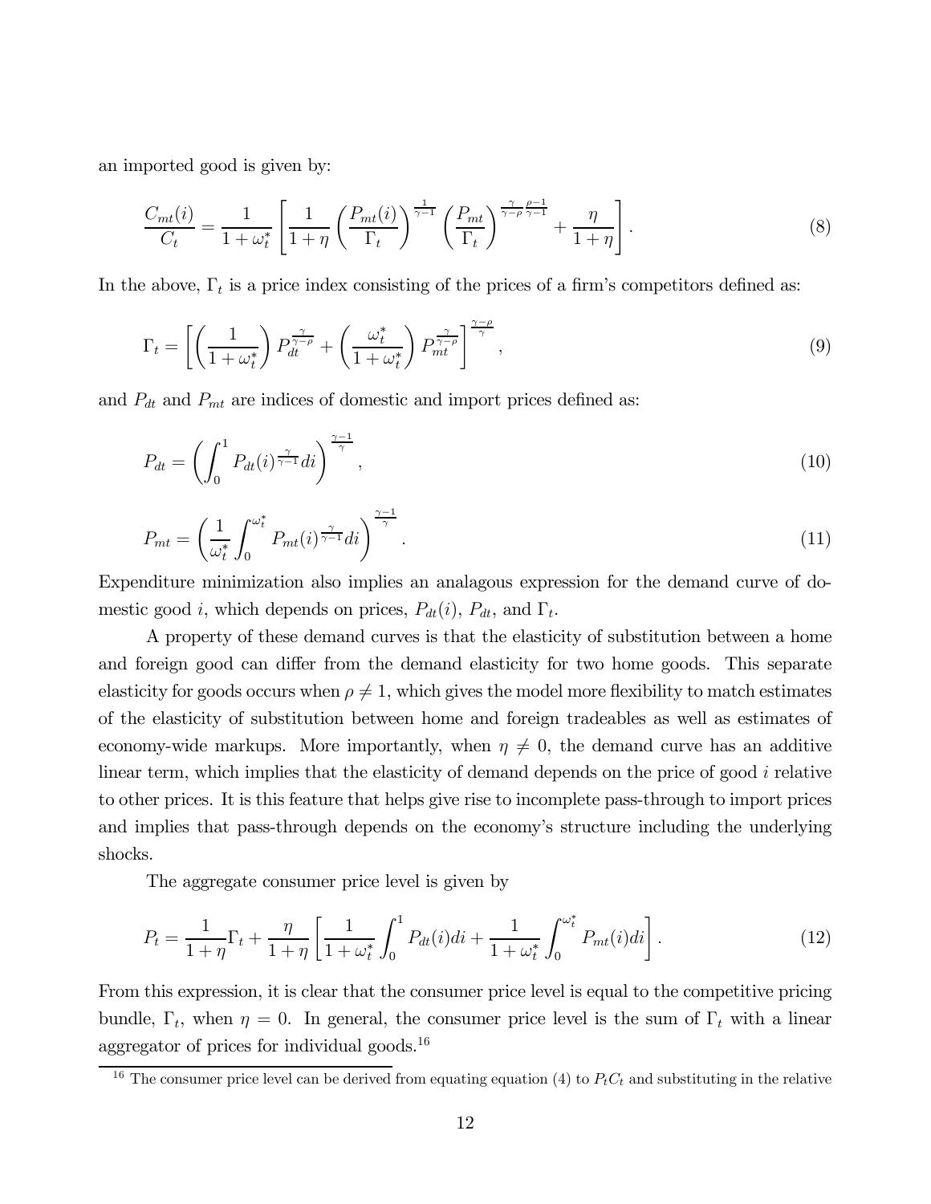an imported good is given by:

$$\frac{C_{mt}(i)}{C_t} = \frac{1}{1+\omega_t^*}\left[\frac{1}{1+\eta}\left(\frac{P_{mt}(i)}{\Gamma_t}\right)^{\frac{1}{\gamma-1}}\left(\frac{P_{mt}}{\Gamma_t}\right)^{\frac{\gamma}{\gamma-\rho}\frac{\rho-1}{\gamma-1}} + \frac{\eta}{1+\eta}\right]. \tag{8}$$

In the above, $\Gamma_t$ is a price index consisting of the prices of a firm's competitors defined as:

$$\Gamma_t = \left[\left(\frac{1}{1+\omega_t^*}\right)P_{dt}^{\frac{\gamma}{\gamma-\rho}} + \left(\frac{\omega_t^*}{1+\omega_t^*}\right)P_{mt}^{\frac{\gamma}{\gamma-\rho}}\right]^{\frac{\gamma-\rho}{\gamma}}, \tag{9}$$

and $P_{dt}$ and $P_{mt}$ are indices of domestic and import prices defined as:

$$P_{dt} = \left(\int_0^1 P_{dt}(i)^{\frac{\gamma}{\gamma-1}}di\right)^{\frac{\gamma-1}{\gamma}}, \tag{10}$$

$$P_{mt} = \left(\frac{1}{\omega_t^*}\int_0^{\omega_t^*} P_{mt}(i)^{\frac{\gamma}{\gamma-1}}di\right)^{\frac{\gamma-1}{\gamma}}. \tag{11}$$

Expenditure minimization also implies an analagous expression for the demand curve of domestic good $i$, which depends on prices, $P_{dt}(i)$, $P_{dt}$, and $\Gamma_t$.

A property of these demand curves is that the elasticity of substitution between a home and foreign good can differ from the demand elasticity for two home goods. This separate elasticity for goods occurs when $\rho \neq 1$, which gives the model more flexibility to match estimates of the elasticity of substitution between home and foreign tradeables as well as estimates of economy-wide markups. More importantly, when $\eta \neq 0$, the demand curve has an additive linear term, which implies that the elasticity of demand depends on the price of good $i$ relative to other prices. It is this feature that helps give rise to incomplete pass-through to import prices and implies that pass-through depends on the economy's structure including the underlying shocks.

The aggregate consumer price level is given by

$$P_t = \frac{1}{1+\eta}\Gamma_t + \frac{\eta}{1+\eta}\left[\frac{1}{1+\omega_t^*}\int_0^1 P_{dt}(i)di + \frac{1}{1+\omega_t^*}\int_0^{\omega_t^*} P_{mt}(i)di\right]. \tag{12}$$

From this expression, it is clear that the consumer price level is equal to the competitive pricing bundle, $\Gamma_t$, when $\eta = 0$. In general, the consumer price level is the sum of $\Gamma_t$ with a linear aggregator of prices for individual goods.[16]

[16] The consumer price level can be derived from equating equation (4) to $P_tC_t$ and substituting in the relative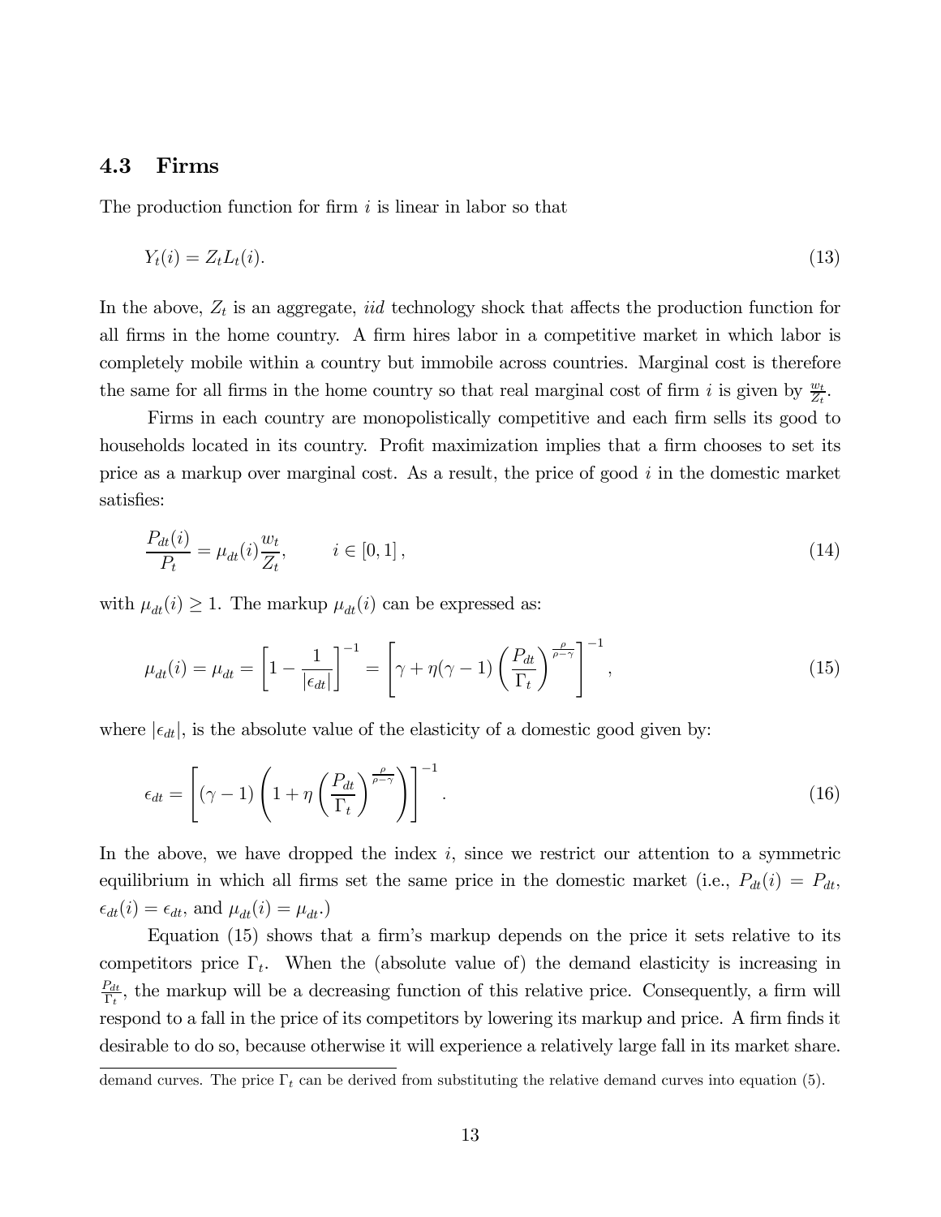### 4.3 Firms

The production function for firm $i$ is linear in labor so that

$$Y_t(i) = Z_t L_t(i). \tag{13}$$

In the above, $Z_t$ is an aggregate, *iid* technology shock that affects the production function for all firms in the home country. A firm hires labor in a competitive market in which labor is completely mobile within a country but immobile across countries. Marginal cost is therefore the same for all firms in the home country so that real marginal cost of firm $i$ is given by $\frac{w_t}{Z_t}$.

Firms in each country are monopolistically competitive and each firm sells its good to households located in its country. Profit maximization implies that a firm chooses to set its price as a markup over marginal cost. As a result, the price of good $i$ in the domestic market satisfies:

$$\frac{P_{dt}(i)}{P_t} = \mu_{dt}(i)\frac{w_t}{Z_t}, \qquad i \in [0,1], \tag{14}$$

with $\mu_{dt}(i) \geq 1$. The markup $\mu_{dt}(i)$ can be expressed as:

$$\mu_{dt}(i) = \mu_{dt} = \left[1 - \frac{1}{|\epsilon_{dt}|}\right]^{-1} = \left[\gamma + \eta(\gamma - 1)\left(\frac{P_{dt}}{\Gamma_t}\right)^{\frac{\rho}{\rho-\gamma}}\right]^{-1}, \tag{15}$$

where $|\epsilon_{dt}|$, is the absolute value of the elasticity of a domestic good given by:

$$\epsilon_{dt} = \left[(\gamma - 1)\left(1 + \eta\left(\frac{P_{dt}}{\Gamma_t}\right)^{\frac{\rho}{\rho-\gamma}}\right)\right]^{-1}. \tag{16}$$

In the above, we have dropped the index $i$, since we restrict our attention to a symmetric equilibrium in which all firms set the same price in the domestic market (i.e., $P_{dt}(i) = P_{dt}$, $\epsilon_{dt}(i) = \epsilon_{dt}$, and $\mu_{dt}(i) = \mu_{dt}$.)

Equation (15) shows that a firm's markup depends on the price it sets relative to its competitors price $\Gamma_t$. When the (absolute value of) the demand elasticity is increasing in $\frac{P_{dt}}{\Gamma_t}$, the markup will be a decreasing function of this relative price. Consequently, a firm will respond to a fall in the price of its competitors by lowering its markup and price. A firm finds it desirable to do so, because otherwise it will experience a relatively large fall in its market share.

demand curves. The price $\Gamma_t$ can be derived from substituting the relative demand curves into equation (5).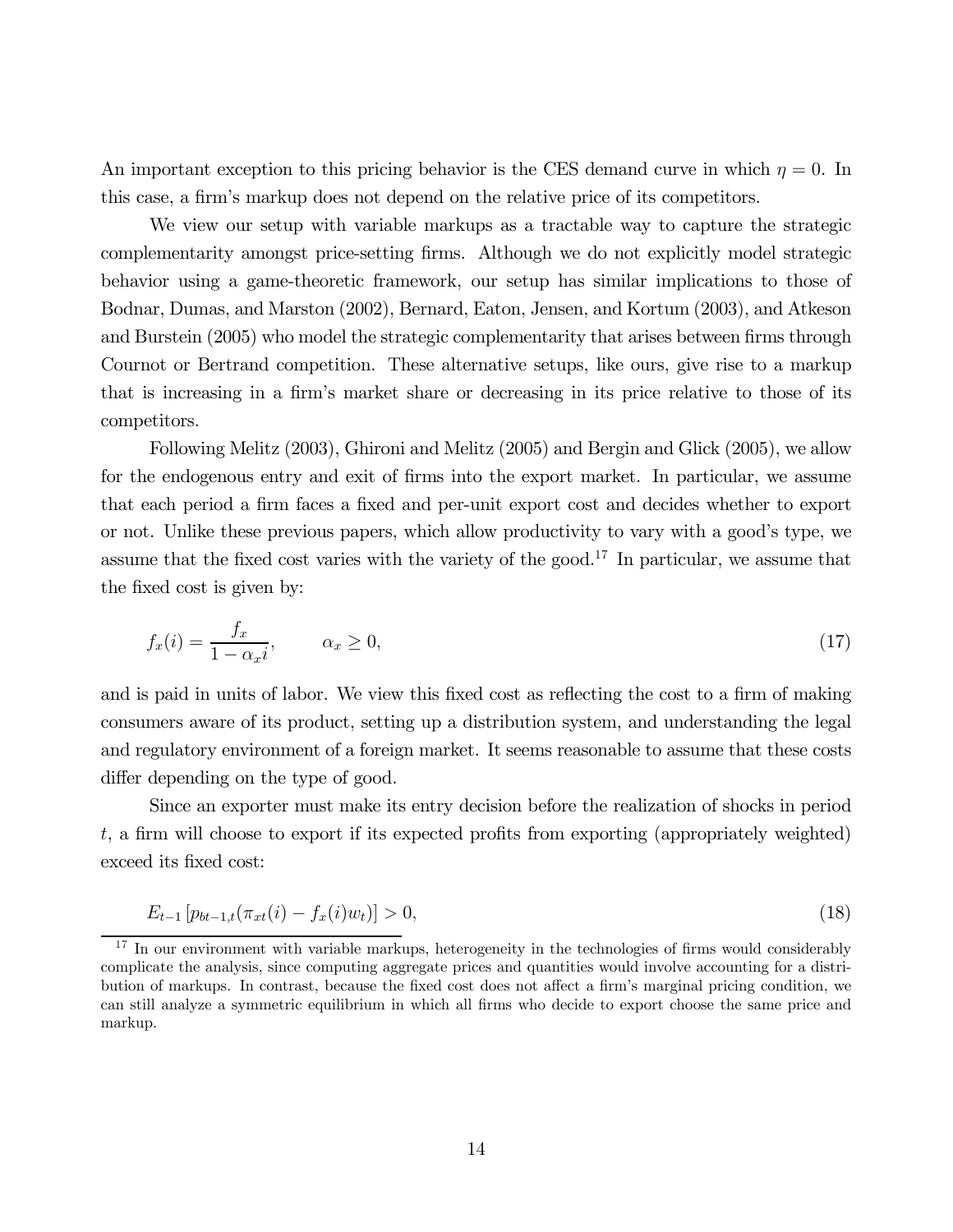An important exception to this pricing behavior is the CES demand curve in which $\eta = 0$. In this case, a firm's markup does not depend on the relative price of its competitors.

We view our setup with variable markups as a tractable way to capture the strategic complementarity amongst price-setting firms. Although we do not explicitly model strategic behavior using a game-theoretic framework, our setup has similar implications to those of Bodnar, Dumas, and Marston (2002), Bernard, Eaton, Jensen, and Kortum (2003), and Atkeson and Burstein (2005) who model the strategic complementarity that arises between firms through Cournot or Bertrand competition. These alternative setups, like ours, give rise to a markup that is increasing in a firm's market share or decreasing in its price relative to those of its competitors.

Following Melitz (2003), Ghironi and Melitz (2005) and Bergin and Glick (2005), we allow for the endogenous entry and exit of firms into the export market. In particular, we assume that each period a firm faces a fixed and per-unit export cost and decides whether to export or not. Unlike these previous papers, which allow productivity to vary with a good's type, we assume that the fixed cost varies with the variety of the good.[17] In particular, we assume that the fixed cost is given by:

$$f_x(i) = \frac{f_x}{1 - \alpha_x i}, \qquad \alpha_x \geq 0, \tag{17}$$

and is paid in units of labor. We view this fixed cost as reflecting the cost to a firm of making consumers aware of its product, setting up a distribution system, and understanding the legal and regulatory environment of a foreign market. It seems reasonable to assume that these costs differ depending on the type of good.

Since an exporter must make its entry decision before the realization of shocks in period $t$, a firm will choose to export if its expected profits from exporting (appropriately weighted) exceed its fixed cost:

$$E_{t-1}\left[p_{bt-1,t}(\pi_{xt}(i) - f_x(i)w_t)\right] > 0, \tag{18}$$

[17] In our environment with variable markups, heterogeneity in the technologies of firms would considerably complicate the analysis, since computing aggregate prices and quantities would involve accounting for a distribution of markups. In contrast, because the fixed cost does not affect a firm's marginal pricing condition, we can still analyze a symmetric equilibrium in which all firms who decide to export choose the same price and markup.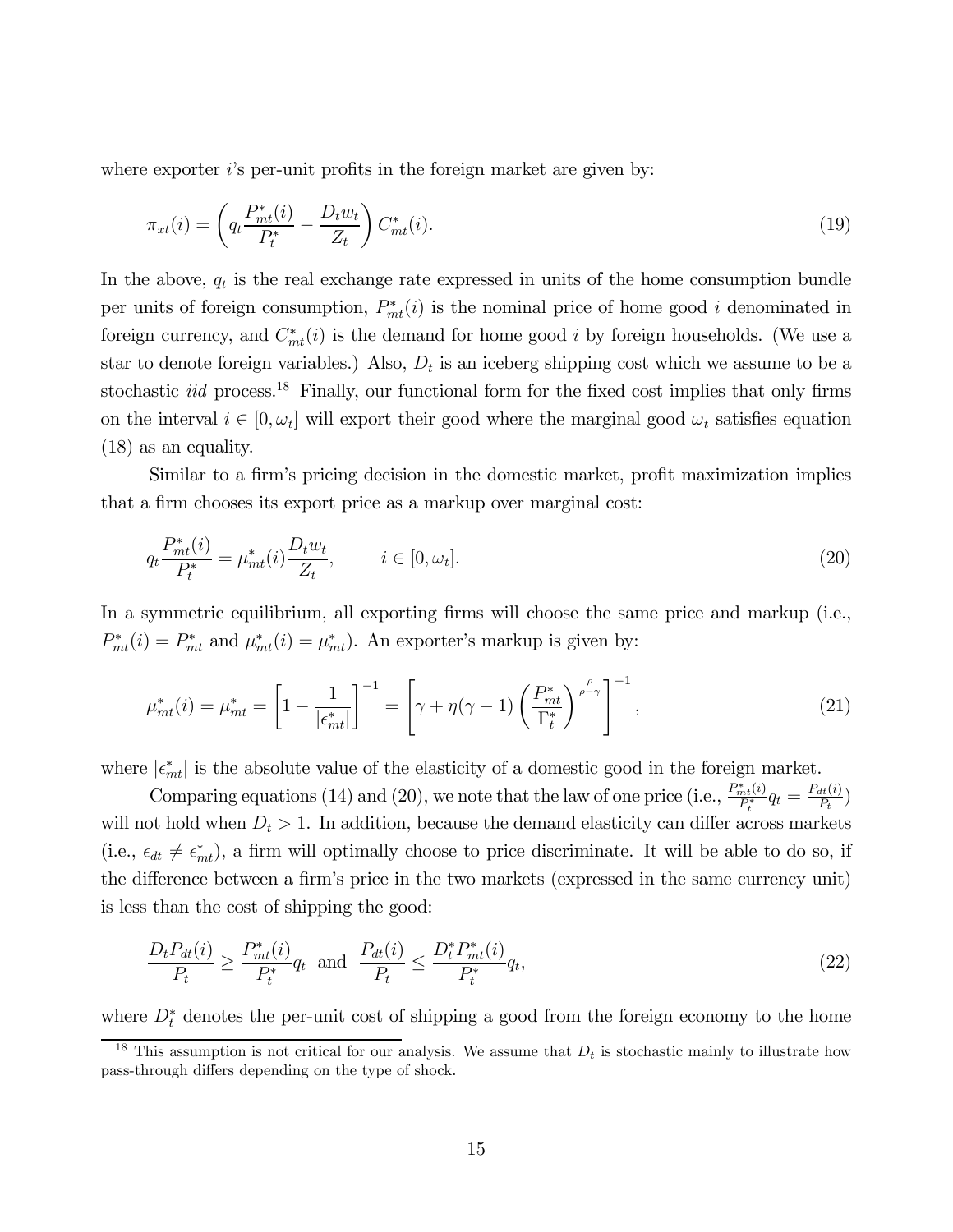where exporter $i$'s per-unit profits in the foreign market are given by:

$$\pi_{xt}(i) = \left( q_t \frac{P^*_{mt}(i)}{P^*_t} - \frac{D_t w_t}{Z_t} \right) C^*_{mt}(i). \tag{19}$$

In the above, $q_t$ is the real exchange rate expressed in units of the home consumption bundle per units of foreign consumption, $P^*_{mt}(i)$ is the nominal price of home good $i$ denominated in foreign currency, and $C^*_{mt}(i)$ is the demand for home good $i$ by foreign households. (We use a star to denote foreign variables.) Also, $D_t$ is an iceberg shipping cost which we assume to be a stochastic *iid* process.[18] Finally, our functional form for the fixed cost implies that only firms on the interval $i \in [0, \omega_t]$ will export their good where the marginal good $\omega_t$ satisfies equation (18) as an equality.

Similar to a firm's pricing decision in the domestic market, profit maximization implies that a firm chooses its export price as a markup over marginal cost:

$$q_t \frac{P^*_{mt}(i)}{P^*_t} = \mu^*_{mt}(i) \frac{D_t w_t}{Z_t}, \qquad i \in [0, \omega_t]. \tag{20}$$

In a symmetric equilibrium, all exporting firms will choose the same price and markup (i.e., $P^*_{mt}(i) = P^*_{mt}$ and $\mu^*_{mt}(i) = \mu^*_{mt}$). An exporter's markup is given by:

$$\mu^*_{mt}(i) = \mu^*_{mt} = \left[ 1 - \frac{1}{|\epsilon^*_{mt}|} \right]^{-1} = \left[ \gamma + \eta(\gamma - 1) \left( \frac{P^*_{mt}}{\Gamma^*_t} \right)^{\frac{\rho}{\rho - \gamma}} \right]^{-1}, \tag{21}$$

where $|\epsilon^*_{mt}|$ is the absolute value of the elasticity of a domestic good in the foreign market.

Comparing equations (14) and (20), we note that the law of one price (i.e., $\frac{P^*_{mt}(i)}{P^*_t} q_t = \frac{P_{dt}(i)}{P_t}$) will not hold when $D_t > 1$. In addition, because the demand elasticity can differ across markets (i.e., $\epsilon_{dt} \neq \epsilon^*_{mt}$), a firm will optimally choose to price discriminate. It will be able to do so, if the difference between a firm's price in the two markets (expressed in the same currency unit) is less than the cost of shipping the good:

$$\frac{D_t P_{dt}(i)}{P_t} \geq \frac{P^*_{mt}(i)}{P^*_t} q_t \text{ and } \frac{P_{dt}(i)}{P_t} \leq \frac{D^*_t P^*_{mt}(i)}{P^*_t} q_t, \tag{22}$$

where $D^*_t$ denotes the per-unit cost of shipping a good from the foreign economy to the home

[18] This assumption is not critical for our analysis. We assume that $D_t$ is stochastic mainly to illustrate how pass-through differs depending on the type of shock.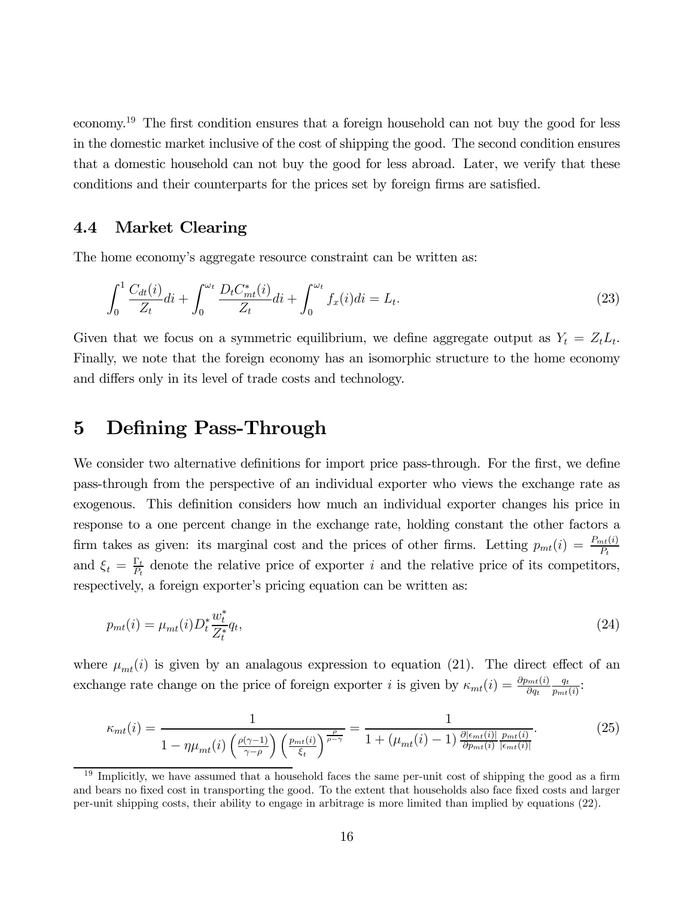economy.[19] The first condition ensures that a foreign household can not buy the good for less in the domestic market inclusive of the cost of shipping the good. The second condition ensures that a domestic household can not buy the good for less abroad. Later, we verify that these conditions and their counterparts for the prices set by foreign firms are satisfied.

### 4.4 Market Clearing

The home economy's aggregate resource constraint can be written as:

$$\int_0^1 \frac{C_{dt}(i)}{Z_t} di + \int_0^{\omega_t} \frac{D_t C^*_{mt}(i)}{Z_t} di + \int_0^{\omega_t} f_x(i) di = L_t. \tag{23}$$

Given that we focus on a symmetric equilibrium, we define aggregate output as $Y_t = Z_t L_t$. Finally, we note that the foreign economy has an isomorphic structure to the home economy and differs only in its level of trade costs and technology.

## 5 Defining Pass-Through

We consider two alternative definitions for import price pass-through. For the first, we define pass-through from the perspective of an individual exporter who views the exchange rate as exogenous. This definition considers how much an individual exporter changes his price in response to a one percent change in the exchange rate, holding constant the other factors a firm takes as given: its marginal cost and the prices of other firms. Letting $p_{mt}(i) = \frac{P_{mt}(i)}{P_t}$ and $\xi_t = \frac{\Gamma_t}{P_t}$ denote the relative price of exporter $i$ and the relative price of its competitors, respectively, a foreign exporter's pricing equation can be written as:

$$p_{mt}(i) = \mu_{mt}(i) D^*_t \frac{w^*_t}{Z^*_t} q_t, \tag{24}$$

where $\mu_{mt}(i)$ is given by an analagous expression to equation (21). The direct effect of an exchange rate change on the price of foreign exporter $i$ is given by $\kappa_{mt}(i) = \frac{\partial p_{mt}(i)}{\partial q_t} \frac{q_t}{p_{mt}(i)}$:

$$\kappa_{mt}(i) = \frac{1}{1 - \eta \mu_{mt}(i) \left(\frac{\rho(\gamma-1)}{\gamma-\rho}\right) \left(\frac{p_{mt}(i)}{\xi_t}\right)^{\frac{\rho}{\rho-\gamma}}} = \frac{1}{1 + (\mu_{mt}(i) - 1) \frac{\partial |\epsilon_{mt}(i)|}{\partial p_{mt}(i)} \frac{p_{mt}(i)}{|\epsilon_{mt}(i)|}}. \tag{25}$$

[19] Implicitly, we have assumed that a household faces the same per-unit cost of shipping the good as a firm and bears no fixed cost in transporting the good. To the extent that households also face fixed costs and larger per-unit shipping costs, their ability to engage in arbitrage is more limited than implied by equations (22).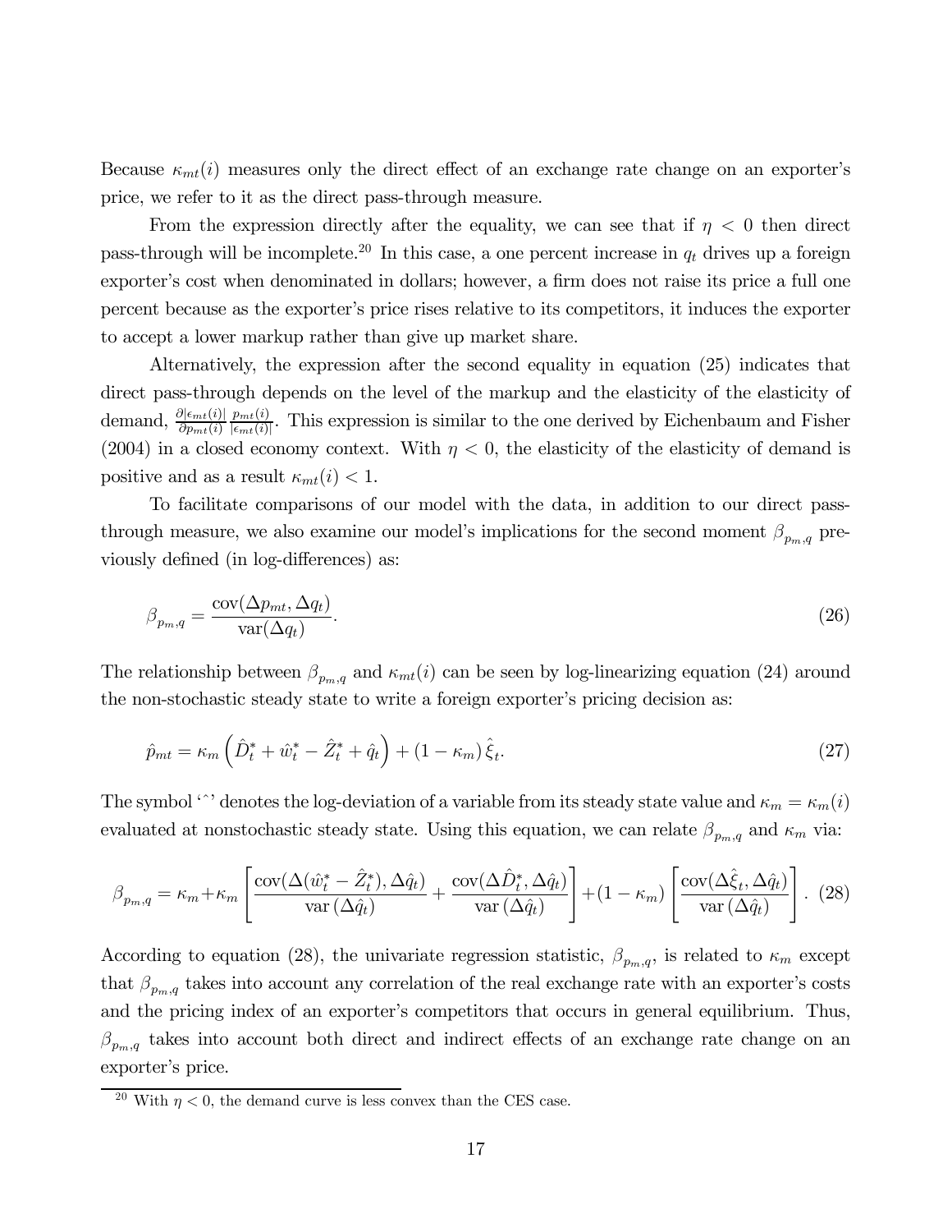Because $\kappa_{mt}(i)$ measures only the direct effect of an exchange rate change on an exporter's price, we refer to it as the direct pass-through measure.

From the expression directly after the equality, we can see that if $\eta < 0$ then direct pass-through will be incomplete.[20] In this case, a one percent increase in $q_t$ drives up a foreign exporter's cost when denominated in dollars; however, a firm does not raise its price a full one percent because as the exporter's price rises relative to its competitors, it induces the exporter to accept a lower markup rather than give up market share.

Alternatively, the expression after the second equality in equation (25) indicates that direct pass-through depends on the level of the markup and the elasticity of the elasticity of demand, $\frac{\partial|\epsilon_{mt}(i)|}{\partial p_{mt}(i)} \frac{p_{mt}(i)}{|\epsilon_{mt}(i)|}$. This expression is similar to the one derived by Eichenbaum and Fisher (2004) in a closed economy context. With $\eta < 0$, the elasticity of the elasticity of demand is positive and as a result $\kappa_{mt}(i) < 1$.

To facilitate comparisons of our model with the data, in addition to our direct pass-through measure, we also examine our model's implications for the second moment $\beta_{p_m,q}$ previously defined (in log-differences) as:

$$\beta_{p_m,q} = \frac{\text{cov}(\Delta p_{mt}, \Delta q_t)}{\text{var}(\Delta q_t)}. \tag{26}$$

The relationship between $\beta_{p_m,q}$ and $\kappa_{mt}(i)$ can be seen by log-linearizing equation (24) around the non-stochastic steady state to write a foreign exporter's pricing decision as:

$$\hat{p}_{mt} = \kappa_m \left( \hat{D}_t^* + \hat{w}_t^* - \hat{Z}_t^* + \hat{q}_t \right) + (1 - \kappa_m) \hat{\xi}_t. \tag{27}$$

The symbol '$\hat{\ }$' denotes the log-deviation of a variable from its steady state value and $\kappa_m = \kappa_m(i)$ evaluated at nonstochastic steady state. Using this equation, we can relate $\beta_{p_m,q}$ and $\kappa_m$ via:

$$\beta_{p_m,q} = \kappa_m + \kappa_m \left[ \frac{\text{cov}(\Delta(\hat{w}_t^* - \hat{Z}_t^*), \Delta\hat{q}_t)}{\text{var}(\Delta\hat{q}_t)} + \frac{\text{cov}(\Delta\hat{D}_t^*, \Delta\hat{q}_t)}{\text{var}(\Delta\hat{q}_t)} \right] + (1 - \kappa_m) \left[ \frac{\text{cov}(\Delta\hat{\xi}_t, \Delta\hat{q}_t)}{\text{var}(\Delta\hat{q}_t)} \right]. \tag{28}$$

According to equation (28), the univariate regression statistic, $\beta_{p_m,q}$, is related to $\kappa_m$ except that $\beta_{p_m,q}$ takes into account any correlation of the real exchange rate with an exporter's costs and the pricing index of an exporter's competitors that occurs in general equilibrium. Thus, $\beta_{p_m,q}$ takes into account both direct and indirect effects of an exchange rate change on an exporter's price.

[20] With $\eta < 0$, the demand curve is less convex than the CES case.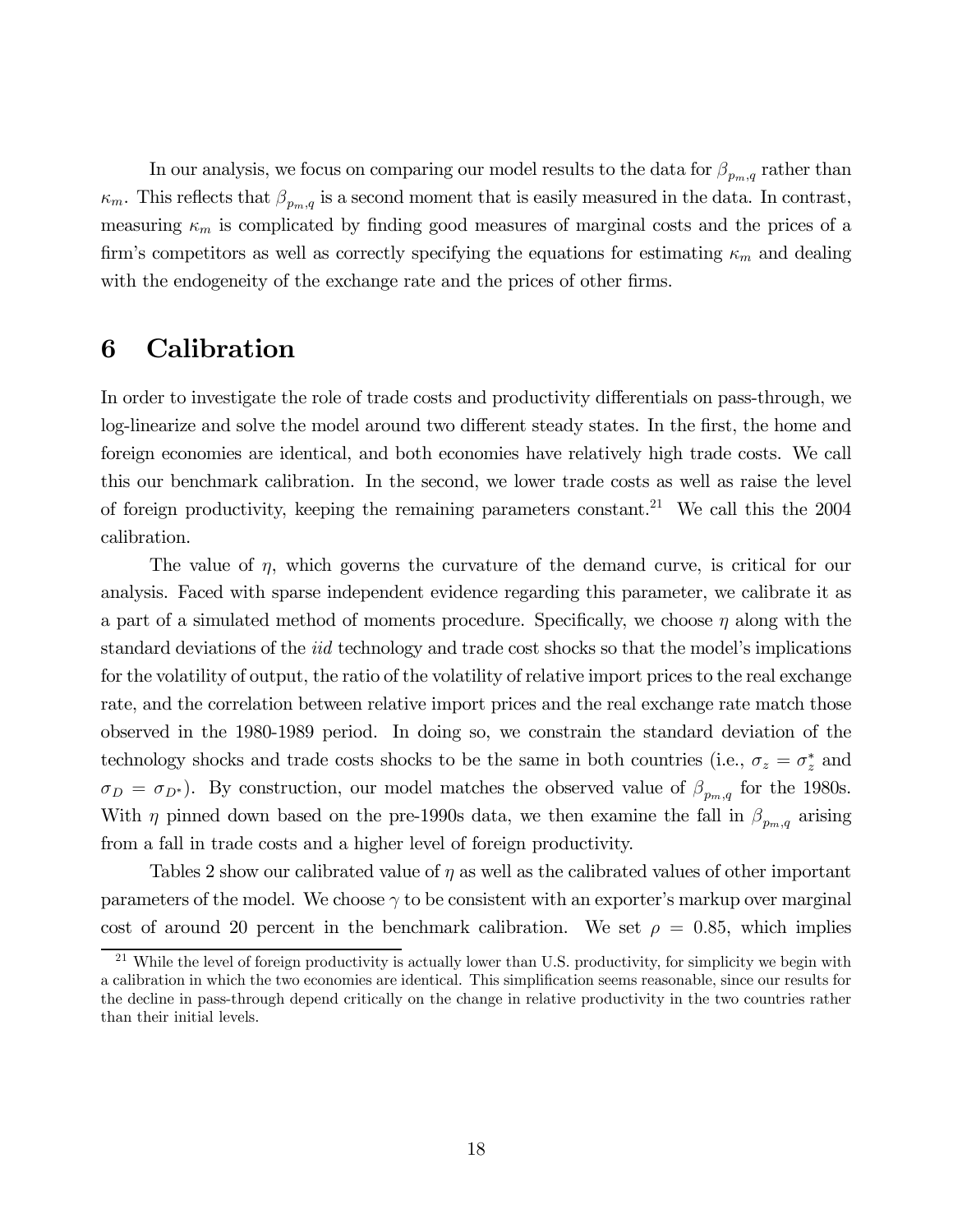In our analysis, we focus on comparing our model results to the data for $\beta_{p_m,q}$ rather than $\kappa_m$. This reflects that $\beta_{p_m,q}$ is a second moment that is easily measured in the data. In contrast, measuring $\kappa_m$ is complicated by finding good measures of marginal costs and the prices of a firm's competitors as well as correctly specifying the equations for estimating $\kappa_m$ and dealing with the endogeneity of the exchange rate and the prices of other firms.

# 6 Calibration

In order to investigate the role of trade costs and productivity differentials on pass-through, we log-linearize and solve the model around two different steady states. In the first, the home and foreign economies are identical, and both economies have relatively high trade costs. We call this our benchmark calibration. In the second, we lower trade costs as well as raise the level of foreign productivity, keeping the remaining parameters constant.[21] We call this the 2004 calibration.

The value of $\eta$, which governs the curvature of the demand curve, is critical for our analysis. Faced with sparse independent evidence regarding this parameter, we calibrate it as a part of a simulated method of moments procedure. Specifically, we choose $\eta$ along with the standard deviations of the *iid* technology and trade cost shocks so that the model's implications for the volatility of output, the ratio of the volatility of relative import prices to the real exchange rate, and the correlation between relative import prices and the real exchange rate match those observed in the 1980-1989 period. In doing so, we constrain the standard deviation of the technology shocks and trade costs shocks to be the same in both countries (i.e., $\sigma_z = \sigma_z^*$ and $\sigma_D = \sigma_{D^*}$). By construction, our model matches the observed value of $\beta_{p_m,q}$ for the 1980s. With $\eta$ pinned down based on the pre-1990s data, we then examine the fall in $\beta_{p_m,q}$ arising from a fall in trade costs and a higher level of foreign productivity.

Tables 2 show our calibrated value of $\eta$ as well as the calibrated values of other important parameters of the model. We choose $\gamma$ to be consistent with an exporter's markup over marginal cost of around 20 percent in the benchmark calibration. We set $\rho = 0.85$, which implies

[21] While the level of foreign productivity is actually lower than U.S. productivity, for simplicity we begin with a calibration in which the two economies are identical. This simplification seems reasonable, since our results for the decline in pass-through depend critically on the change in relative productivity in the two countries rather than their initial levels.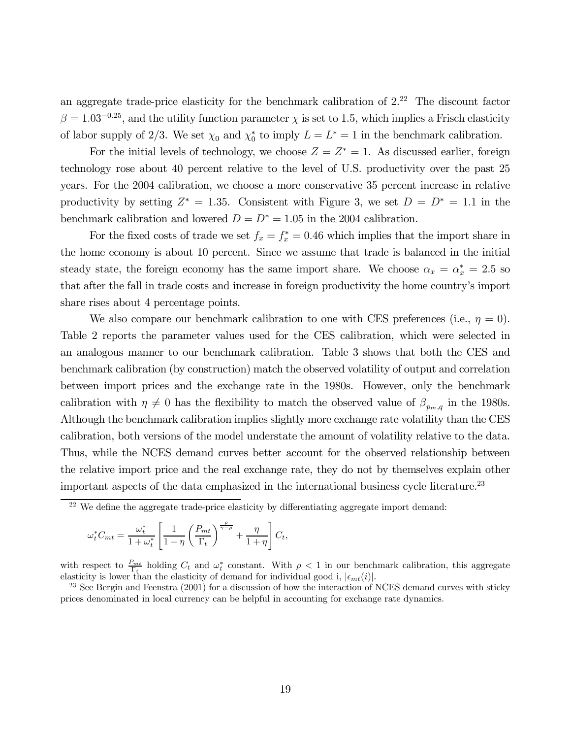an aggregate trade-price elasticity for the benchmark calibration of 2.[22] The discount factor $\beta = 1.03^{-0.25}$, and the utility function parameter $\chi$ is set to 1.5, which implies a Frisch elasticity of labor supply of 2/3. We set $\chi_0$ and $\chi_0^*$ to imply $L = L^* = 1$ in the benchmark calibration.

For the initial levels of technology, we choose $Z = Z^* = 1$. As discussed earlier, foreign technology rose about 40 percent relative to the level of U.S. productivity over the past 25 years. For the 2004 calibration, we choose a more conservative 35 percent increase in relative productivity by setting $Z^* = 1.35$. Consistent with Figure 3, we set $D = D^* = 1.1$ in the benchmark calibration and lowered $D = D^* = 1.05$ in the 2004 calibration.

For the fixed costs of trade we set $f_x = f_x^* = 0.46$ which implies that the import share in the home economy is about 10 percent. Since we assume that trade is balanced in the initial steady state, the foreign economy has the same import share. We choose $\alpha_x = \alpha_x^* = 2.5$ so that after the fall in trade costs and increase in foreign productivity the home country's import share rises about 4 percentage points.

We also compare our benchmark calibration to one with CES preferences (i.e., $\eta = 0$). Table 2 reports the parameter values used for the CES calibration, which were selected in an analogous manner to our benchmark calibration. Table 3 shows that both the CES and benchmark calibration (by construction) match the observed volatility of output and correlation between import prices and the exchange rate in the 1980s. However, only the benchmark calibration with $\eta \neq 0$ has the flexibility to match the observed value of $\beta_{p_m,q}$ in the 1980s. Although the benchmark calibration implies slightly more exchange rate volatility than the CES calibration, both versions of the model understate the amount of volatility relative to the data. Thus, while the NCES demand curves better account for the observed relationship between the relative import price and the real exchange rate, they do not by themselves explain other important aspects of the data emphasized in the international business cycle literature.[23]

---

[22] We define the aggregate trade-price elasticity by differentiating aggregate import demand:

$$\omega_t^* C_{mt} = \frac{\omega_t^*}{1+\omega_t^*} \left[ \frac{1}{1+\eta} \left( \frac{P_{mt}}{\Gamma_t} \right)^{\frac{\rho}{\gamma-\rho}} + \frac{\eta}{1+\eta} \right] C_t,$$

with respect to $\frac{P_{mt}}{\Gamma_t}$ holding $C_t$ and $\omega_t^*$ constant. With $\rho < 1$ in our benchmark calibration, this aggregate elasticity is lower than the elasticity of demand for individual good i, $|\epsilon_{mt}(i)|$.

[23] See Bergin and Feenstra (2001) for a discussion of how the interaction of NCES demand curves with sticky prices denominated in local currency can be helpful in accounting for exchange rate dynamics.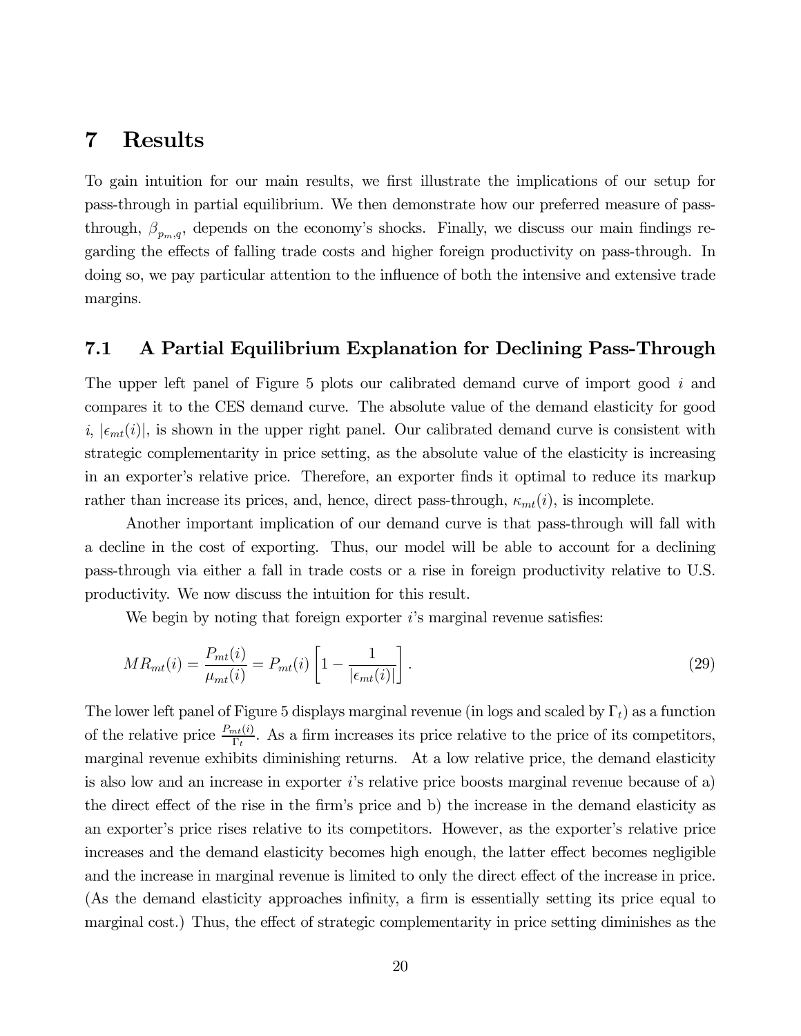# 7 Results

To gain intuition for our main results, we first illustrate the implications of our setup for pass-through in partial equilibrium. We then demonstrate how our preferred measure of pass-through, $\beta_{p_m,q}$, depends on the economy's shocks. Finally, we discuss our main findings regarding the effects of falling trade costs and higher foreign productivity on pass-through. In doing so, we pay particular attention to the influence of both the intensive and extensive trade margins.

## 7.1 A Partial Equilibrium Explanation for Declining Pass-Through

The upper left panel of Figure 5 plots our calibrated demand curve of import good $i$ and compares it to the CES demand curve. The absolute value of the demand elasticity for good $i$, $|\epsilon_{mt}(i)|$, is shown in the upper right panel. Our calibrated demand curve is consistent with strategic complementarity in price setting, as the absolute value of the elasticity is increasing in an exporter's relative price. Therefore, an exporter finds it optimal to reduce its markup rather than increase its prices, and, hence, direct pass-through, $\kappa_{mt}(i)$, is incomplete.

Another important implication of our demand curve is that pass-through will fall with a decline in the cost of exporting. Thus, our model will be able to account for a declining pass-through via either a fall in trade costs or a rise in foreign productivity relative to U.S. productivity. We now discuss the intuition for this result.

We begin by noting that foreign exporter $i$'s marginal revenue satisfies:

$$MR_{mt}(i) = \frac{P_{mt}(i)}{\mu_{mt}(i)} = P_{mt}(i)\left[1 - \frac{1}{|\epsilon_{mt}(i)|}\right]. \tag{29}$$

The lower left panel of Figure 5 displays marginal revenue (in logs and scaled by $\Gamma_t$) as a function of the relative price $\frac{P_{mt}(i)}{\Gamma_t}$. As a firm increases its price relative to the price of its competitors, marginal revenue exhibits diminishing returns. At a low relative price, the demand elasticity is also low and an increase in exporter $i$'s relative price boosts marginal revenue because of a) the direct effect of the rise in the firm's price and b) the increase in the demand elasticity as an exporter's price rises relative to its competitors. However, as the exporter's relative price increases and the demand elasticity becomes high enough, the latter effect becomes negligible and the increase in marginal revenue is limited to only the direct effect of the increase in price. (As the demand elasticity approaches infinity, a firm is essentially setting its price equal to marginal cost.) Thus, the effect of strategic complementarity in price setting diminishes as the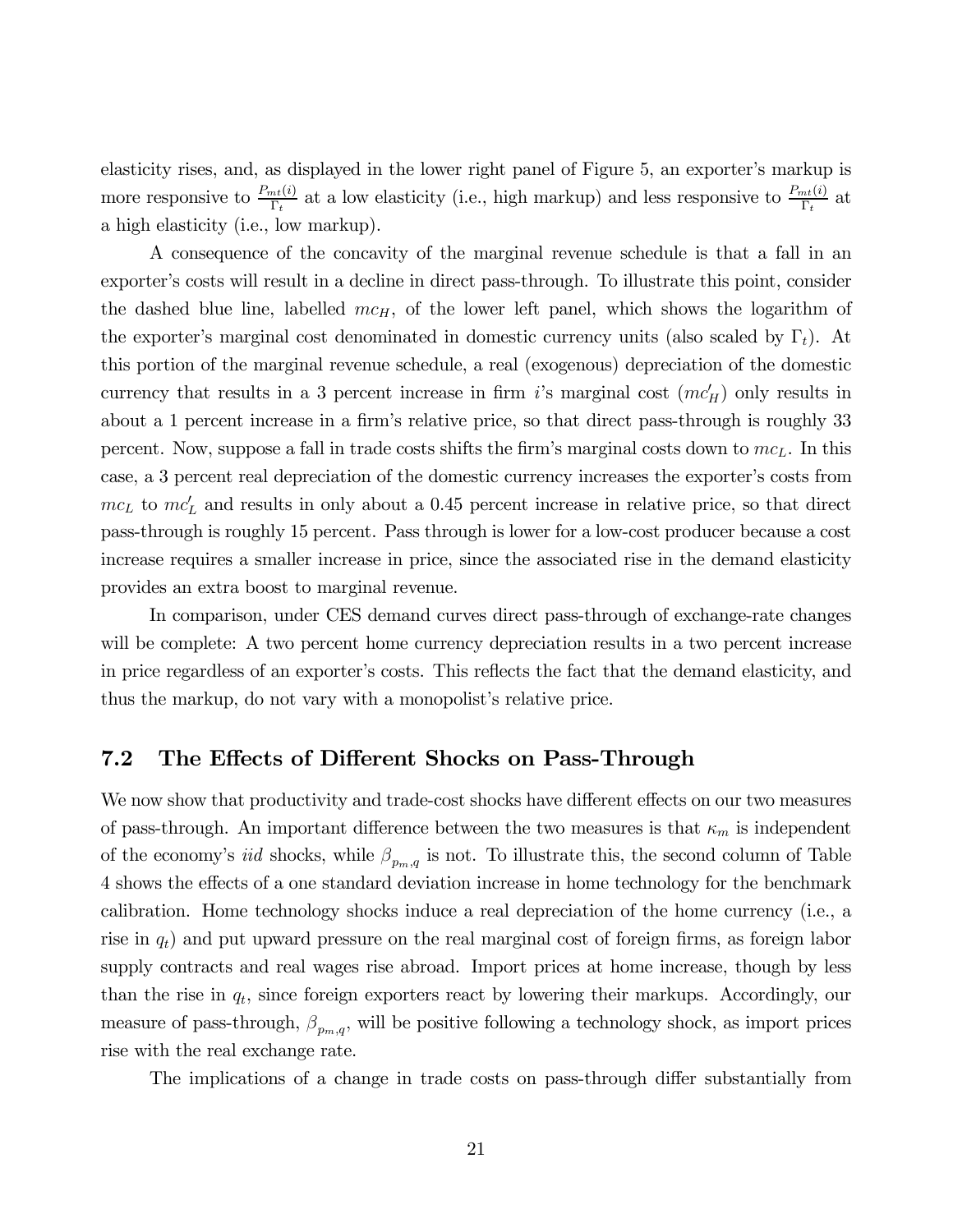elasticity rises, and, as displayed in the lower right panel of Figure 5, an exporter's markup is more responsive to $\frac{P_{mt}(i)}{\Gamma_t}$ at a low elasticity (i.e., high markup) and less responsive to $\frac{P_{mt}(i)}{\Gamma_t}$ at a high elasticity (i.e., low markup).

A consequence of the concavity of the marginal revenue schedule is that a fall in an exporter's costs will result in a decline in direct pass-through. To illustrate this point, consider the dashed blue line, labelled $mc_H$, of the lower left panel, which shows the logarithm of the exporter's marginal cost denominated in domestic currency units (also scaled by $\Gamma_t$). At this portion of the marginal revenue schedule, a real (exogenous) depreciation of the domestic currency that results in a 3 percent increase in firm $i$'s marginal cost ($mc_H'$) only results in about a 1 percent increase in a firm's relative price, so that direct pass-through is roughly 33 percent. Now, suppose a fall in trade costs shifts the firm's marginal costs down to $mc_L$. In this case, a 3 percent real depreciation of the domestic currency increases the exporter's costs from $mc_L$ to $mc_L'$ and results in only about a 0.45 percent increase in relative price, so that direct pass-through is roughly 15 percent. Pass through is lower for a low-cost producer because a cost increase requires a smaller increase in price, since the associated rise in the demand elasticity provides an extra boost to marginal revenue.

In comparison, under CES demand curves direct pass-through of exchange-rate changes will be complete: A two percent home currency depreciation results in a two percent increase in price regardless of an exporter's costs. This reflects the fact that the demand elasticity, and thus the markup, do not vary with a monopolist's relative price.

## 7.2 The Effects of Different Shocks on Pass-Through

We now show that productivity and trade-cost shocks have different effects on our two measures of pass-through. An important difference between the two measures is that $\kappa_m$ is independent of the economy's *iid* shocks, while $\beta_{p_m,q}$ is not. To illustrate this, the second column of Table 4 shows the effects of a one standard deviation increase in home technology for the benchmark calibration. Home technology shocks induce a real depreciation of the home currency (i.e., a rise in $q_t$) and put upward pressure on the real marginal cost of foreign firms, as foreign labor supply contracts and real wages rise abroad. Import prices at home increase, though by less than the rise in $q_t$, since foreign exporters react by lowering their markups. Accordingly, our measure of pass-through, $\beta_{p_m,q}$, will be positive following a technology shock, as import prices rise with the real exchange rate.

The implications of a change in trade costs on pass-through differ substantially from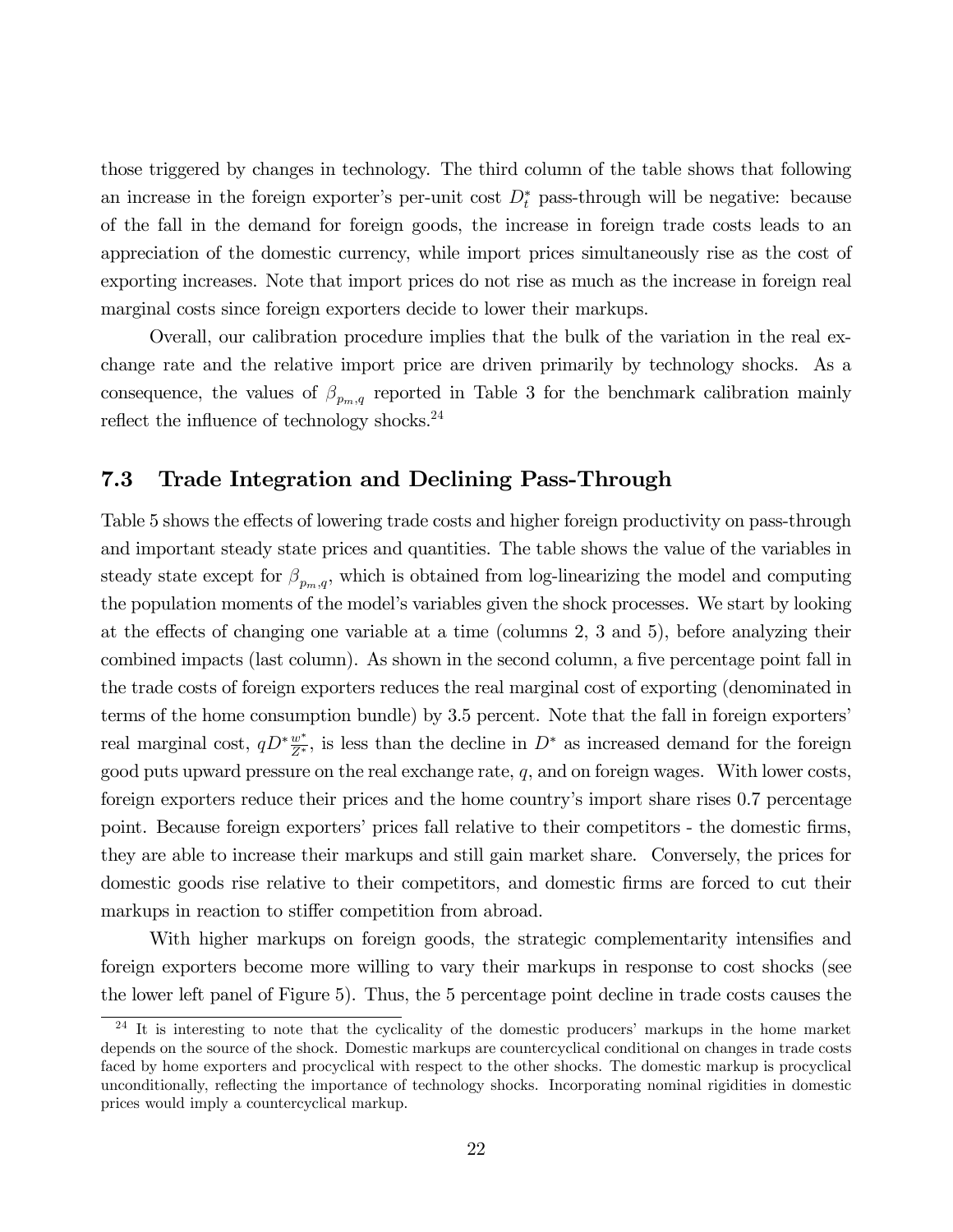those triggered by changes in technology. The third column of the table shows that following an increase in the foreign exporter's per-unit cost $D_t^*$ pass-through will be negative: because of the fall in the demand for foreign goods, the increase in foreign trade costs leads to an appreciation of the domestic currency, while import prices simultaneously rise as the cost of exporting increases. Note that import prices do not rise as much as the increase in foreign real marginal costs since foreign exporters decide to lower their markups.

Overall, our calibration procedure implies that the bulk of the variation in the real exchange rate and the relative import price are driven primarily by technology shocks. As a consequence, the values of $\beta_{p_m,q}$ reported in Table 3 for the benchmark calibration mainly reflect the influence of technology shocks.[24]

## 7.3 Trade Integration and Declining Pass-Through

Table 5 shows the effects of lowering trade costs and higher foreign productivity on pass-through and important steady state prices and quantities. The table shows the value of the variables in steady state except for $\beta_{p_m,q}$, which is obtained from log-linearizing the model and computing the population moments of the model's variables given the shock processes. We start by looking at the effects of changing one variable at a time (columns 2, 3 and 5), before analyzing their combined impacts (last column). As shown in the second column, a five percentage point fall in the trade costs of foreign exporters reduces the real marginal cost of exporting (denominated in terms of the home consumption bundle) by 3.5 percent. Note that the fall in foreign exporters' real marginal cost, $qD^*\frac{w^*}{Z^*}$, is less than the decline in $D^*$ as increased demand for the foreign good puts upward pressure on the real exchange rate, $q$, and on foreign wages. With lower costs, foreign exporters reduce their prices and the home country's import share rises 0.7 percentage point. Because foreign exporters' prices fall relative to their competitors - the domestic firms, they are able to increase their markups and still gain market share. Conversely, the prices for domestic goods rise relative to their competitors, and domestic firms are forced to cut their markups in reaction to stiffer competition from abroad.

With higher markups on foreign goods, the strategic complementarity intensifies and foreign exporters become more willing to vary their markups in response to cost shocks (see the lower left panel of Figure 5). Thus, the 5 percentage point decline in trade costs causes the

[24] It is interesting to note that the cyclicality of the domestic producers' markups in the home market depends on the source of the shock. Domestic markups are countercyclical conditional on changes in trade costs faced by home exporters and procyclical with respect to the other shocks. The domestic markup is procyclical unconditionally, reflecting the importance of technology shocks. Incorporating nominal rigidities in domestic prices would imply a countercyclical markup.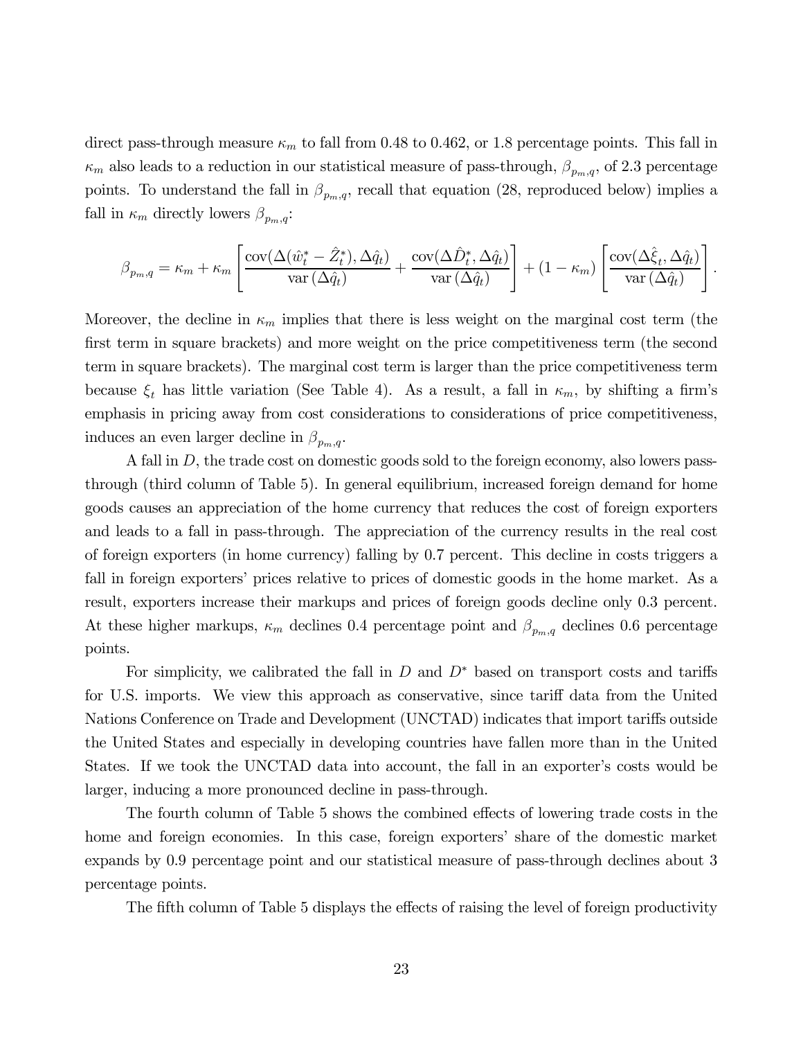direct pass-through measure $\kappa_m$ to fall from 0.48 to 0.462, or 1.8 percentage points. This fall in $\kappa_m$ also leads to a reduction in our statistical measure of pass-through, $\beta_{p_m,q}$, of 2.3 percentage points. To understand the fall in $\beta_{p_m,q}$, recall that equation (28, reproduced below) implies a fall in $\kappa_m$ directly lowers $\beta_{p_m,q}$:

$$\beta_{p_m,q} = \kappa_m + \kappa_m \left[ \frac{\text{cov}(\Delta(\hat{w}_t^* - \hat{Z}_t^*), \Delta\hat{q}_t)}{\text{var}(\Delta\hat{q}_t)} + \frac{\text{cov}(\Delta\hat{D}_t^*, \Delta\hat{q}_t)}{\text{var}(\Delta\hat{q}_t)} \right] + (1 - \kappa_m) \left[ \frac{\text{cov}(\Delta\hat{\xi}_t, \Delta\hat{q}_t)}{\text{var}(\Delta\hat{q}_t)} \right].$$

Moreover, the decline in $\kappa_m$ implies that there is less weight on the marginal cost term (the first term in square brackets) and more weight on the price competitiveness term (the second term in square brackets). The marginal cost term is larger than the price competitiveness term because $\xi_t$ has little variation (See Table 4). As a result, a fall in $\kappa_m$, by shifting a firm's emphasis in pricing away from cost considerations to considerations of price competitiveness, induces an even larger decline in $\beta_{p_m,q}$.

A fall in $D$, the trade cost on domestic goods sold to the foreign economy, also lowers pass-through (third column of Table 5). In general equilibrium, increased foreign demand for home goods causes an appreciation of the home currency that reduces the cost of foreign exporters and leads to a fall in pass-through. The appreciation of the currency results in the real cost of foreign exporters (in home currency) falling by 0.7 percent. This decline in costs triggers a fall in foreign exporters' prices relative to prices of domestic goods in the home market. As a result, exporters increase their markups and prices of foreign goods decline only 0.3 percent. At these higher markups, $\kappa_m$ declines 0.4 percentage point and $\beta_{p_m,q}$ declines 0.6 percentage points.

For simplicity, we calibrated the fall in $D$ and $D^*$ based on transport costs and tariffs for U.S. imports. We view this approach as conservative, since tariff data from the United Nations Conference on Trade and Development (UNCTAD) indicates that import tariffs outside the United States and especially in developing countries have fallen more than in the United States. If we took the UNCTAD data into account, the fall in an exporter's costs would be larger, inducing a more pronounced decline in pass-through.

The fourth column of Table 5 shows the combined effects of lowering trade costs in the home and foreign economies. In this case, foreign exporters' share of the domestic market expands by 0.9 percentage point and our statistical measure of pass-through declines about 3 percentage points.

The fifth column of Table 5 displays the effects of raising the level of foreign productivity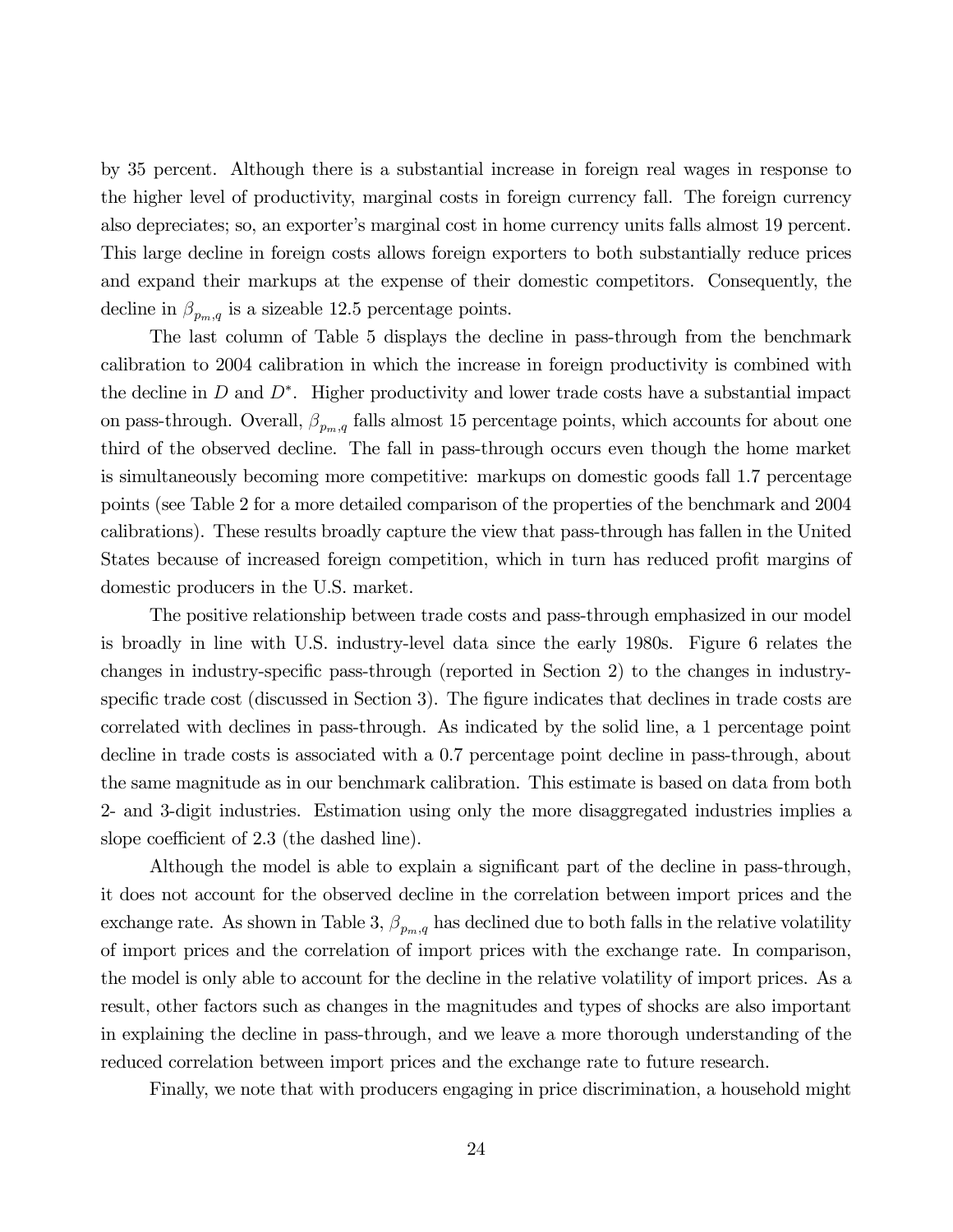by 35 percent. Although there is a substantial increase in foreign real wages in response to the higher level of productivity, marginal costs in foreign currency fall. The foreign currency also depreciates; so, an exporter's marginal cost in home currency units falls almost 19 percent. This large decline in foreign costs allows foreign exporters to both substantially reduce prices and expand their markups at the expense of their domestic competitors. Consequently, the decline in $\beta_{p_m,q}$ is a sizeable 12.5 percentage points.

The last column of Table 5 displays the decline in pass-through from the benchmark calibration to 2004 calibration in which the increase in foreign productivity is combined with the decline in $D$ and $D^*$. Higher productivity and lower trade costs have a substantial impact on pass-through. Overall, $\beta_{p_m,q}$ falls almost 15 percentage points, which accounts for about one third of the observed decline. The fall in pass-through occurs even though the home market is simultaneously becoming more competitive: markups on domestic goods fall 1.7 percentage points (see Table 2 for a more detailed comparison of the properties of the benchmark and 2004 calibrations). These results broadly capture the view that pass-through has fallen in the United States because of increased foreign competition, which in turn has reduced profit margins of domestic producers in the U.S. market.

The positive relationship between trade costs and pass-through emphasized in our model is broadly in line with U.S. industry-level data since the early 1980s. Figure 6 relates the changes in industry-specific pass-through (reported in Section 2) to the changes in industry-specific trade cost (discussed in Section 3). The figure indicates that declines in trade costs are correlated with declines in pass-through. As indicated by the solid line, a 1 percentage point decline in trade costs is associated with a 0.7 percentage point decline in pass-through, about the same magnitude as in our benchmark calibration. This estimate is based on data from both 2- and 3-digit industries. Estimation using only the more disaggregated industries implies a slope coefficient of 2.3 (the dashed line).

Although the model is able to explain a significant part of the decline in pass-through, it does not account for the observed decline in the correlation between import prices and the exchange rate. As shown in Table 3, $\beta_{p_m,q}$ has declined due to both falls in the relative volatility of import prices and the correlation of import prices with the exchange rate. In comparison, the model is only able to account for the decline in the relative volatility of import prices. As a result, other factors such as changes in the magnitudes and types of shocks are also important in explaining the decline in pass-through, and we leave a more thorough understanding of the reduced correlation between import prices and the exchange rate to future research.

Finally, we note that with producers engaging in price discrimination, a household might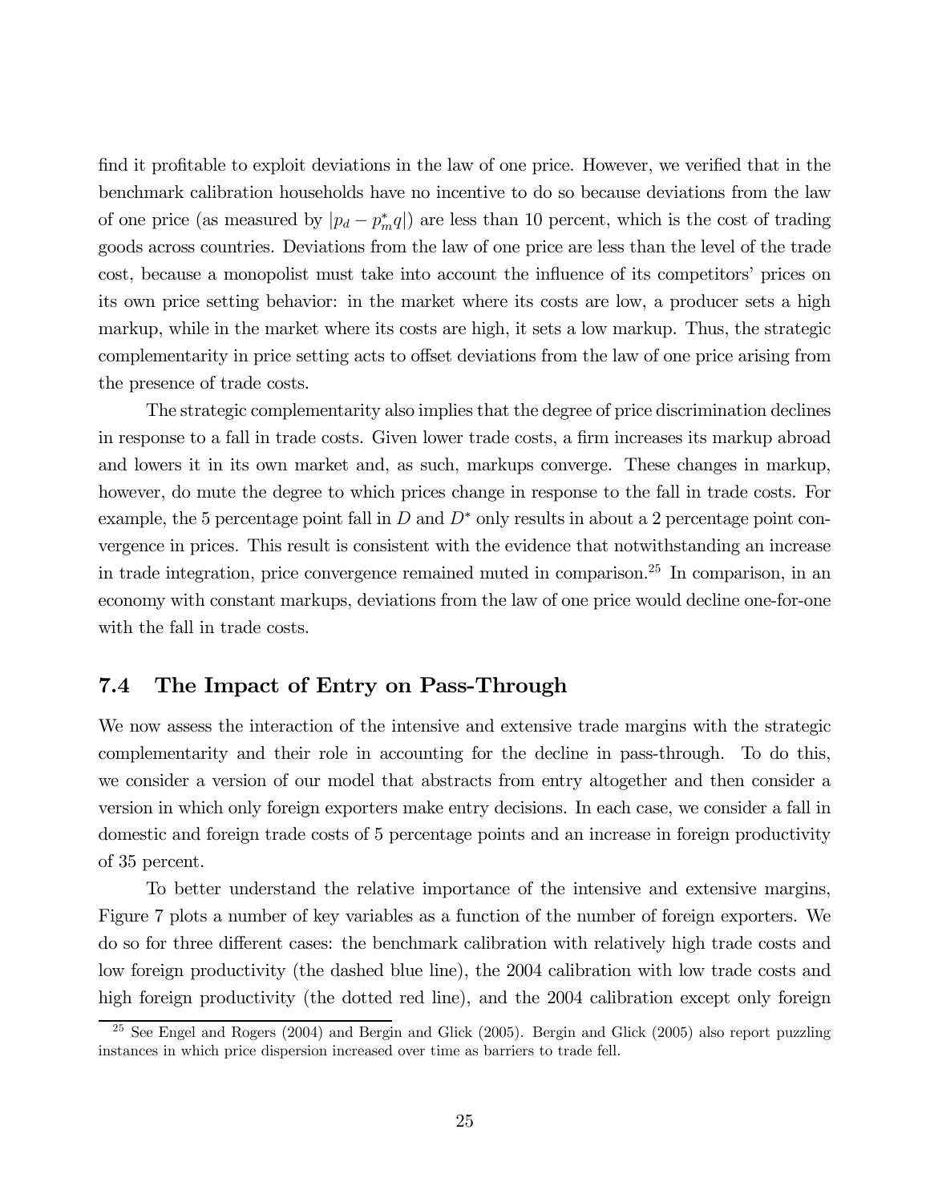find it profitable to exploit deviations in the law of one price. However, we verified that in the benchmark calibration households have no incentive to do so because deviations from the law of one price (as measured by $|p_d - p_m^* q|$) are less than 10 percent, which is the cost of trading goods across countries. Deviations from the law of one price are less than the level of the trade cost, because a monopolist must take into account the influence of its competitors' prices on its own price setting behavior: in the market where its costs are low, a producer sets a high markup, while in the market where its costs are high, it sets a low markup. Thus, the strategic complementarity in price setting acts to offset deviations from the law of one price arising from the presence of trade costs.

The strategic complementarity also implies that the degree of price discrimination declines in response to a fall in trade costs. Given lower trade costs, a firm increases its markup abroad and lowers it in its own market and, as such, markups converge. These changes in markup, however, do mute the degree to which prices change in response to the fall in trade costs. For example, the 5 percentage point fall in $D$ and $D^*$ only results in about a 2 percentage point convergence in prices. This result is consistent with the evidence that notwithstanding an increase in trade integration, price convergence remained muted in comparison.[25] In comparison, in an economy with constant markups, deviations from the law of one price would decline one-for-one with the fall in trade costs.

## 7.4 The Impact of Entry on Pass-Through

We now assess the interaction of the intensive and extensive trade margins with the strategic complementarity and their role in accounting for the decline in pass-through. To do this, we consider a version of our model that abstracts from entry altogether and then consider a version in which only foreign exporters make entry decisions. In each case, we consider a fall in domestic and foreign trade costs of 5 percentage points and an increase in foreign productivity of 35 percent.

To better understand the relative importance of the intensive and extensive margins, Figure 7 plots a number of key variables as a function of the number of foreign exporters. We do so for three different cases: the benchmark calibration with relatively high trade costs and low foreign productivity (the dashed blue line), the 2004 calibration with low trade costs and high foreign productivity (the dotted red line), and the 2004 calibration except only foreign

[25] See Engel and Rogers (2004) and Bergin and Glick (2005). Bergin and Glick (2005) also report puzzling instances in which price dispersion increased over time as barriers to trade fell.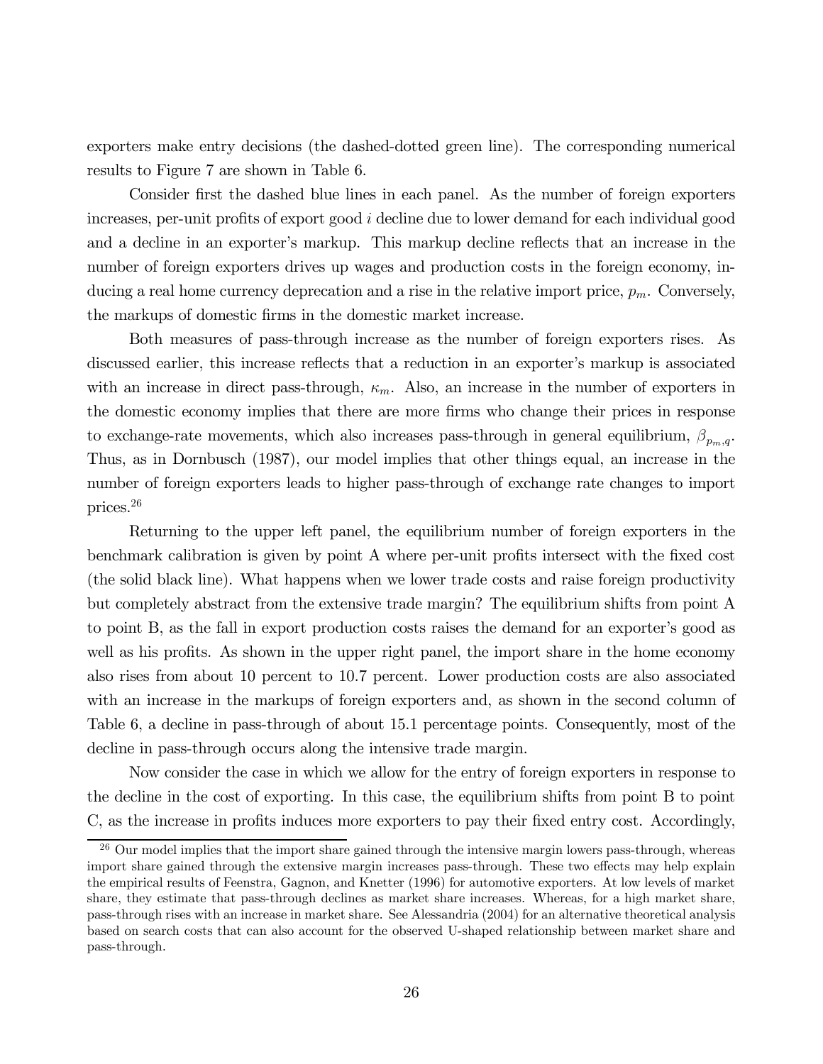exporters make entry decisions (the dashed-dotted green line). The corresponding numerical results to Figure 7 are shown in Table 6.

Consider first the dashed blue lines in each panel. As the number of foreign exporters increases, per-unit profits of export good $i$ decline due to lower demand for each individual good and a decline in an exporter's markup. This markup decline reflects that an increase in the number of foreign exporters drives up wages and production costs in the foreign economy, inducing a real home currency deprecation and a rise in the relative import price, $p_m$. Conversely, the markups of domestic firms in the domestic market increase.

Both measures of pass-through increase as the number of foreign exporters rises. As discussed earlier, this increase reflects that a reduction in an exporter's markup is associated with an increase in direct pass-through, $\kappa_m$. Also, an increase in the number of exporters in the domestic economy implies that there are more firms who change their prices in response to exchange-rate movements, which also increases pass-through in general equilibrium, $\beta_{p_m,q}$. Thus, as in Dornbusch (1987), our model implies that other things equal, an increase in the number of foreign exporters leads to higher pass-through of exchange rate changes to import prices.[26]

Returning to the upper left panel, the equilibrium number of foreign exporters in the benchmark calibration is given by point A where per-unit profits intersect with the fixed cost (the solid black line). What happens when we lower trade costs and raise foreign productivity but completely abstract from the extensive trade margin? The equilibrium shifts from point A to point B, as the fall in export production costs raises the demand for an exporter's good as well as his profits. As shown in the upper right panel, the import share in the home economy also rises from about 10 percent to 10.7 percent. Lower production costs are also associated with an increase in the markups of foreign exporters and, as shown in the second column of Table 6, a decline in pass-through of about 15.1 percentage points. Consequently, most of the decline in pass-through occurs along the intensive trade margin.

Now consider the case in which we allow for the entry of foreign exporters in response to the decline in the cost of exporting. In this case, the equilibrium shifts from point B to point C, as the increase in profits induces more exporters to pay their fixed entry cost. Accordingly,

[26] Our model implies that the import share gained through the intensive margin lowers pass-through, whereas import share gained through the extensive margin increases pass-through. These two effects may help explain the empirical results of Feenstra, Gagnon, and Knetter (1996) for automotive exporters. At low levels of market share, they estimate that pass-through declines as market share increases. Whereas, for a high market share, pass-through rises with an increase in market share. See Alessandria (2004) for an alternative theoretical analysis based on search costs that can also account for the observed U-shaped relationship between market share and pass-through.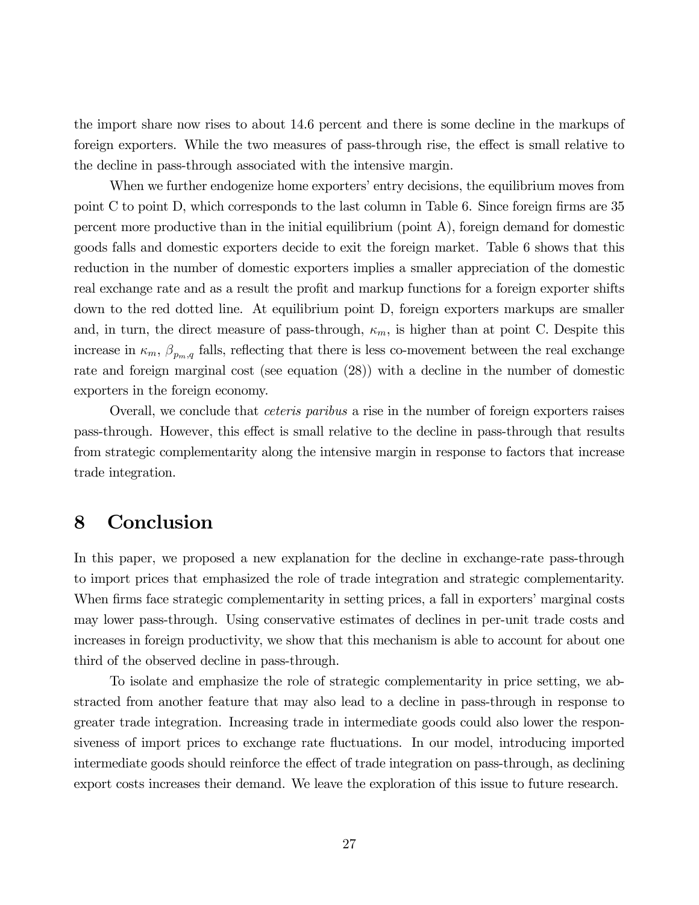the import share now rises to about 14.6 percent and there is some decline in the markups of foreign exporters. While the two measures of pass-through rise, the effect is small relative to the decline in pass-through associated with the intensive margin.

When we further endogenize home exporters' entry decisions, the equilibrium moves from point C to point D, which corresponds to the last column in Table 6. Since foreign firms are 35 percent more productive than in the initial equilibrium (point A), foreign demand for domestic goods falls and domestic exporters decide to exit the foreign market. Table 6 shows that this reduction in the number of domestic exporters implies a smaller appreciation of the domestic real exchange rate and as a result the profit and markup functions for a foreign exporter shifts down to the red dotted line. At equilibrium point D, foreign exporters markups are smaller and, in turn, the direct measure of pass-through, $\kappa_m$, is higher than at point C. Despite this increase in $\kappa_m$, $\beta_{p_m,q}$ falls, reflecting that there is less co-movement between the real exchange rate and foreign marginal cost (see equation (28)) with a decline in the number of domestic exporters in the foreign economy.

Overall, we conclude that *ceteris paribus* a rise in the number of foreign exporters raises pass-through. However, this effect is small relative to the decline in pass-through that results from strategic complementarity along the intensive margin in response to factors that increase trade integration.

# 8 Conclusion

In this paper, we proposed a new explanation for the decline in exchange-rate pass-through to import prices that emphasized the role of trade integration and strategic complementarity. When firms face strategic complementarity in setting prices, a fall in exporters' marginal costs may lower pass-through. Using conservative estimates of declines in per-unit trade costs and increases in foreign productivity, we show that this mechanism is able to account for about one third of the observed decline in pass-through.

To isolate and emphasize the role of strategic complementarity in price setting, we abstracted from another feature that may also lead to a decline in pass-through in response to greater trade integration. Increasing trade in intermediate goods could also lower the responsiveness of import prices to exchange rate fluctuations. In our model, introducing imported intermediate goods should reinforce the effect of trade integration on pass-through, as declining export costs increases their demand. We leave the exploration of this issue to future research.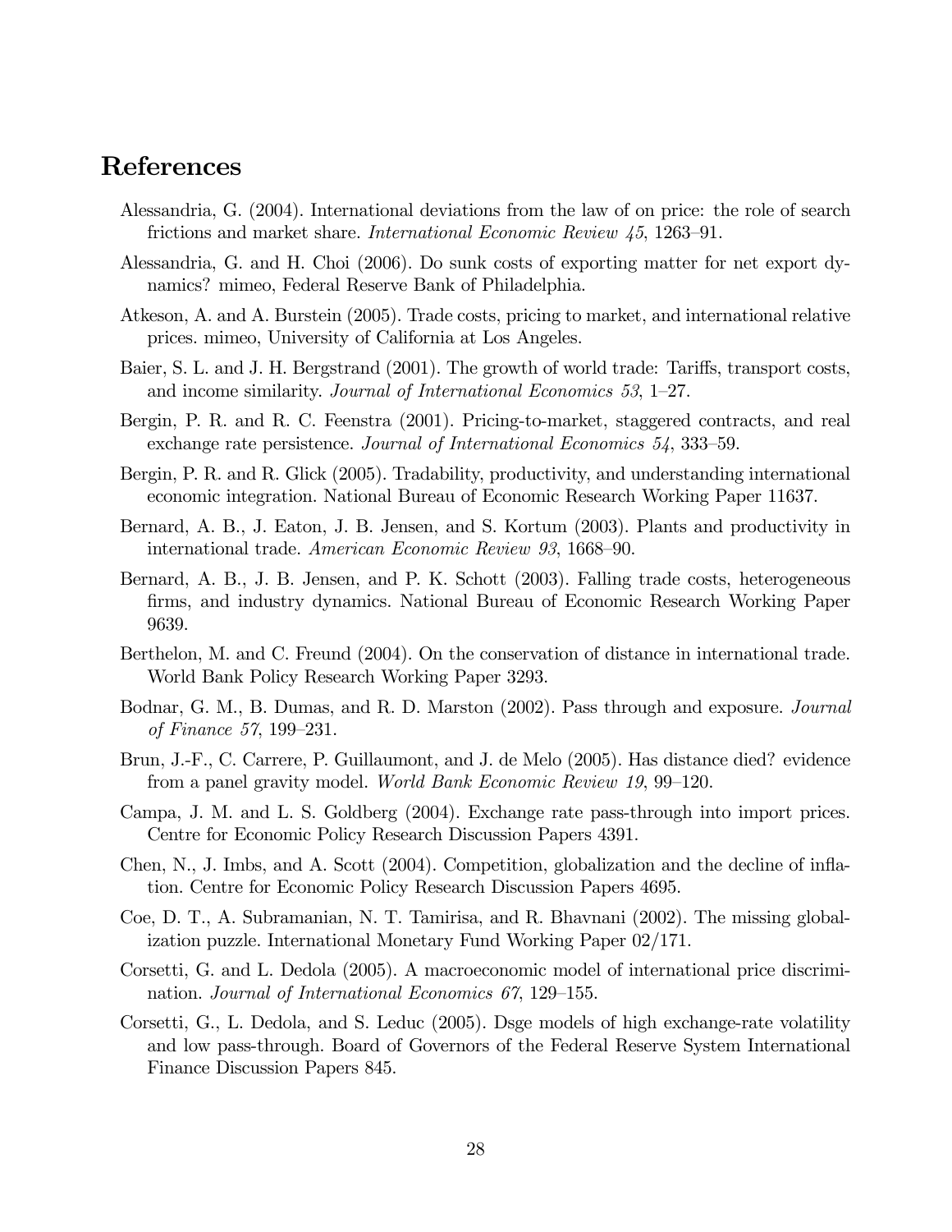# References

Alessandria, G. (2004). International deviations from the law of on price: the role of search frictions and market share. *International Economic Review 45*, 1263–91.

Alessandria, G. and H. Choi (2006). Do sunk costs of exporting matter for net export dynamics? mimeo, Federal Reserve Bank of Philadelphia.

Atkeson, A. and A. Burstein (2005). Trade costs, pricing to market, and international relative prices. mimeo, University of California at Los Angeles.

Baier, S. L. and J. H. Bergstrand (2001). The growth of world trade: Tariffs, transport costs, and income similarity. *Journal of International Economics 53*, 1–27.

Bergin, P. R. and R. C. Feenstra (2001). Pricing-to-market, staggered contracts, and real exchange rate persistence. *Journal of International Economics 54*, 333–59.

Bergin, P. R. and R. Glick (2005). Tradability, productivity, and understanding international economic integration. National Bureau of Economic Research Working Paper 11637.

Bernard, A. B., J. Eaton, J. B. Jensen, and S. Kortum (2003). Plants and productivity in international trade. *American Economic Review 93*, 1668–90.

Bernard, A. B., J. B. Jensen, and P. K. Schott (2003). Falling trade costs, heterogeneous firms, and industry dynamics. National Bureau of Economic Research Working Paper 9639.

Berthelon, M. and C. Freund (2004). On the conservation of distance in international trade. World Bank Policy Research Working Paper 3293.

Bodnar, G. M., B. Dumas, and R. D. Marston (2002). Pass through and exposure. *Journal of Finance 57*, 199–231.

Brun, J.-F., C. Carrere, P. Guillaumont, and J. de Melo (2005). Has distance died? evidence from a panel gravity model. *World Bank Economic Review 19*, 99–120.

Campa, J. M. and L. S. Goldberg (2004). Exchange rate pass-through into import prices. Centre for Economic Policy Research Discussion Papers 4391.

Chen, N., J. Imbs, and A. Scott (2004). Competition, globalization and the decline of inflation. Centre for Economic Policy Research Discussion Papers 4695.

Coe, D. T., A. Subramanian, N. T. Tamirisa, and R. Bhavnani (2002). The missing globalization puzzle. International Monetary Fund Working Paper 02/171.

Corsetti, G. and L. Dedola (2005). A macroeconomic model of international price discrimination. *Journal of International Economics 67*, 129–155.

Corsetti, G., L. Dedola, and S. Leduc (2005). Dsge models of high exchange-rate volatility and low pass-through. Board of Governors of the Federal Reserve System International Finance Discussion Papers 845.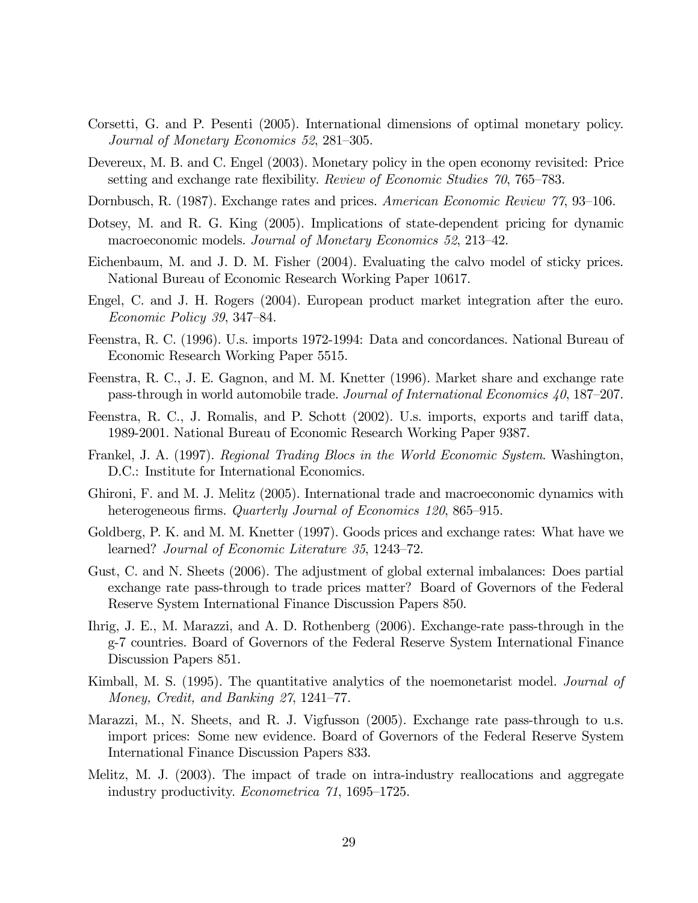Corsetti, G. and P. Pesenti (2005). International dimensions of optimal monetary policy. *Journal of Monetary Economics 52*, 281–305.

Devereux, M. B. and C. Engel (2003). Monetary policy in the open economy revisited: Price setting and exchange rate flexibility. *Review of Economic Studies 70*, 765–783.

Dornbusch, R. (1987). Exchange rates and prices. *American Economic Review 77*, 93–106.

Dotsey, M. and R. G. King (2005). Implications of state-dependent pricing for dynamic macroeconomic models. *Journal of Monetary Economics 52*, 213–42.

Eichenbaum, M. and J. D. M. Fisher (2004). Evaluating the calvo model of sticky prices. National Bureau of Economic Research Working Paper 10617.

Engel, C. and J. H. Rogers (2004). European product market integration after the euro. *Economic Policy 39*, 347–84.

Feenstra, R. C. (1996). U.s. imports 1972-1994: Data and concordances. National Bureau of Economic Research Working Paper 5515.

Feenstra, R. C., J. E. Gagnon, and M. M. Knetter (1996). Market share and exchange rate pass-through in world automobile trade. *Journal of International Economics 40*, 187–207.

Feenstra, R. C., J. Romalis, and P. Schott (2002). U.s. imports, exports and tariff data, 1989-2001. National Bureau of Economic Research Working Paper 9387.

Frankel, J. A. (1997). *Regional Trading Blocs in the World Economic System*. Washington, D.C.: Institute for International Economics.

Ghironi, F. and M. J. Melitz (2005). International trade and macroeconomic dynamics with heterogeneous firms. *Quarterly Journal of Economics 120*, 865–915.

Goldberg, P. K. and M. M. Knetter (1997). Goods prices and exchange rates: What have we learned? *Journal of Economic Literature 35*, 1243–72.

Gust, C. and N. Sheets (2006). The adjustment of global external imbalances: Does partial exchange rate pass-through to trade prices matter? Board of Governors of the Federal Reserve System International Finance Discussion Papers 850.

Ihrig, J. E., M. Marazzi, and A. D. Rothenberg (2006). Exchange-rate pass-through in the g-7 countries. Board of Governors of the Federal Reserve System International Finance Discussion Papers 851.

Kimball, M. S. (1995). The quantitative analytics of the noemonetarist model. *Journal of Money, Credit, and Banking 27*, 1241–77.

Marazzi, M., N. Sheets, and R. J. Vigfusson (2005). Exchange rate pass-through to u.s. import prices: Some new evidence. Board of Governors of the Federal Reserve System International Finance Discussion Papers 833.

Melitz, M. J. (2003). The impact of trade on intra-industry reallocations and aggregate industry productivity. *Econometrica 71*, 1695–1725.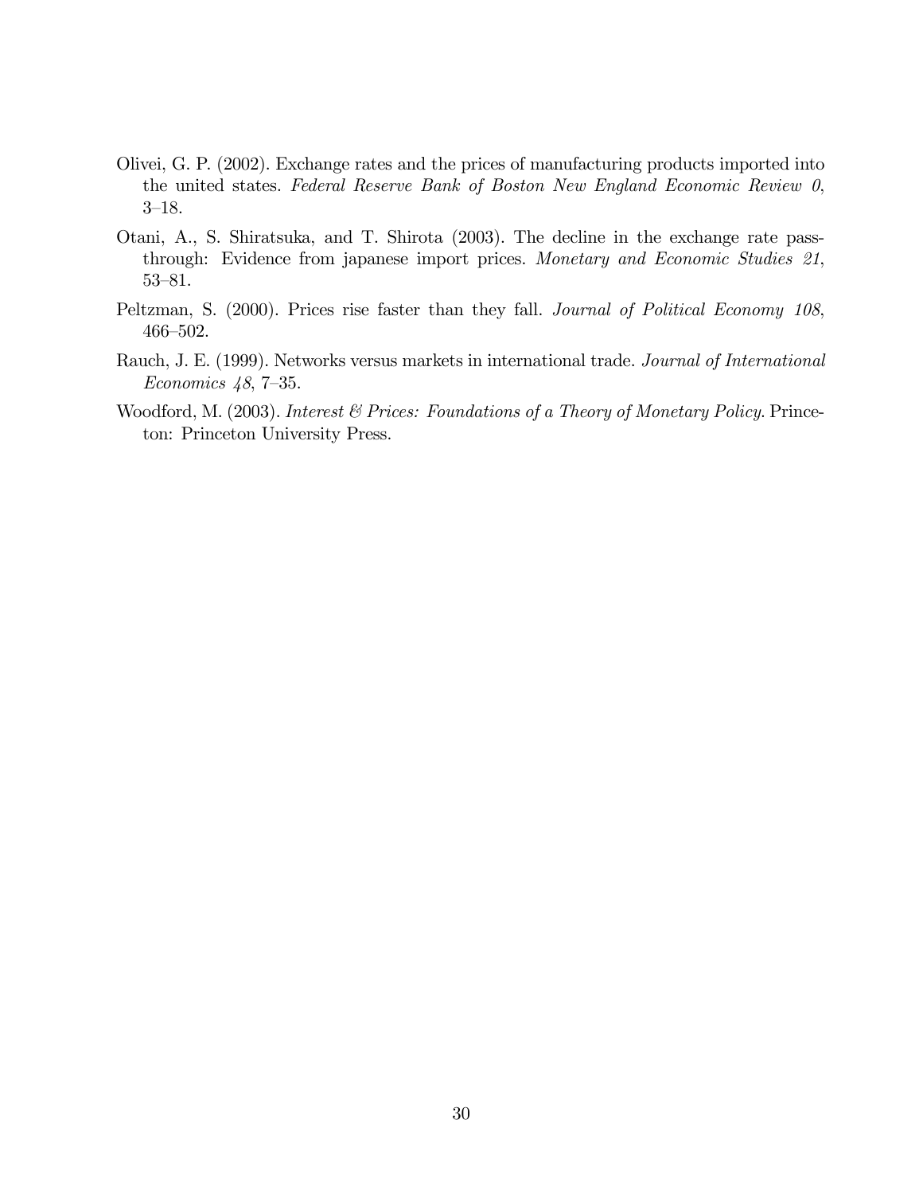Olivei, G. P. (2002). Exchange rates and the prices of manufacturing products imported into the united states. *Federal Reserve Bank of Boston New England Economic Review 0*, 3–18.

Otani, A., S. Shiratsuka, and T. Shirota (2003). The decline in the exchange rate pass-through: Evidence from japanese import prices. *Monetary and Economic Studies 21*, 53–81.

Peltzman, S. (2000). Prices rise faster than they fall. *Journal of Political Economy 108*, 466–502.

Rauch, J. E. (1999). Networks versus markets in international trade. *Journal of International Economics 48*, 7–35.

Woodford, M. (2003). *Interest & Prices: Foundations of a Theory of Monetary Policy*. Princeton: Princeton University Press.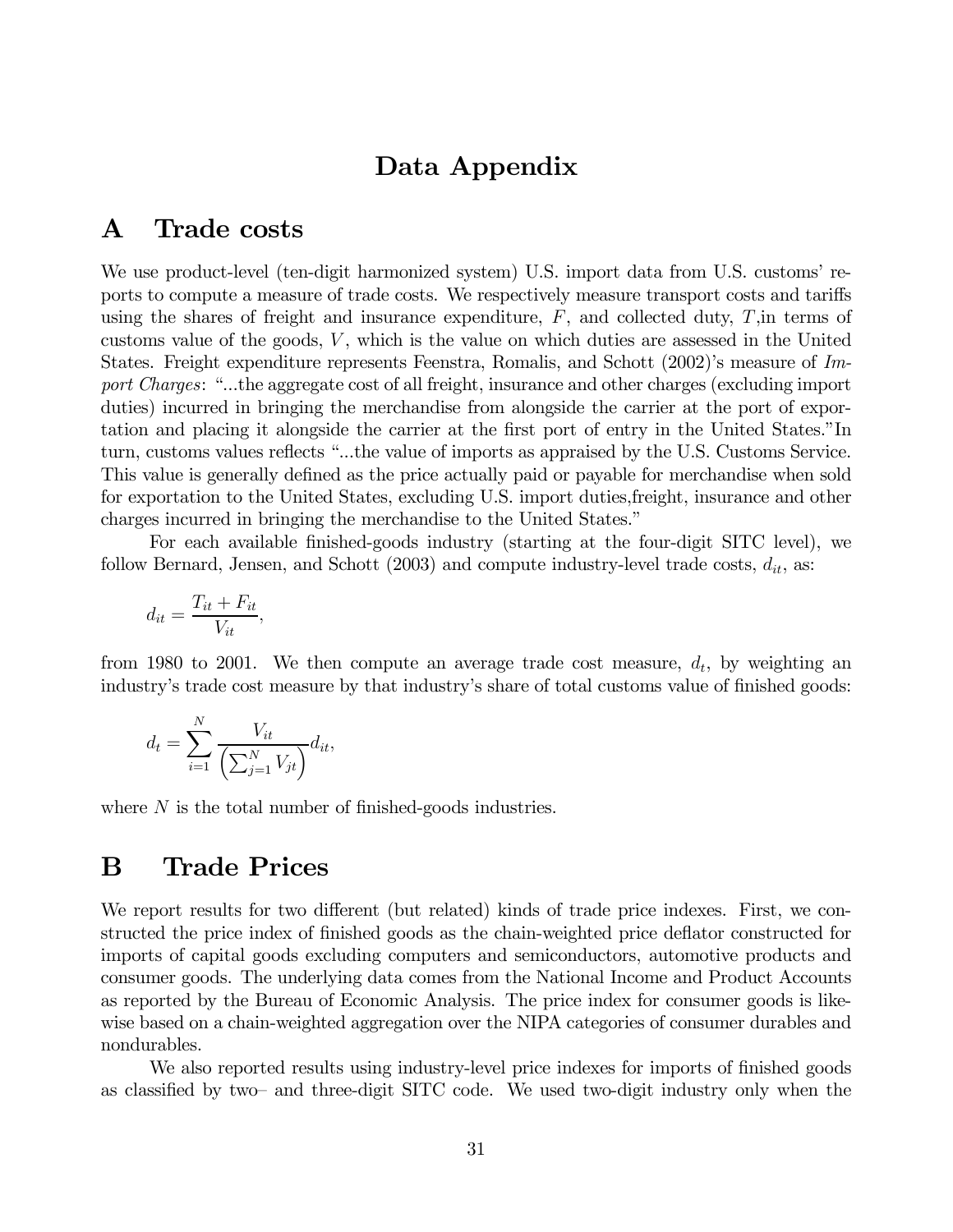# Data Appendix

## A Trade costs

We use product-level (ten-digit harmonized system) U.S. import data from U.S. customs' reports to compute a measure of trade costs. We respectively measure transport costs and tariffs using the shares of freight and insurance expenditure, $F$, and collected duty, $T$,in terms of customs value of the goods, $V$, which is the value on which duties are assessed in the United States. Freight expenditure represents Feenstra, Romalis, and Schott (2002)'s measure of *Import Charges*: "...the aggregate cost of all freight, insurance and other charges (excluding import duties) incurred in bringing the merchandise from alongside the carrier at the port of exportation and placing it alongside the carrier at the first port of entry in the United States."In turn, customs values reflects "...the value of imports as appraised by the U.S. Customs Service. This value is generally defined as the price actually paid or payable for merchandise when sold for exportation to the United States, excluding U.S. import duties,freight, insurance and other charges incurred in bringing the merchandise to the United States."

For each available finished-goods industry (starting at the four-digit SITC level), we follow Bernard, Jensen, and Schott (2003) and compute industry-level trade costs, $d_{it}$, as:

$$d_{it} = \frac{T_{it} + F_{it}}{V_{it}},$$

from 1980 to 2001. We then compute an average trade cost measure, $d_t$, by weighting an industry's trade cost measure by that industry's share of total customs value of finished goods:

$$d_t = \sum_{i=1}^{N} \frac{V_{it}}{\left(\sum_{j=1}^{N} V_{jt}\right)} d_{it},$$

where $N$ is the total number of finished-goods industries.

## B Trade Prices

We report results for two different (but related) kinds of trade price indexes. First, we constructed the price index of finished goods as the chain-weighted price deflator constructed for imports of capital goods excluding computers and semiconductors, automotive products and consumer goods. The underlying data comes from the National Income and Product Accounts as reported by the Bureau of Economic Analysis. The price index for consumer goods is likewise based on a chain-weighted aggregation over the NIPA categories of consumer durables and nondurables.

We also reported results using industry-level price indexes for imports of finished goods as classified by two– and three-digit SITC code. We used two-digit industry only when the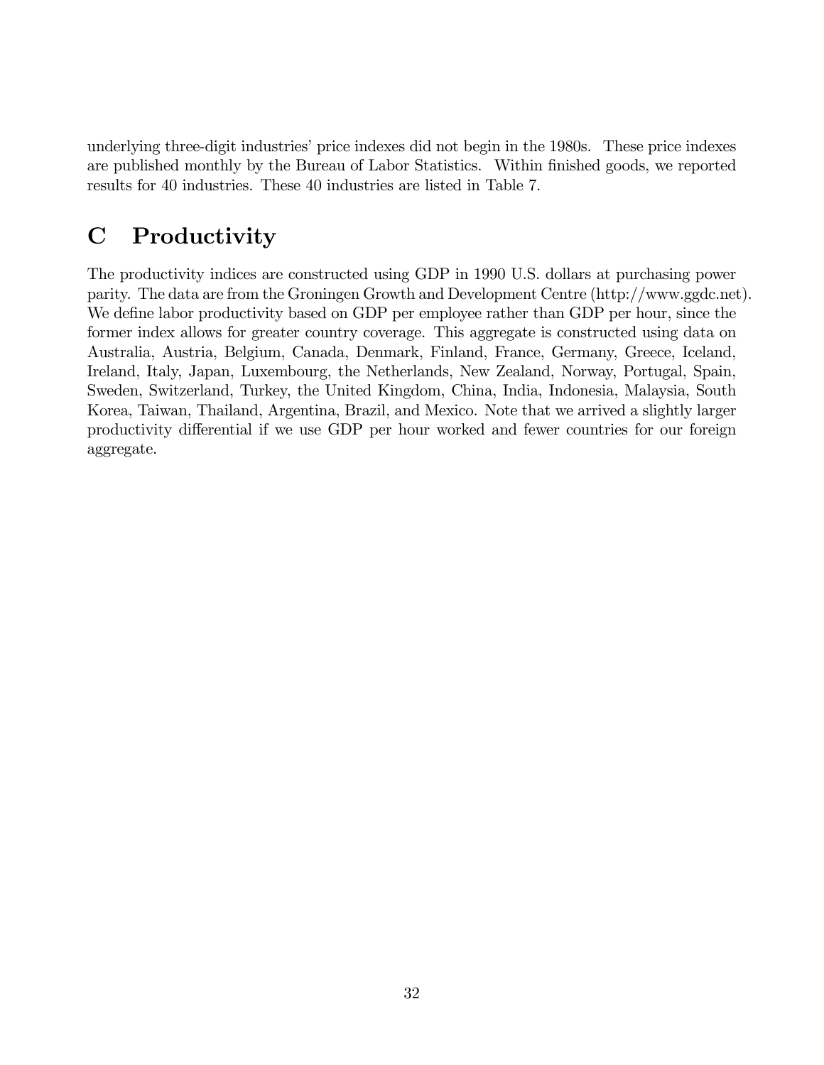underlying three-digit industries' price indexes did not begin in the 1980s. These price indexes are published monthly by the Bureau of Labor Statistics. Within finished goods, we reported results for 40 industries. These 40 industries are listed in Table 7.

# C Productivity

The productivity indices are constructed using GDP in 1990 U.S. dollars at purchasing power parity. The data are from the Groningen Growth and Development Centre (http://www.ggdc.net). We define labor productivity based on GDP per employee rather than GDP per hour, since the former index allows for greater country coverage. This aggregate is constructed using data on Australia, Austria, Belgium, Canada, Denmark, Finland, France, Germany, Greece, Iceland, Ireland, Italy, Japan, Luxembourg, the Netherlands, New Zealand, Norway, Portugal, Spain, Sweden, Switzerland, Turkey, the United Kingdom, China, India, Indonesia, Malaysia, South Korea, Taiwan, Thailand, Argentina, Brazil, and Mexico. Note that we arrived a slightly larger productivity differential if we use GDP per hour worked and fewer countries for our foreign aggregate.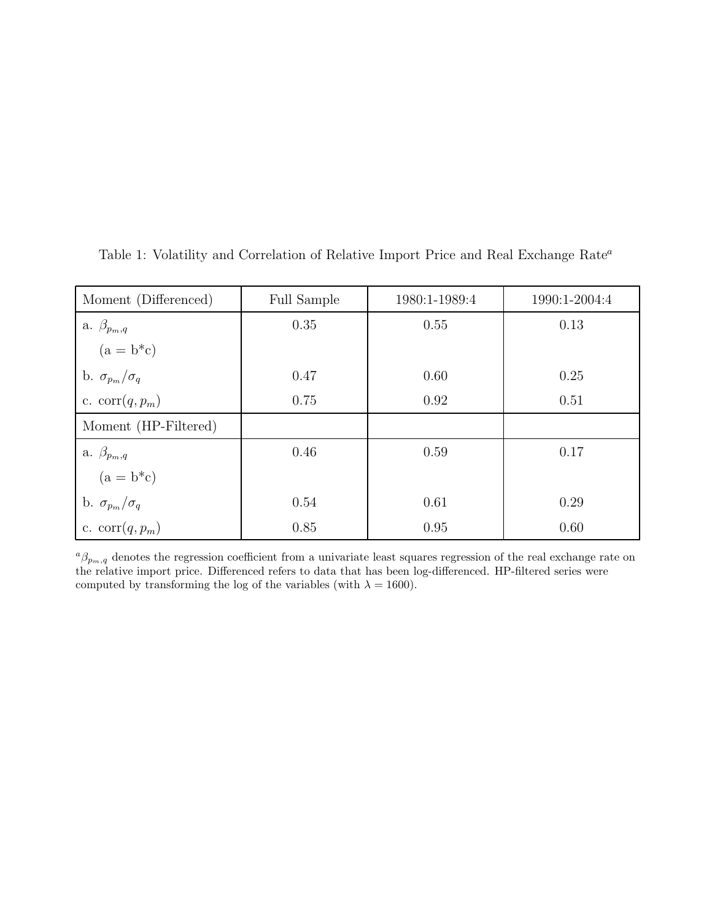Table 1: Volatility and Correlation of Relative Import Price and Real Exchange Rate[a]

| Moment (Differenced) | Full Sample | 1980:1-1989:4 | 1990:1-2004:4 |
|---|---|---|---|
| a. $\beta_{p_m,q}$ (a = b*c) | 0.35 | 0.55 | 0.13 |
| b. $\sigma_{p_m}/\sigma_q$ | 0.47 | 0.60 | 0.25 |
| c. $\text{corr}(q, p_m)$ | 0.75 | 0.92 | 0.51 |
| **Moment (HP-Filtered)** | | | |
| a. $\beta_{p_m,q}$ (a = b*c) | 0.46 | 0.59 | 0.17 |
| b. $\sigma_{p_m}/\sigma_q$ | 0.54 | 0.61 | 0.29 |
| c. $\text{corr}(q, p_m)$ | 0.85 | 0.95 | 0.60 |

[a] $\beta_{p_m,q}$ denotes the regression coefficient from a univariate least squares regression of the real exchange rate on the relative import price. Differenced refers to data that has been log-differenced. HP-filtered series were computed by transforming the log of the variables (with $\lambda = 1600$).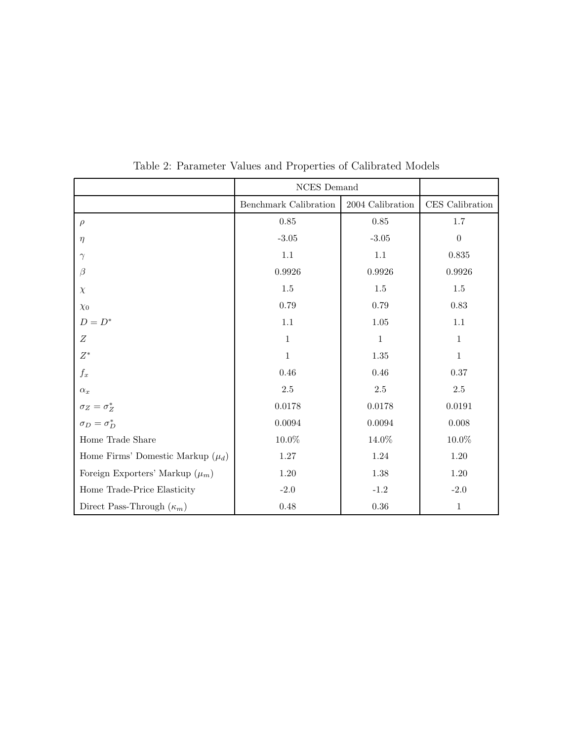Table 2: Parameter Values and Properties of Calibrated Models

| | NCES Demand | | |
|---|---|---|---|
| | Benchmark Calibration | 2004 Calibration | CES Calibration |
| $\rho$ | 0.85 | 0.85 | 1.7 |
| $\eta$ | -3.05 | -3.05 | 0 |
| $\gamma$ | 1.1 | 1.1 | 0.835 |
| $\beta$ | 0.9926 | 0.9926 | 0.9926 |
| $\chi$ | 1.5 | 1.5 | 1.5 |
| $\chi_0$ | 0.79 | 0.79 | 0.83 |
| $D = D^*$ | 1.1 | 1.05 | 1.1 |
| $Z$ | 1 | 1 | 1 |
| $Z^*$ | 1 | 1.35 | 1 |
| $f_x$ | 0.46 | 0.46 | 0.37 |
| $\alpha_x$ | 2.5 | 2.5 | 2.5 |
| $\sigma_Z = \sigma_Z^*$ | 0.0178 | 0.0178 | 0.0191 |
| $\sigma_D = \sigma_D^*$ | 0.0094 | 0.0094 | 0.008 |
| Home Trade Share | 10.0% | 14.0% | 10.0% |
| Home Firms' Domestic Markup ($\mu_d$) | 1.27 | 1.24 | 1.20 |
| Foreign Exporters' Markup ($\mu_m$) | 1.20 | 1.38 | 1.20 |
| Home Trade-Price Elasticity | -2.0 | -1.2 | -2.0 |
| Direct Pass-Through ($\kappa_m$) | 0.48 | 0.36 | 1 |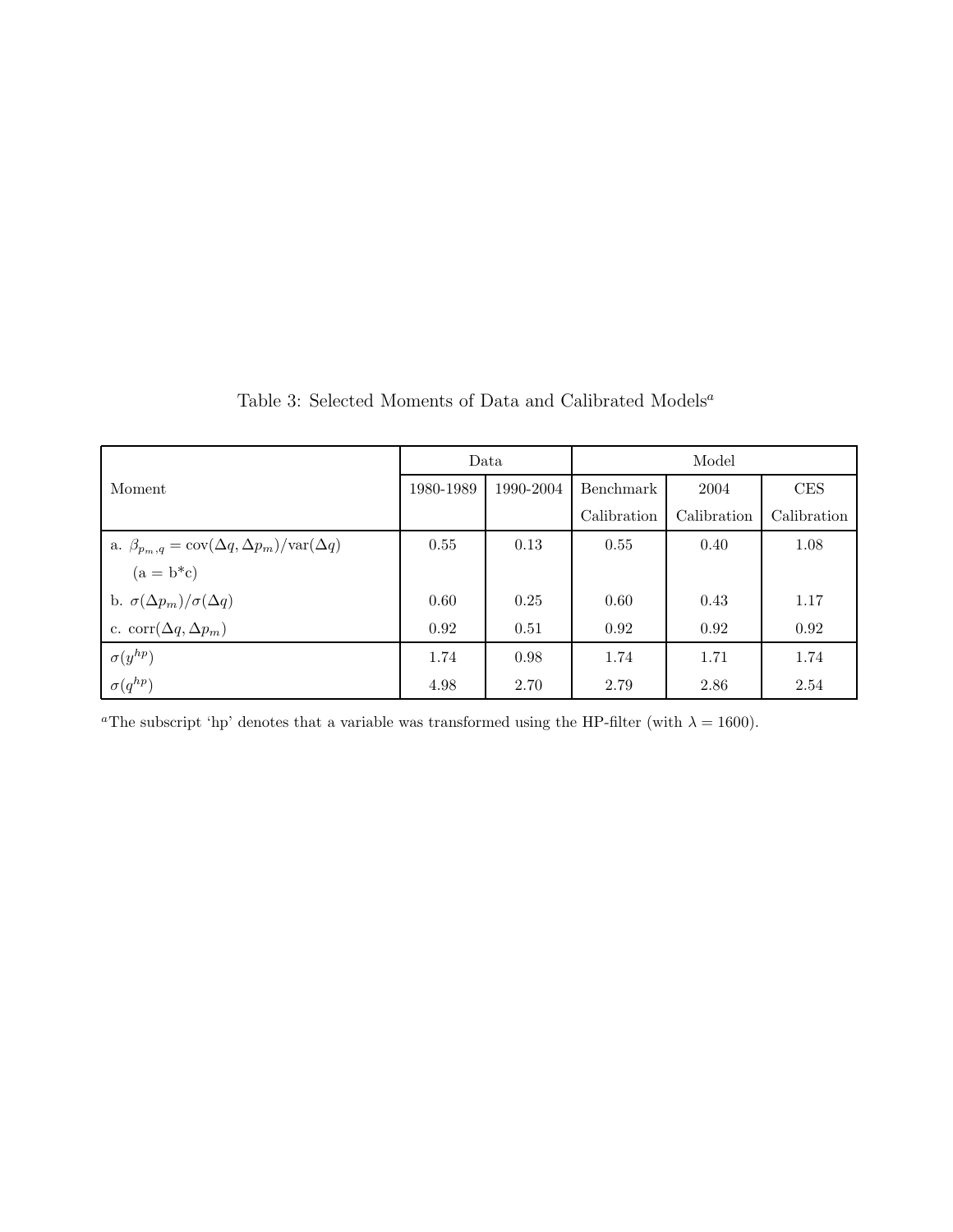Table 3: Selected Moments of Data and Calibrated Models[a]

| Moment | Data | | Model | | |
|---|---|---|---|---|---|
| | 1980-1989 | 1990-2004 | Benchmark Calibration | 2004 Calibration | CES Calibration |
| a. $\beta_{p_m,q} = \text{cov}(\Delta q, \Delta p_m)/\text{var}(\Delta q)$ (a = b*c) | 0.55 | 0.13 | 0.55 | 0.40 | 1.08 |
| b. $\sigma(\Delta p_m)/\sigma(\Delta q)$ | 0.60 | 0.25 | 0.60 | 0.43 | 1.17 |
| c. $\text{corr}(\Delta q, \Delta p_m)$ | 0.92 | 0.51 | 0.92 | 0.92 | 0.92 |
| $\sigma(y^{hp})$ | 1.74 | 0.98 | 1.74 | 1.71 | 1.74 |
| $\sigma(q^{hp})$ | 4.98 | 2.70 | 2.79 | 2.86 | 2.54 |

[a]The subscript 'hp' denotes that a variable was transformed using the HP-filter (with $\lambda = 1600$).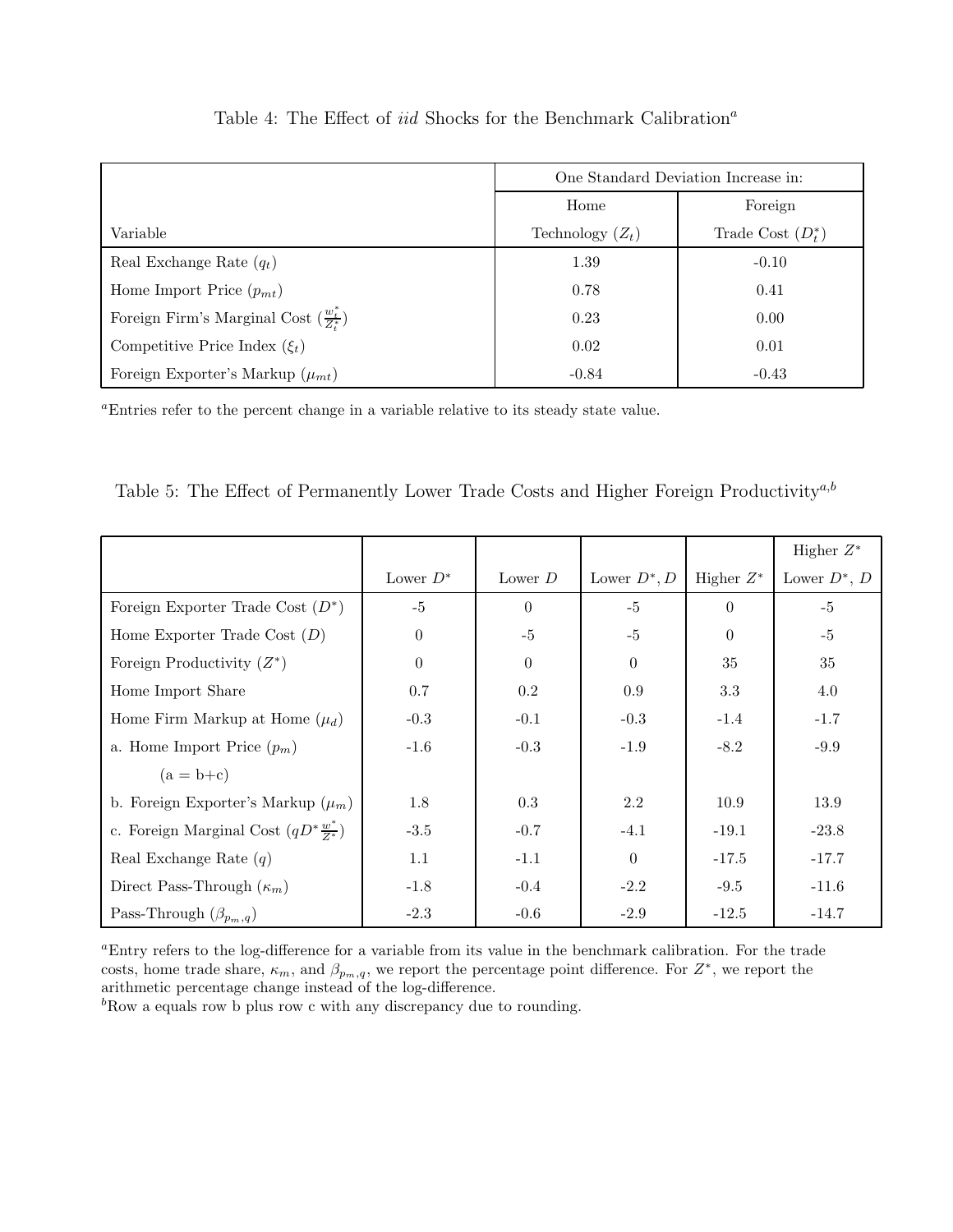Table 4: The Effect of *iid* Shocks for the Benchmark Calibration[a]

| | One Standard Deviation Increase in: | |
|---|---|---|
| | Home | Foreign |
| Variable | Technology ($Z_t$) | Trade Cost ($D_t^*$) |
| Real Exchange Rate ($q_t$) | 1.39 | -0.10 |
| Home Import Price ($p_{mt}$) | 0.78 | 0.41 |
| Foreign Firm's Marginal Cost ($\frac{w_t^*}{Z_t^*}$) | 0.23 | 0.00 |
| Competitive Price Index ($\xi_t$) | 0.02 | 0.01 |
| Foreign Exporter's Markup ($\mu_{mt}$) | -0.84 | -0.43 |

[a]Entries refer to the percent change in a variable relative to its steady state value.

Table 5: The Effect of Permanently Lower Trade Costs and Higher Foreign Productivity[a,b]

| | Lower $D^*$ | Lower $D$ | Lower $D^*$, $D$ | Higher $Z^*$ | Higher $Z^*$ Lower $D^*$, $D$ |
|---|---|---|---|---|---|
| Foreign Exporter Trade Cost ($D^*$) | -5 | 0 | -5 | 0 | -5 |
| Home Exporter Trade Cost ($D$) | 0 | -5 | -5 | 0 | -5 |
| Foreign Productivity ($Z^*$) | 0 | 0 | 0 | 35 | 35 |
| Home Import Share | 0.7 | 0.2 | 0.9 | 3.3 | 4.0 |
| Home Firm Markup at Home ($\mu_d$) | -0.3 | -0.1 | -0.3 | -1.4 | -1.7 |
| a. Home Import Price ($p_m$) | -1.6 | -0.3 | -1.9 | -8.2 | -9.9 |
| (a = b+c) | | | | | |
| b. Foreign Exporter's Markup ($\mu_m$) | 1.8 | 0.3 | 2.2 | 10.9 | 13.9 |
| c. Foreign Marginal Cost ($qD^*\frac{w^*}{Z^*}$) | -3.5 | -0.7 | -4.1 | -19.1 | -23.8 |
| Real Exchange Rate ($q$) | 1.1 | -1.1 | 0 | -17.5 | -17.7 |
| Direct Pass-Through ($\kappa_m$) | -1.8 | -0.4 | -2.2 | -9.5 | -11.6 |
| Pass-Through ($\beta_{p_m,q}$) | -2.3 | -0.6 | -2.9 | -12.5 | -14.7 |

[a]Entry refers to the log-difference for a variable from its value in the benchmark calibration. For the trade costs, home trade share, $\kappa_m$, and $\beta_{p_m,q}$, we report the percentage point difference. For $Z^*$, we report the arithmetic percentage change instead of the log-difference.
[b]Row a equals row b plus row c with any discrepancy due to rounding.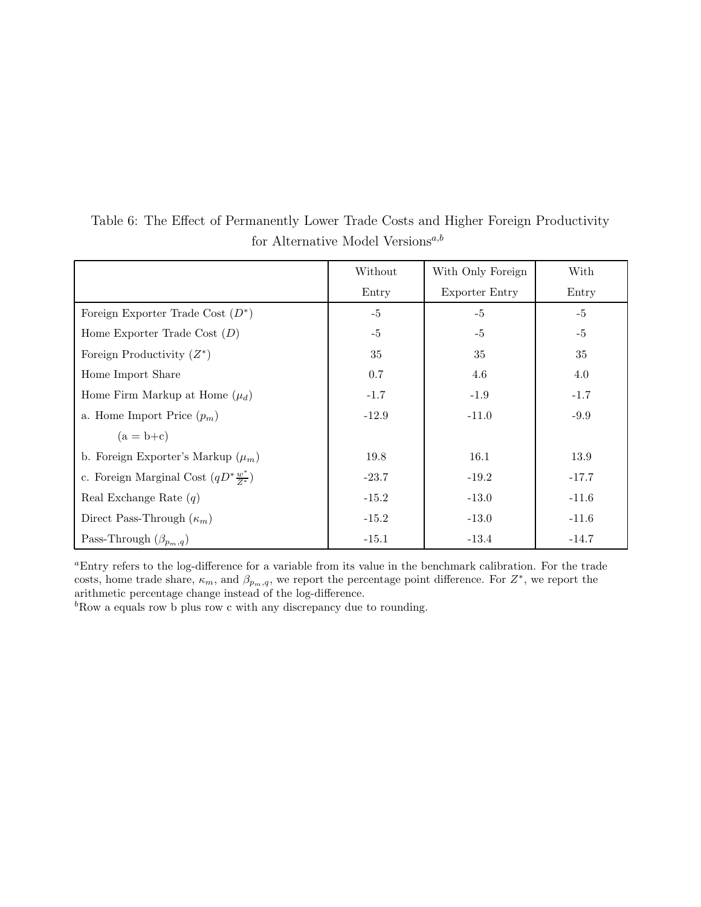Table 6: The Effect of Permanently Lower Trade Costs and Higher Foreign Productivity for Alternative Model Versions[a,b]

| | Without Entry | With Only Foreign Exporter Entry | With Entry |
|---|---|---|---|
| Foreign Exporter Trade Cost ($D^*$) | -5 | -5 | -5 |
| Home Exporter Trade Cost ($D$) | -5 | -5 | -5 |
| Foreign Productivity ($Z^*$) | 35 | 35 | 35 |
| Home Import Share | 0.7 | 4.6 | 4.0 |
| Home Firm Markup at Home ($\mu_d$) | -1.7 | -1.9 | -1.7 |
| a. Home Import Price ($p_m$) (a = b+c) | -12.9 | -11.0 | -9.9 |
| b. Foreign Exporter's Markup ($\mu_m$) | 19.8 | 16.1 | 13.9 |
| c. Foreign Marginal Cost ($qD^* \frac{w^*}{Z^*}$) | -23.7 | -19.2 | -17.7 |
| Real Exchange Rate ($q$) | -15.2 | -13.0 | -11.6 |
| Direct Pass-Through ($\kappa_m$) | -15.2 | -13.0 | -11.6 |
| Pass-Through ($\beta_{p_m,q}$) | -15.1 | -13.4 | -14.7 |

[a]Entry refers to the log-difference for a variable from its value in the benchmark calibration. For the trade costs, home trade share, $\kappa_m$, and $\beta_{p_m,q}$, we report the percentage point difference. For $Z^*$, we report the arithmetic percentage change instead of the log-difference.

[b]Row a equals row b plus row c with any discrepancy due to rounding.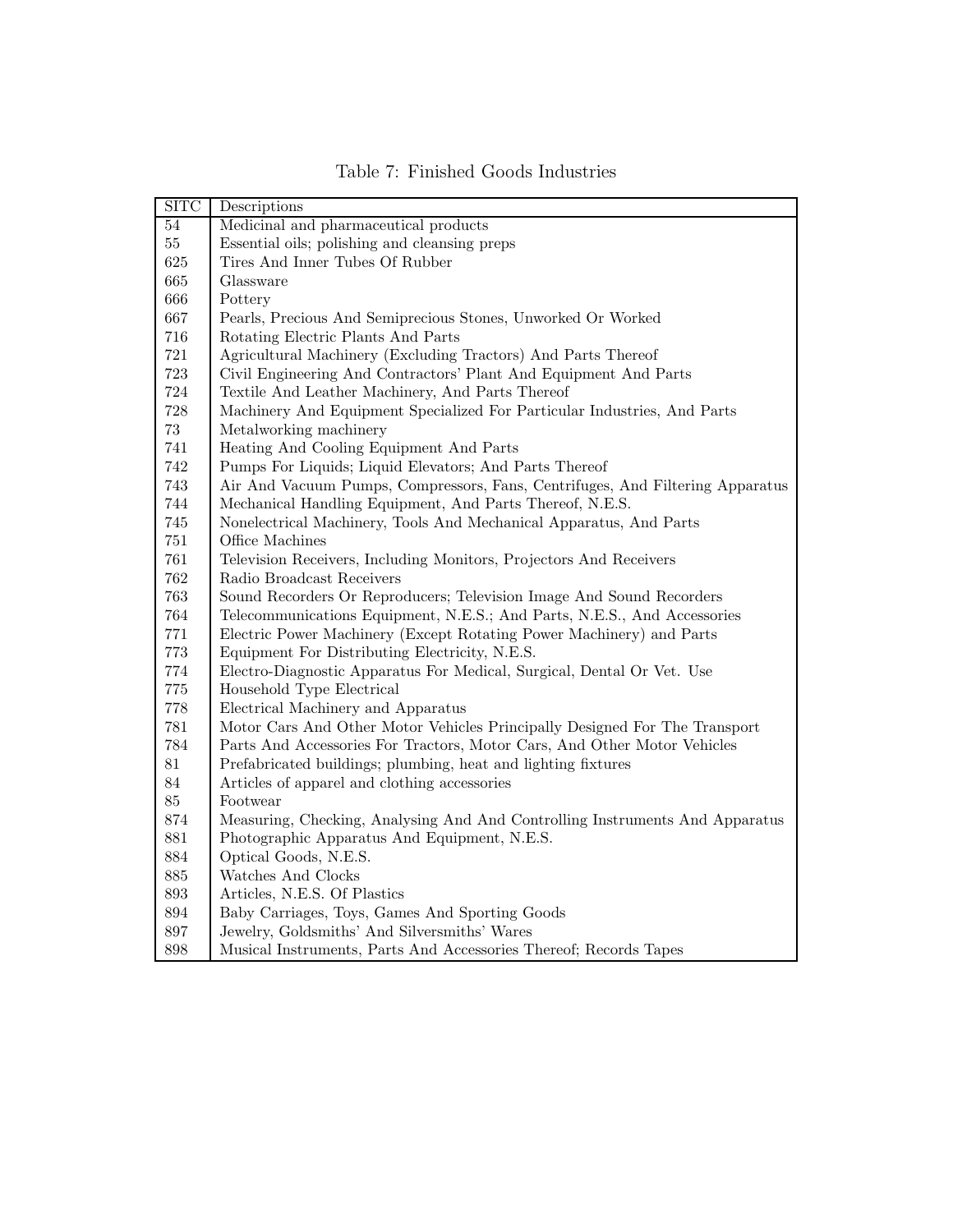Table 7: Finished Goods Industries

| SITC | Descriptions |
|---|---|
| 54 | Medicinal and pharmaceutical products |
| 55 | Essential oils; polishing and cleansing preps |
| 625 | Tires And Inner Tubes Of Rubber |
| 665 | Glassware |
| 666 | Pottery |
| 667 | Pearls, Precious And Semiprecious Stones, Unworked Or Worked |
| 716 | Rotating Electric Plants And Parts |
| 721 | Agricultural Machinery (Excluding Tractors) And Parts Thereof |
| 723 | Civil Engineering And Contractors' Plant And Equipment And Parts |
| 724 | Textile And Leather Machinery, And Parts Thereof |
| 728 | Machinery And Equipment Specialized For Particular Industries, And Parts |
| 73 | Metalworking machinery |
| 741 | Heating And Cooling Equipment And Parts |
| 742 | Pumps For Liquids; Liquid Elevators; And Parts Thereof |
| 743 | Air And Vacuum Pumps, Compressors, Fans, Centrifuges, And Filtering Apparatus |
| 744 | Mechanical Handling Equipment, And Parts Thereof, N.E.S. |
| 745 | Nonelectrical Machinery, Tools And Mechanical Apparatus, And Parts |
| 751 | Office Machines |
| 761 | Television Receivers, Including Monitors, Projectors And Receivers |
| 762 | Radio Broadcast Receivers |
| 763 | Sound Recorders Or Reproducers; Television Image And Sound Recorders |
| 764 | Telecommunications Equipment, N.E.S.; And Parts, N.E.S., And Accessories |
| 771 | Electric Power Machinery (Except Rotating Power Machinery) and Parts |
| 773 | Equipment For Distributing Electricity, N.E.S. |
| 774 | Electro-Diagnostic Apparatus For Medical, Surgical, Dental Or Vet. Use |
| 775 | Household Type Electrical |
| 778 | Electrical Machinery and Apparatus |
| 781 | Motor Cars And Other Motor Vehicles Principally Designed For The Transport |
| 784 | Parts And Accessories For Tractors, Motor Cars, And Other Motor Vehicles |
| 81 | Prefabricated buildings; plumbing, heat and lighting fixtures |
| 84 | Articles of apparel and clothing accessories |
| 85 | Footwear |
| 874 | Measuring, Checking, Analysing And And Controlling Instruments And Apparatus |
| 881 | Photographic Apparatus And Equipment, N.E.S. |
| 884 | Optical Goods, N.E.S. |
| 885 | Watches And Clocks |
| 893 | Articles, N.E.S. Of Plastics |
| 894 | Baby Carriages, Toys, Games And Sporting Goods |
| 897 | Jewelry, Goldsmiths' And Silversmiths' Wares |
| 898 | Musical Instruments, Parts And Accessories Thereof; Records Tapes |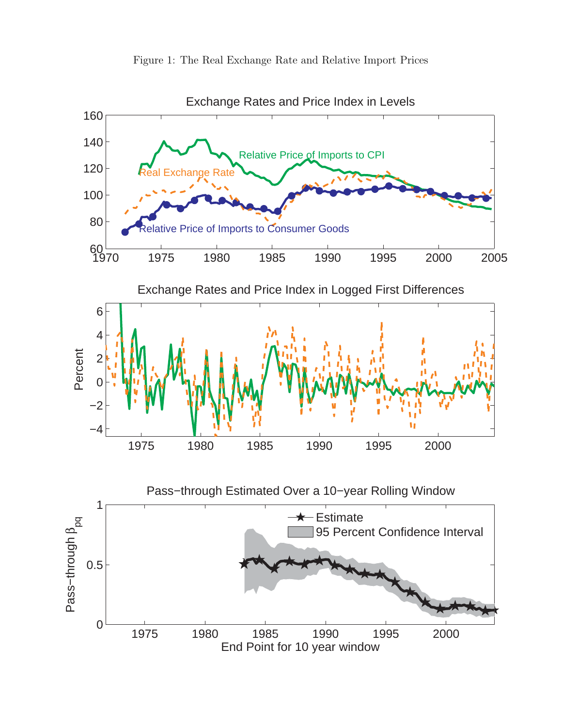Figure 1: The Real Exchange Rate and Relative Import Prices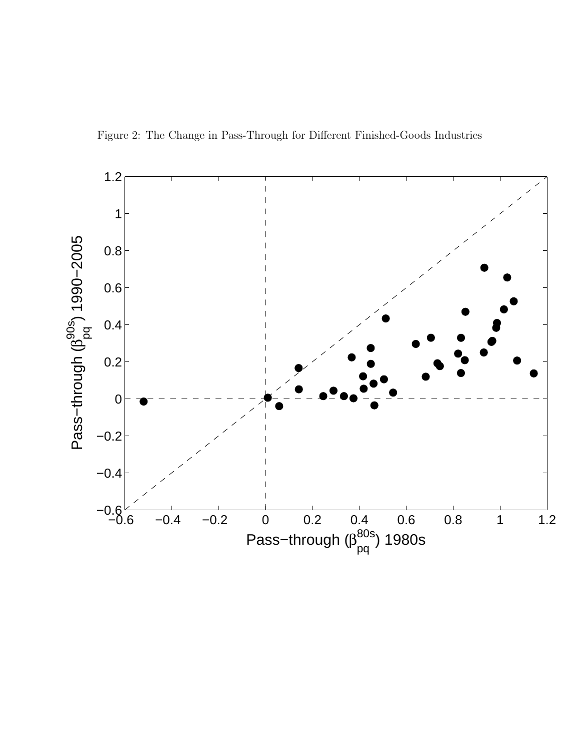Figure 2: The Change in Pass-Through for Different Finished-Goods Industries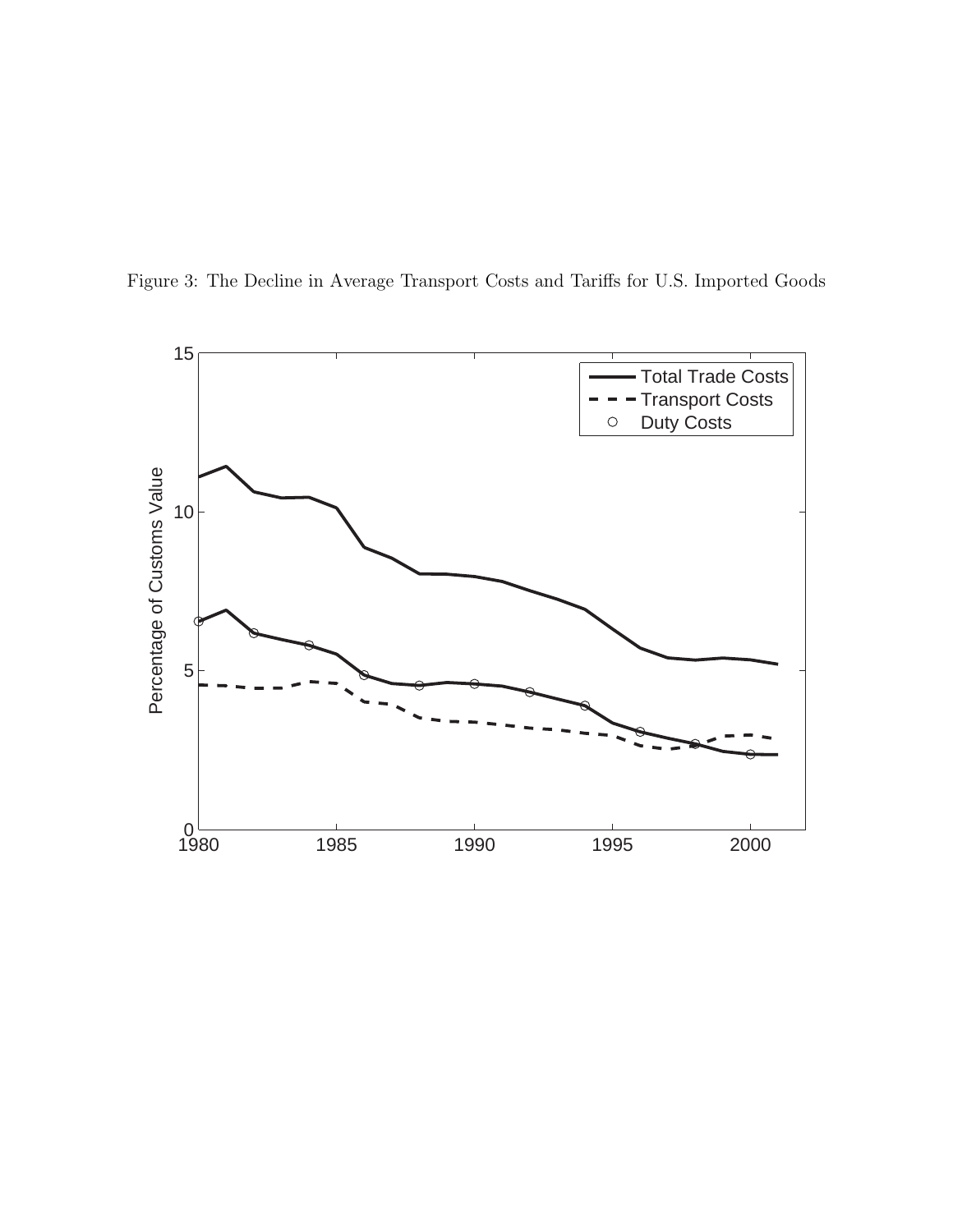Figure 3: The Decline in Average Transport Costs and Tariffs for U.S. Imported Goods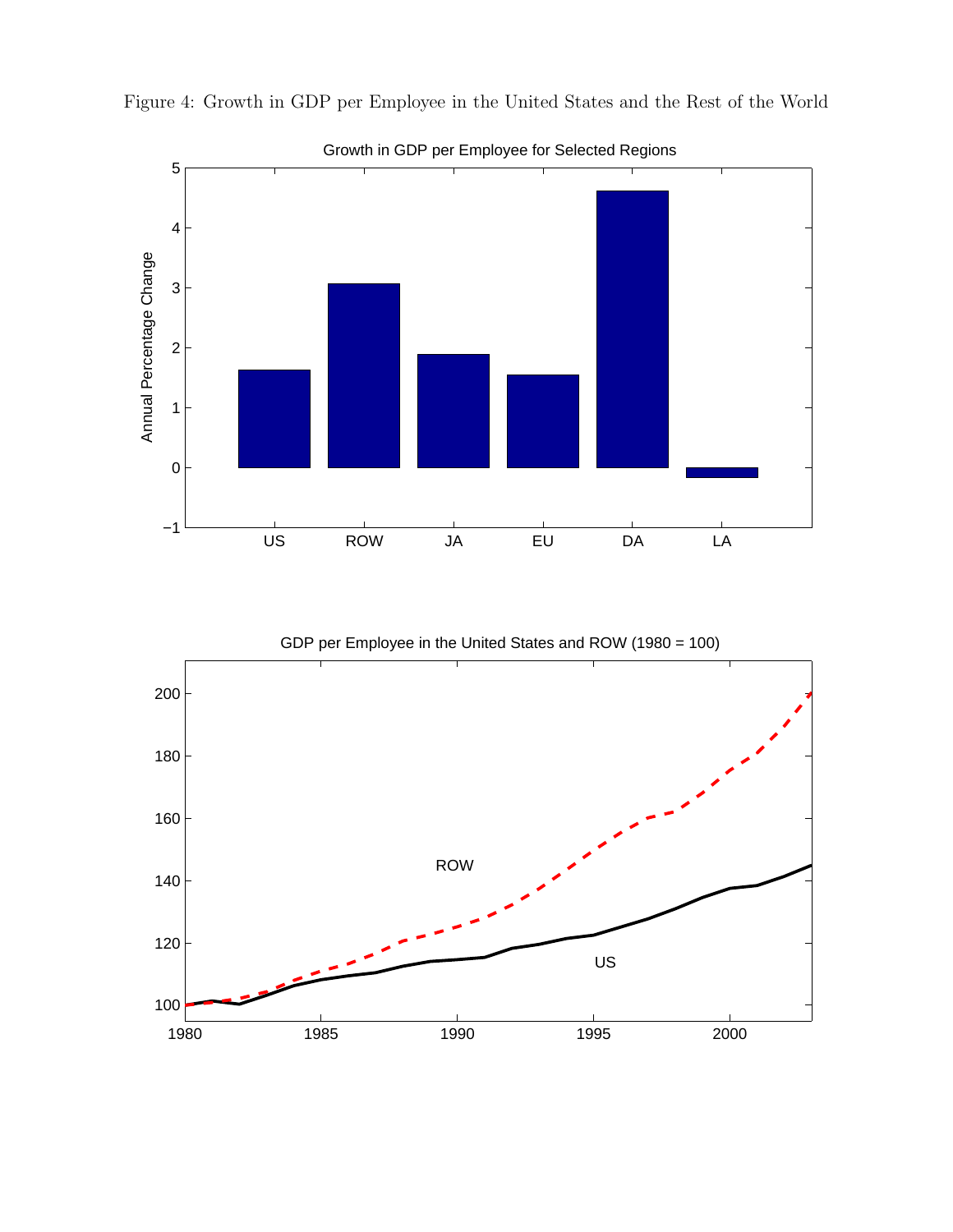Figure 4: Growth in GDP per Employee in the United States and the Rest of the World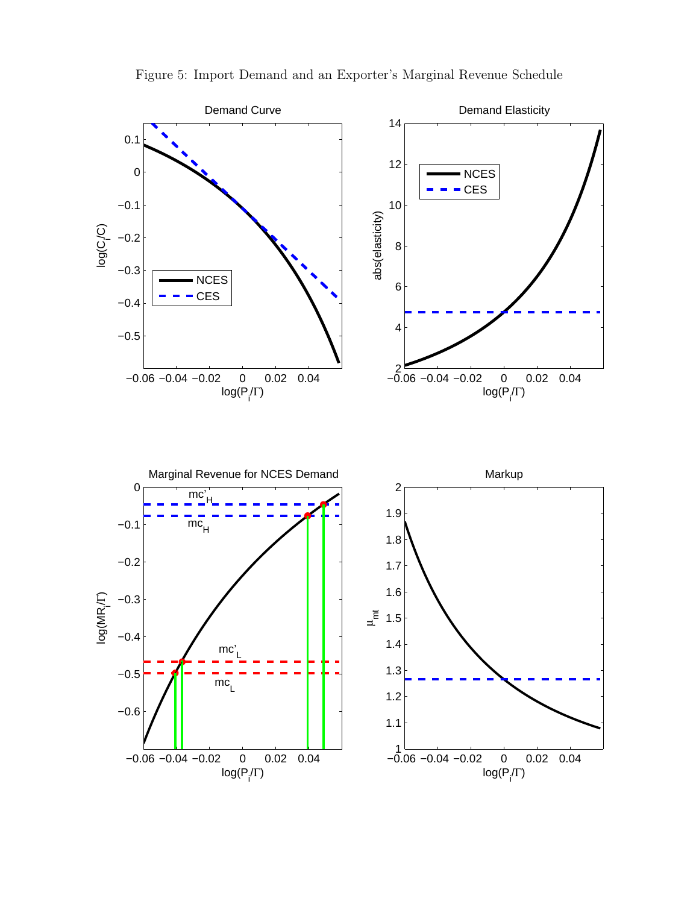Figure 5: Import Demand and an Exporter's Marginal Revenue Schedule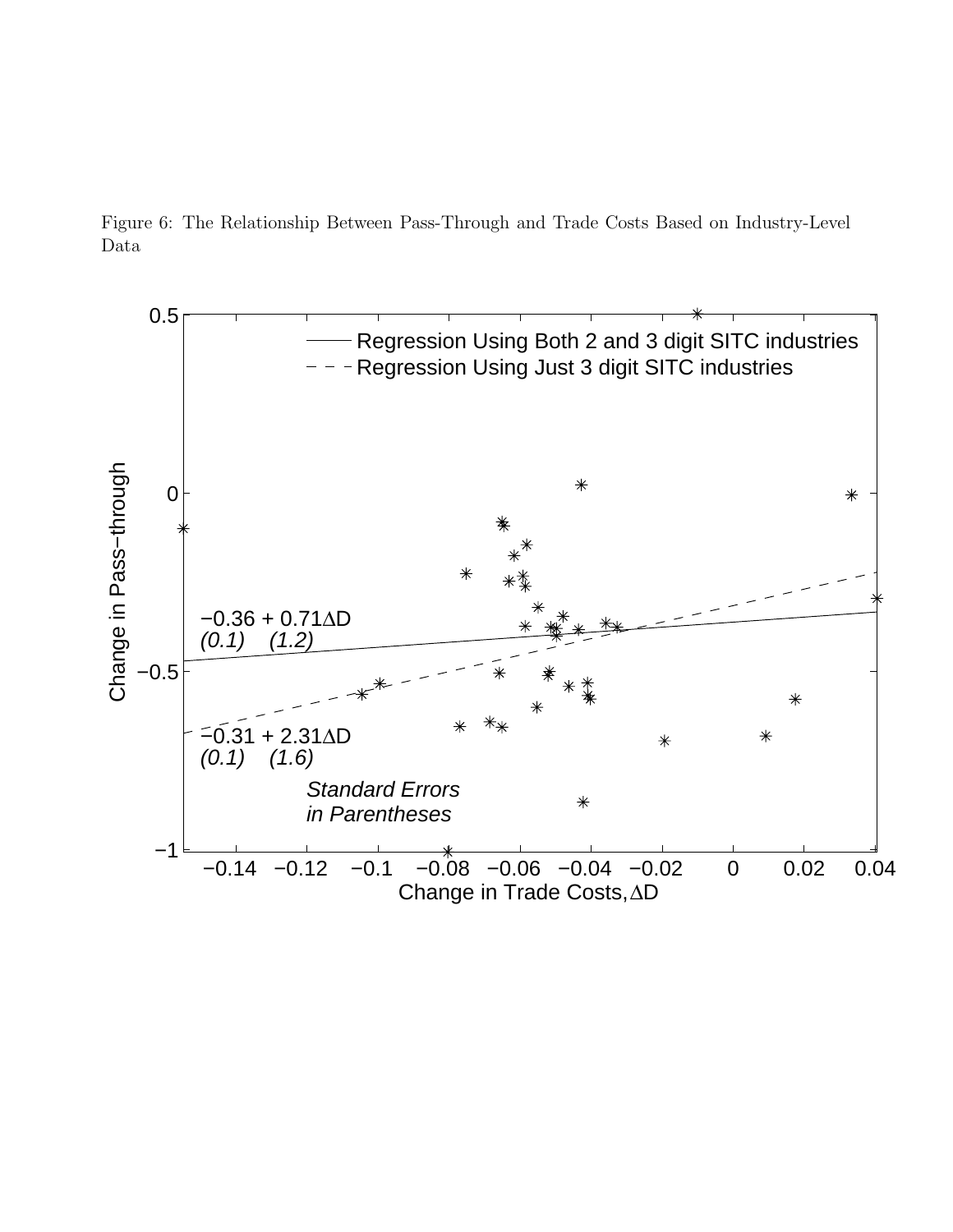Figure 6: The Relationship Between Pass-Through and Trade Costs Based on Industry-Level Data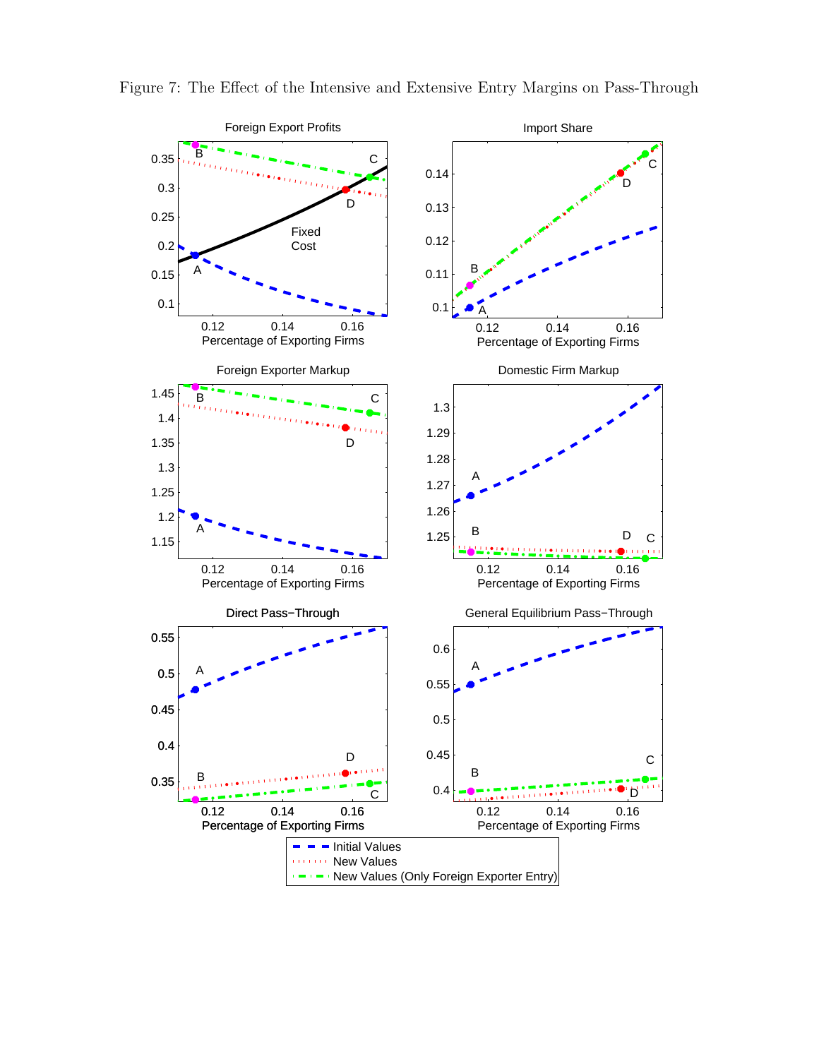Figure 7: The Effect of the Intensive and Extensive Entry Margins on Pass-Through

Foreign Export Profits

0.35
0.3
0.25
0.2
0.15
0.1

0.12 0.14 0.16

Percentage of Exporting Firms

B C D A

Fixed Cost

Import Share

0.14
0.13
0.12
0.11
0.1

0.12 0.14 0.16

Percentage of Exporting Firms

C D B A

Foreign Exporter Markup

1.45
1.4
1.35
1.3
1.25
1.2
1.15

0.12 0.14 0.16

Percentage of Exporting Firms

B C D A

Domestic Firm Markup

1.3
1.29
1.28
1.27
1.26
1.25

0.12 0.14 0.16

Percentage of Exporting Firms

A B D C

Direct Pass−Through

0.55
0.5
0.45
0.4
0.35

0.12 0.14 0.16

Percentage of Exporting Firms

A D B C

General Equilibrium Pass−Through

0.6
0.55
0.5
0.45
0.4

0.12 0.14 0.16

Percentage of Exporting Firms

A C B D

Initial Values
New Values
New Values (Only Foreign Exporter Entry)